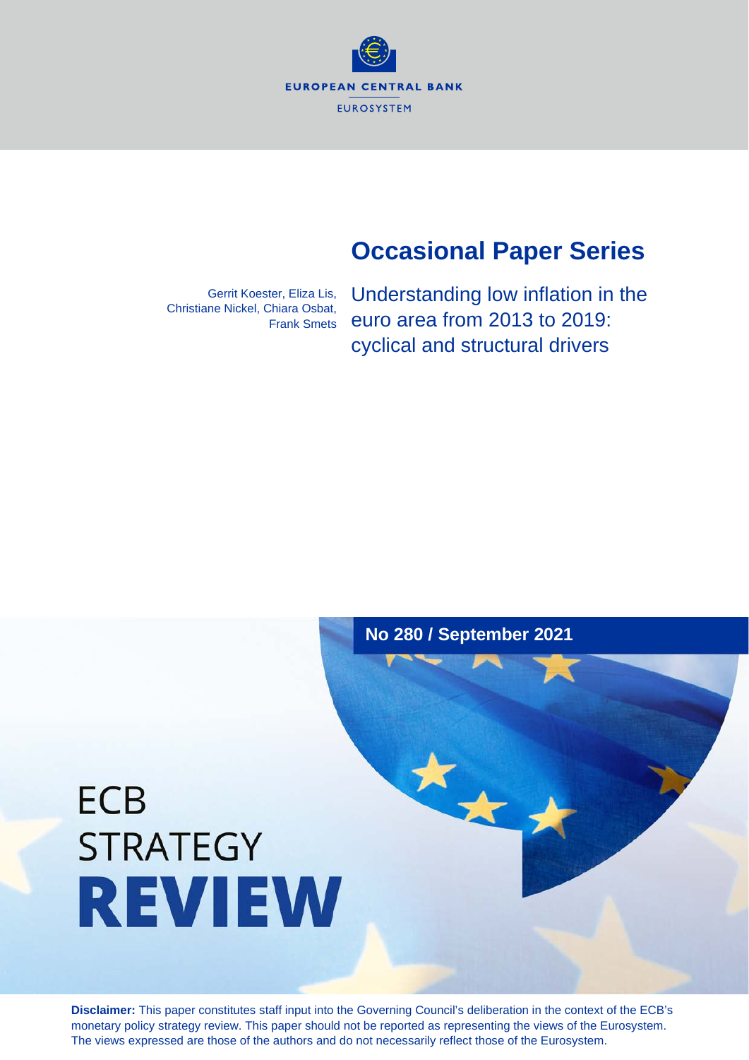EUROPEAN CENTRAL BANK

EUROSYSTEM

# Occasional Paper Series

Gerrit Koester, Eliza Lis, Christiane Nickel, Chiara Osbat, Frank Smets

## Understanding low inflation in the euro area from 2013 to 2019: cyclical and structural drivers

No 280 / September 2021

ECB STRATEGY **REVIEW**

**Disclaimer:** This paper constitutes staff input into the Governing Council's deliberation in the context of the ECB's monetary policy strategy review. This paper should not be reported as representing the views of the Eurosystem. The views expressed are those of the authors and do not necessarily reflect those of the Eurosystem.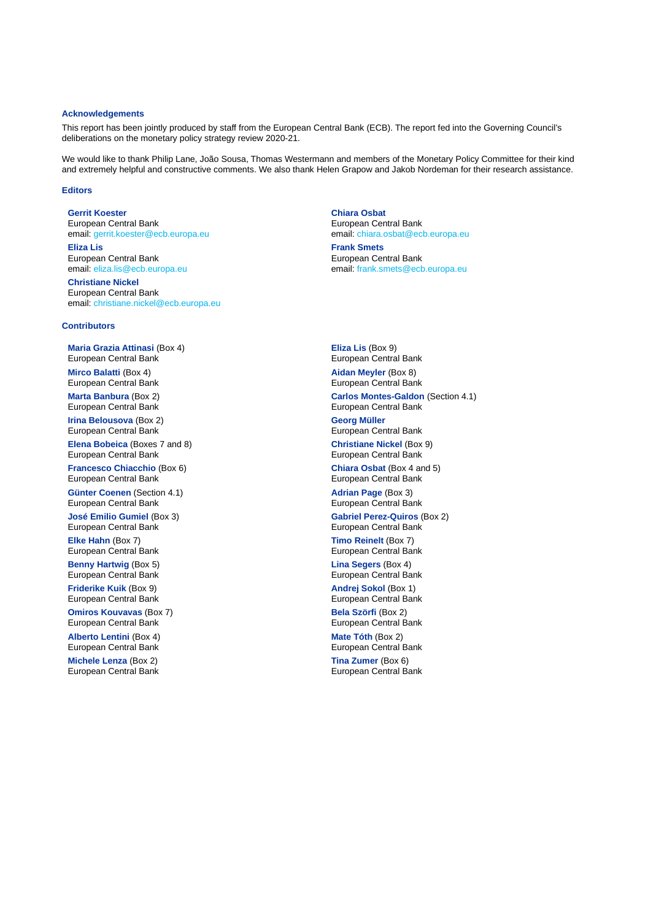## Acknowledgements

This report has been jointly produced by staff from the European Central Bank (ECB). The report fed into the Governing Council's deliberations on the monetary policy strategy review 2020-21.

We would like to thank Philip Lane, João Sousa, Thomas Westermann and members of the Monetary Policy Committee for their kind and extremely helpful and constructive comments. We also thank Helen Grapow and Jakob Nordeman for their research assistance.

## Editors

**Gerrit Koester**
European Central Bank
email: gerrit.koester@ecb.europa.eu

**Eliza Lis**
European Central Bank
email: eliza.lis@ecb.europa.eu

**Christiane Nickel**
European Central Bank
email: christiane.nickel@ecb.europa.eu

**Chiara Osbat**
European Central Bank
email: chiara.osbat@ecb.europa.eu

**Frank Smets**
European Central Bank
email: frank.smets@ecb.europa.eu

## Contributors

**Maria Grazia Attinasi** (Box 4)
European Central Bank

**Mirco Balatti** (Box 4)
European Central Bank

**Marta Banbura** (Box 2)
European Central Bank

**Irina Belousova** (Box 2)
European Central Bank

**Elena Bobeica** (Boxes 7 and 8)
European Central Bank

**Francesco Chiacchio** (Box 6)
European Central Bank

**Günter Coenen** (Section 4.1)
European Central Bank

**José Emilio Gumiel** (Box 3)
European Central Bank

**Elke Hahn** (Box 7)
European Central Bank

**Benny Hartwig** (Box 5)
European Central Bank

**Friderike Kuik** (Box 9)
European Central Bank

**Omiros Kouvavas** (Box 7)
European Central Bank

**Alberto Lentini** (Box 4)
European Central Bank

**Michele Lenza** (Box 2)
European Central Bank

**Eliza Lis** (Box 9)
European Central Bank

**Aidan Meyler** (Box 8)
European Central Bank

**Carlos Montes-Galdon** (Section 4.1)
European Central Bank

**Georg Müller**
European Central Bank

**Christiane Nickel** (Box 9)
European Central Bank

**Chiara Osbat** (Box 4 and 5)
European Central Bank

**Adrian Page** (Box 3)
European Central Bank

**Gabriel Perez-Quiros** (Box 2)
European Central Bank

**Timo Reinelt** (Box 7)
European Central Bank

**Lina Segers** (Box 4)
European Central Bank

**Andrej Sokol** (Box 1)
European Central Bank

**Bela Szörfi** (Box 2)
European Central Bank

**Mate Tóth** (Box 2)
European Central Bank

**Tina Zumer** (Box 6)
European Central Bank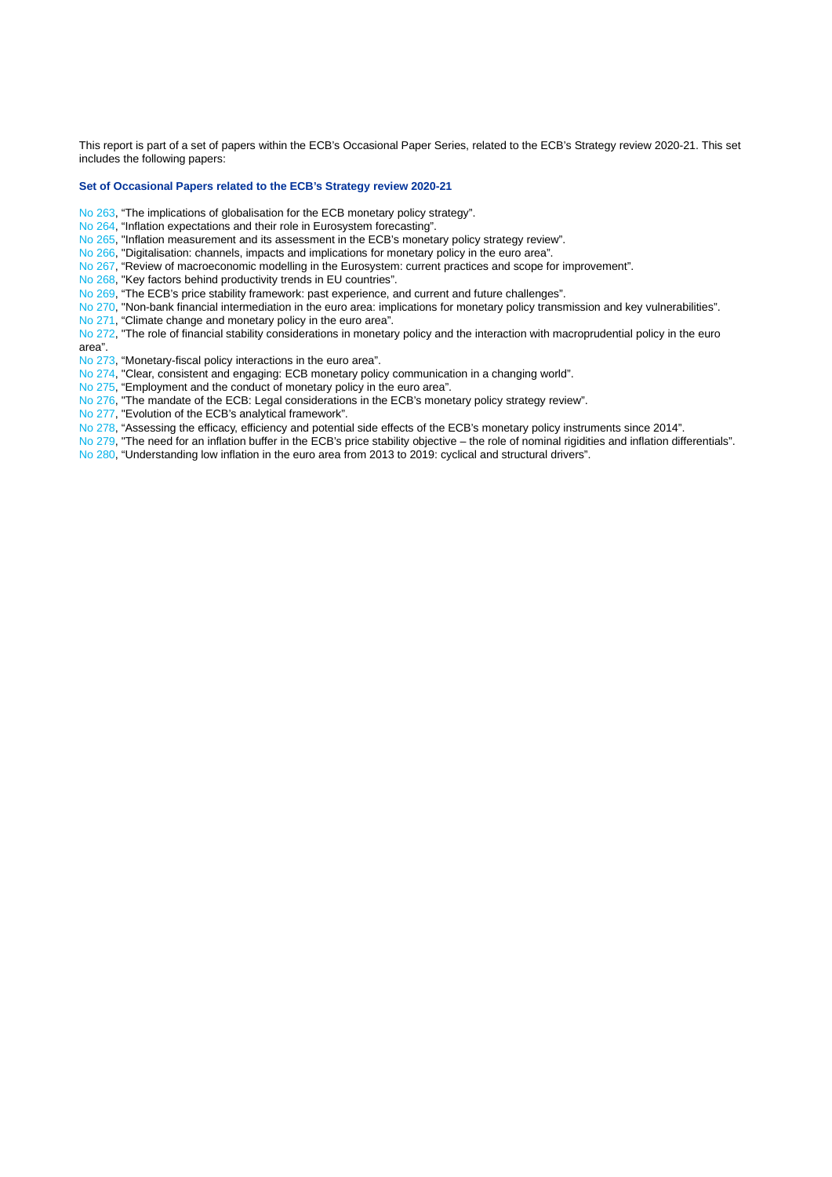This report is part of a set of papers within the ECB's Occasional Paper Series, related to the ECB's Strategy review 2020-21. This set includes the following papers:

**Set of Occasional Papers related to the ECB's Strategy review 2020-21**

No 263, "The implications of globalisation for the ECB monetary policy strategy".
No 264, "Inflation expectations and their role in Eurosystem forecasting".
No 265, "Inflation measurement and its assessment in the ECB's monetary policy strategy review".
No 266, "Digitalisation: channels, impacts and implications for monetary policy in the euro area".
No 267, "Review of macroeconomic modelling in the Eurosystem: current practices and scope for improvement".
No 268, "Key factors behind productivity trends in EU countries".
No 269, "The ECB's price stability framework: past experience, and current and future challenges".
No 270, "Non-bank financial intermediation in the euro area: implications for monetary policy transmission and key vulnerabilities".
No 271, "Climate change and monetary policy in the euro area".
No 272, "The role of financial stability considerations in monetary policy and the interaction with macroprudential policy in the euro area".
No 273, "Monetary-fiscal policy interactions in the euro area".
No 274, "Clear, consistent and engaging: ECB monetary policy communication in a changing world".
No 275, "Employment and the conduct of monetary policy in the euro area".
No 276, "The mandate of the ECB: Legal considerations in the ECB's monetary policy strategy review".
No 277, "Evolution of the ECB's analytical framework".
No 278, "Assessing the efficacy, efficiency and potential side effects of the ECB's monetary policy instruments since 2014".
No 279, "The need for an inflation buffer in the ECB's price stability objective – the role of nominal rigidities and inflation differentials".
No 280, "Understanding low inflation in the euro area from 2013 to 2019: cyclical and structural drivers".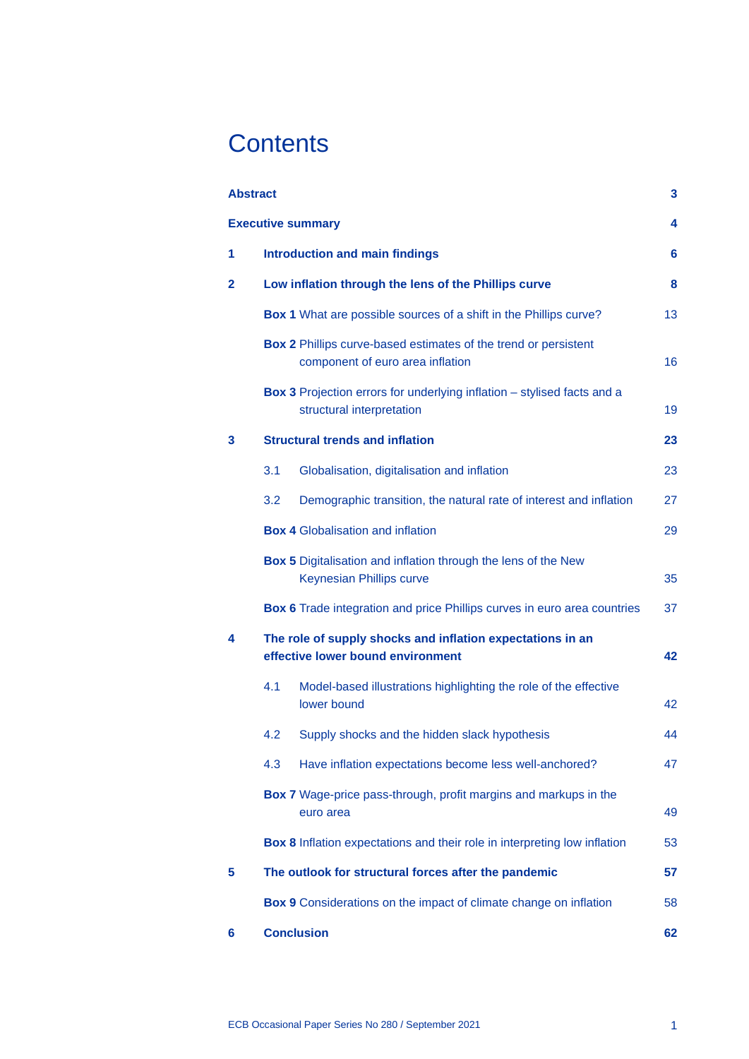# Contents

**Abstract** 3

**Executive summary** 4

**1 Introduction and main findings** 6

**2 Low inflation through the lens of the Phillips curve** 8

**Box 1** What are possible sources of a shift in the Phillips curve? 13

**Box 2** Phillips curve-based estimates of the trend or persistent component of euro area inflation 16

**Box 3** Projection errors for underlying inflation – stylised facts and a structural interpretation 19

**3 Structural trends and inflation** 23

3.1 Globalisation, digitalisation and inflation 23

3.2 Demographic transition, the natural rate of interest and inflation 27

**Box 4** Globalisation and inflation 29

**Box 5** Digitalisation and inflation through the lens of the New Keynesian Phillips curve 35

**Box 6** Trade integration and price Phillips curves in euro area countries 37

**4 The role of supply shocks and inflation expectations in an effective lower bound environment** 42

4.1 Model-based illustrations highlighting the role of the effective lower bound 42

4.2 Supply shocks and the hidden slack hypothesis 44

4.3 Have inflation expectations become less well-anchored? 47

**Box 7** Wage-price pass-through, profit margins and markups in the euro area 49

**Box 8** Inflation expectations and their role in interpreting low inflation 53

**5 The outlook for structural forces after the pandemic** 57

**Box 9** Considerations on the impact of climate change on inflation 58

**6 Conclusion** 62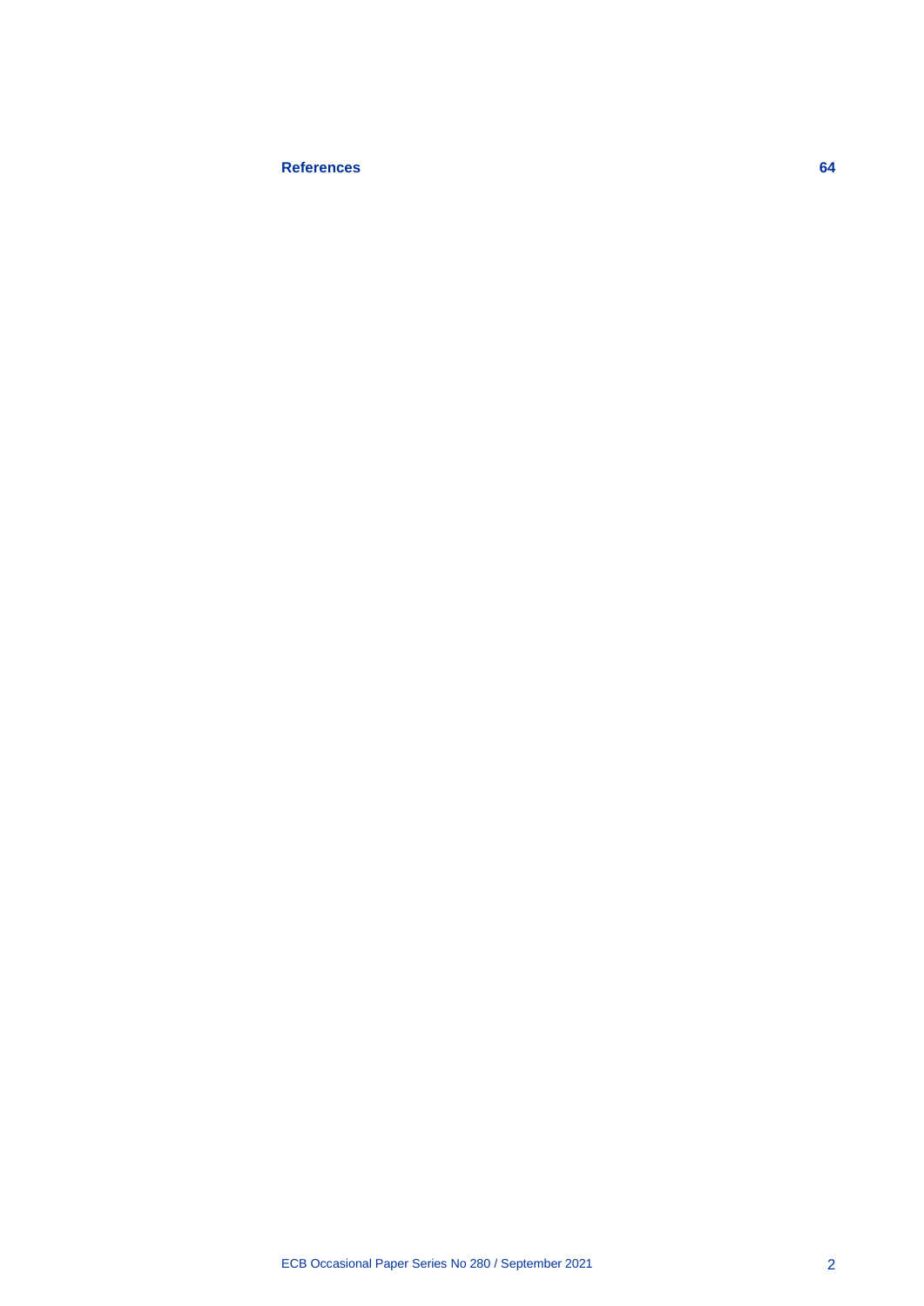**References** **64**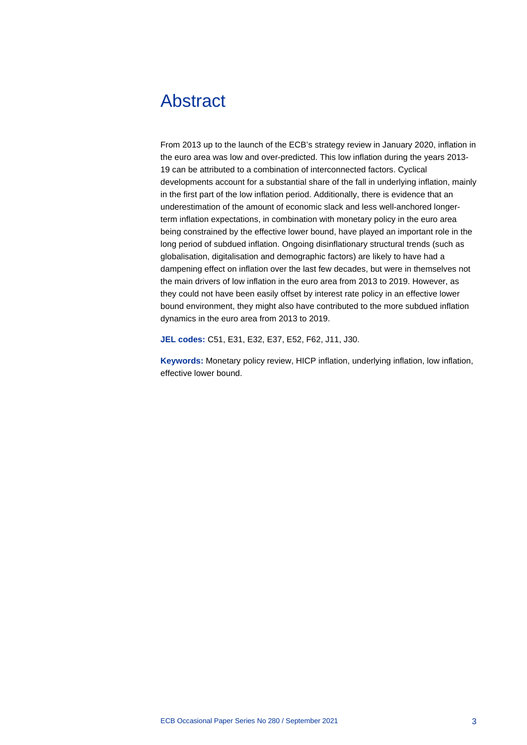# Abstract

From 2013 up to the launch of the ECB's strategy review in January 2020, inflation in the euro area was low and over-predicted. This low inflation during the years 2013-19 can be attributed to a combination of interconnected factors. Cyclical developments account for a substantial share of the fall in underlying inflation, mainly in the first part of the low inflation period. Additionally, there is evidence that an underestimation of the amount of economic slack and less well-anchored longer-term inflation expectations, in combination with monetary policy in the euro area being constrained by the effective lower bound, have played an important role in the long period of subdued inflation. Ongoing disinflationary structural trends (such as globalisation, digitalisation and demographic factors) are likely to have had a dampening effect on inflation over the last few decades, but were in themselves not the main drivers of low inflation in the euro area from 2013 to 2019. However, as they could not have been easily offset by interest rate policy in an effective lower bound environment, they might also have contributed to the more subdued inflation dynamics in the euro area from 2013 to 2019.

**JEL codes:** C51, E31, E32, E37, E52, F62, J11, J30.

**Keywords:** Monetary policy review, HICP inflation, underlying inflation, low inflation, effective lower bound.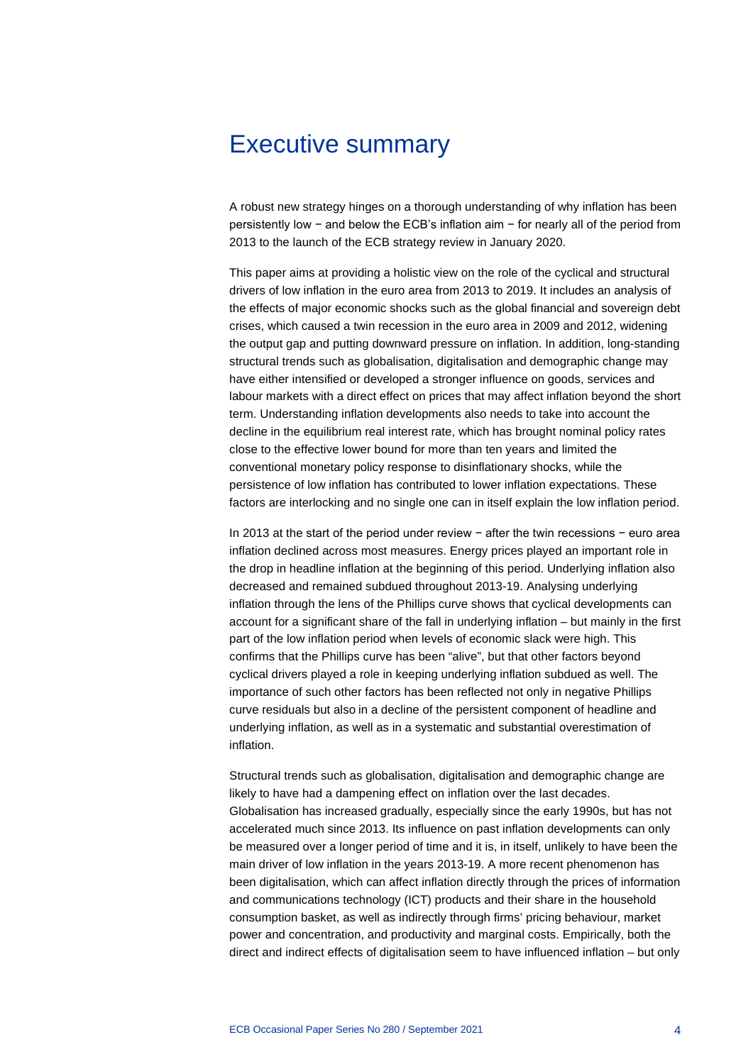# Executive summary

A robust new strategy hinges on a thorough understanding of why inflation has been persistently low − and below the ECB's inflation aim − for nearly all of the period from 2013 to the launch of the ECB strategy review in January 2020.

This paper aims at providing a holistic view on the role of the cyclical and structural drivers of low inflation in the euro area from 2013 to 2019. It includes an analysis of the effects of major economic shocks such as the global financial and sovereign debt crises, which caused a twin recession in the euro area in 2009 and 2012, widening the output gap and putting downward pressure on inflation. In addition, long-standing structural trends such as globalisation, digitalisation and demographic change may have either intensified or developed a stronger influence on goods, services and labour markets with a direct effect on prices that may affect inflation beyond the short term. Understanding inflation developments also needs to take into account the decline in the equilibrium real interest rate, which has brought nominal policy rates close to the effective lower bound for more than ten years and limited the conventional monetary policy response to disinflationary shocks, while the persistence of low inflation has contributed to lower inflation expectations. These factors are interlocking and no single one can in itself explain the low inflation period.

In 2013 at the start of the period under review − after the twin recessions − euro area inflation declined across most measures. Energy prices played an important role in the drop in headline inflation at the beginning of this period. Underlying inflation also decreased and remained subdued throughout 2013-19. Analysing underlying inflation through the lens of the Phillips curve shows that cyclical developments can account for a significant share of the fall in underlying inflation – but mainly in the first part of the low inflation period when levels of economic slack were high. This confirms that the Phillips curve has been "alive", but that other factors beyond cyclical drivers played a role in keeping underlying inflation subdued as well. The importance of such other factors has been reflected not only in negative Phillips curve residuals but also in a decline of the persistent component of headline and underlying inflation, as well as in a systematic and substantial overestimation of inflation.

Structural trends such as globalisation, digitalisation and demographic change are likely to have had a dampening effect on inflation over the last decades. Globalisation has increased gradually, especially since the early 1990s, but has not accelerated much since 2013. Its influence on past inflation developments can only be measured over a longer period of time and it is, in itself, unlikely to have been the main driver of low inflation in the years 2013-19. A more recent phenomenon has been digitalisation, which can affect inflation directly through the prices of information and communications technology (ICT) products and their share in the household consumption basket, as well as indirectly through firms' pricing behaviour, market power and concentration, and productivity and marginal costs. Empirically, both the direct and indirect effects of digitalisation seem to have influenced inflation – but only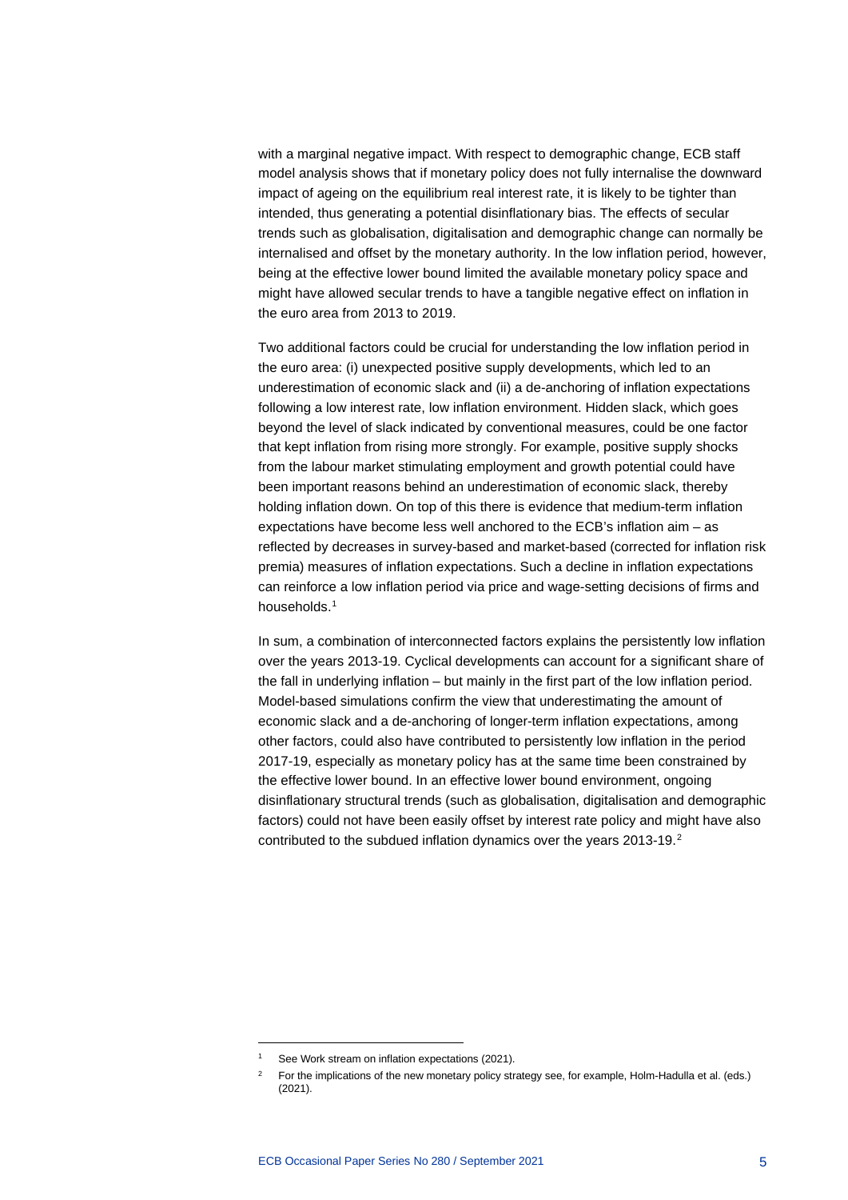with a marginal negative impact. With respect to demographic change, ECB staff model analysis shows that if monetary policy does not fully internalise the downward impact of ageing on the equilibrium real interest rate, it is likely to be tighter than intended, thus generating a potential disinflationary bias. The effects of secular trends such as globalisation, digitalisation and demographic change can normally be internalised and offset by the monetary authority. In the low inflation period, however, being at the effective lower bound limited the available monetary policy space and might have allowed secular trends to have a tangible negative effect on inflation in the euro area from 2013 to 2019.

Two additional factors could be crucial for understanding the low inflation period in the euro area: (i) unexpected positive supply developments, which led to an underestimation of economic slack and (ii) a de-anchoring of inflation expectations following a low interest rate, low inflation environment. Hidden slack, which goes beyond the level of slack indicated by conventional measures, could be one factor that kept inflation from rising more strongly. For example, positive supply shocks from the labour market stimulating employment and growth potential could have been important reasons behind an underestimation of economic slack, thereby holding inflation down. On top of this there is evidence that medium-term inflation expectations have become less well anchored to the ECB's inflation aim – as reflected by decreases in survey-based and market-based (corrected for inflation risk premia) measures of inflation expectations. Such a decline in inflation expectations can reinforce a low inflation period via price and wage-setting decisions of firms and households.[1]

In sum, a combination of interconnected factors explains the persistently low inflation over the years 2013-19. Cyclical developments can account for a significant share of the fall in underlying inflation – but mainly in the first part of the low inflation period. Model-based simulations confirm the view that underestimating the amount of economic slack and a de-anchoring of longer-term inflation expectations, among other factors, could also have contributed to persistently low inflation in the period 2017-19, especially as monetary policy has at the same time been constrained by the effective lower bound. In an effective lower bound environment, ongoing disinflationary structural trends (such as globalisation, digitalisation and demographic factors) could not have been easily offset by interest rate policy and might have also contributed to the subdued inflation dynamics over the years 2013-19.[2]

---

[1] See Work stream on inflation expectations (2021).

[2] For the implications of the new monetary policy strategy see, for example, Holm-Hadulla et al. (eds.) (2021).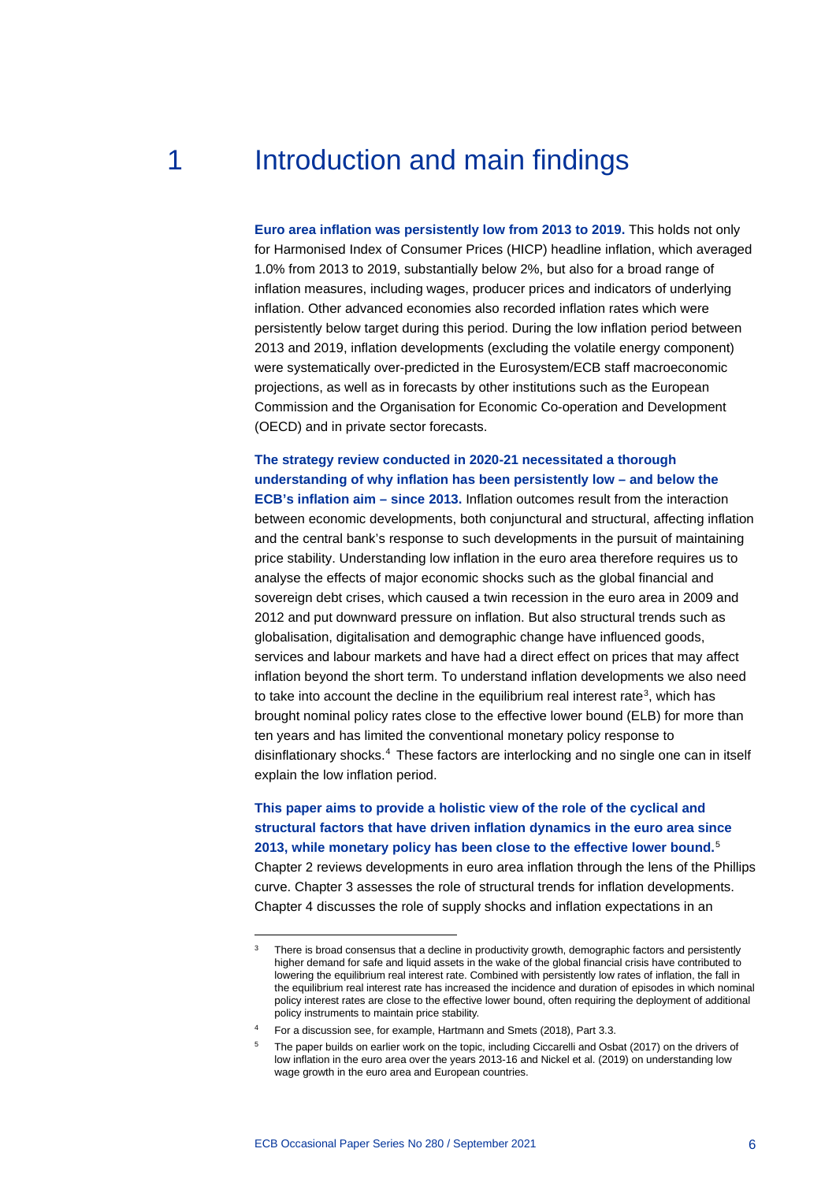# 1 Introduction and main findings

**Euro area inflation was persistently low from 2013 to 2019.** This holds not only for Harmonised Index of Consumer Prices (HICP) headline inflation, which averaged 1.0% from 2013 to 2019, substantially below 2%, but also for a broad range of inflation measures, including wages, producer prices and indicators of underlying inflation. Other advanced economies also recorded inflation rates which were persistently below target during this period. During the low inflation period between 2013 and 2019, inflation developments (excluding the volatile energy component) were systematically over-predicted in the Eurosystem/ECB staff macroeconomic projections, as well as in forecasts by other institutions such as the European Commission and the Organisation for Economic Co-operation and Development (OECD) and in private sector forecasts.

**The strategy review conducted in 2020-21 necessitated a thorough understanding of why inflation has been persistently low – and below the ECB's inflation aim – since 2013.** Inflation outcomes result from the interaction between economic developments, both conjunctural and structural, affecting inflation and the central bank's response to such developments in the pursuit of maintaining price stability. Understanding low inflation in the euro area therefore requires us to analyse the effects of major economic shocks such as the global financial and sovereign debt crises, which caused a twin recession in the euro area in 2009 and 2012 and put downward pressure on inflation. But also structural trends such as globalisation, digitalisation and demographic change have influenced goods, services and labour markets and have had a direct effect on prices that may affect inflation beyond the short term. To understand inflation developments we also need to take into account the decline in the equilibrium real interest rate[3], which has brought nominal policy rates close to the effective lower bound (ELB) for more than ten years and has limited the conventional monetary policy response to disinflationary shocks.[4] These factors are interlocking and no single one can in itself explain the low inflation period.

**This paper aims to provide a holistic view of the role of the cyclical and structural factors that have driven inflation dynamics in the euro area since 2013, while monetary policy has been close to the effective lower bound.**[5] Chapter 2 reviews developments in euro area inflation through the lens of the Phillips curve. Chapter 3 assesses the role of structural trends for inflation developments. Chapter 4 discusses the role of supply shocks and inflation expectations in an

---

[3] There is broad consensus that a decline in productivity growth, demographic factors and persistently higher demand for safe and liquid assets in the wake of the global financial crisis have contributed to lowering the equilibrium real interest rate. Combined with persistently low rates of inflation, the fall in the equilibrium real interest rate has increased the incidence and duration of episodes in which nominal policy interest rates are close to the effective lower bound, often requiring the deployment of additional policy instruments to maintain price stability.

[4] For a discussion see, for example, Hartmann and Smets (2018), Part 3.3.

[5] The paper builds on earlier work on the topic, including Ciccarelli and Osbat (2017) on the drivers of low inflation in the euro area over the years 2013-16 and Nickel et al. (2019) on understanding low wage growth in the euro area and European countries.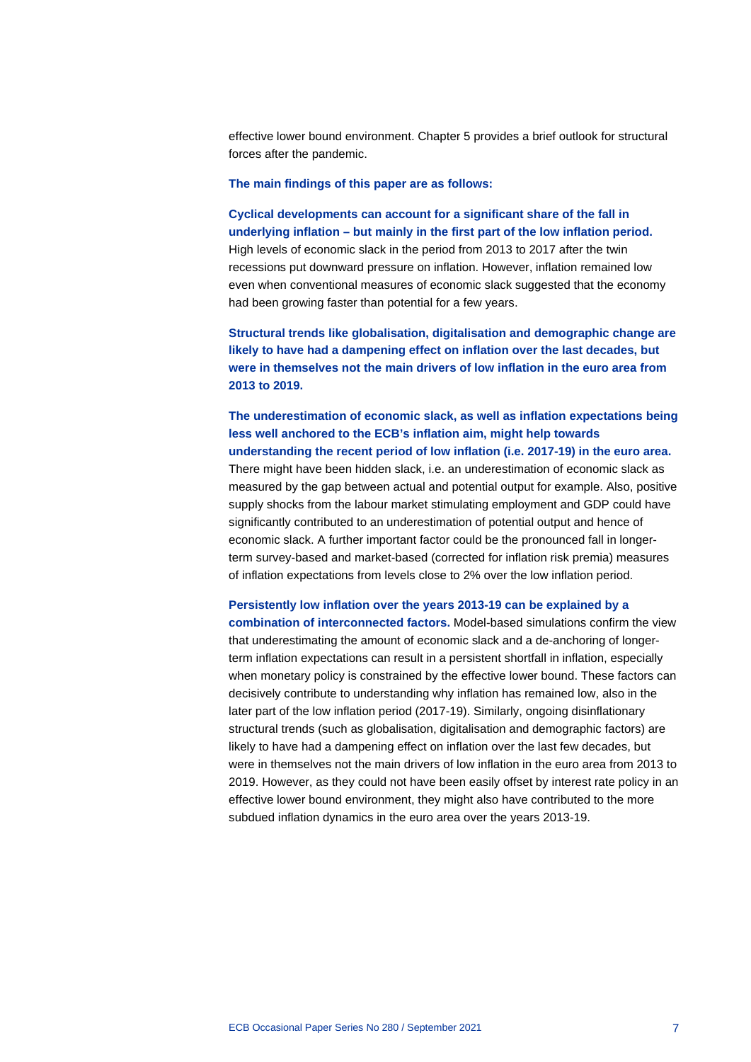effective lower bound environment. Chapter 5 provides a brief outlook for structural forces after the pandemic.

**The main findings of this paper are as follows:**

**Cyclical developments can account for a significant share of the fall in underlying inflation – but mainly in the first part of the low inflation period.** High levels of economic slack in the period from 2013 to 2017 after the twin recessions put downward pressure on inflation. However, inflation remained low even when conventional measures of economic slack suggested that the economy had been growing faster than potential for a few years.

**Structural trends like globalisation, digitalisation and demographic change are likely to have had a dampening effect on inflation over the last decades, but were in themselves not the main drivers of low inflation in the euro area from 2013 to 2019.**

**The underestimation of economic slack, as well as inflation expectations being less well anchored to the ECB's inflation aim, might help towards understanding the recent period of low inflation (i.e. 2017-19) in the euro area.** There might have been hidden slack, i.e. an underestimation of economic slack as measured by the gap between actual and potential output for example. Also, positive supply shocks from the labour market stimulating employment and GDP could have significantly contributed to an underestimation of potential output and hence of economic slack. A further important factor could be the pronounced fall in longer-term survey-based and market-based (corrected for inflation risk premia) measures of inflation expectations from levels close to 2% over the low inflation period.

**Persistently low inflation over the years 2013-19 can be explained by a combination of interconnected factors.** Model-based simulations confirm the view that underestimating the amount of economic slack and a de-anchoring of longer-term inflation expectations can result in a persistent shortfall in inflation, especially when monetary policy is constrained by the effective lower bound. These factors can decisively contribute to understanding why inflation has remained low, also in the later part of the low inflation period (2017-19). Similarly, ongoing disinflationary structural trends (such as globalisation, digitalisation and demographic factors) are likely to have had a dampening effect on inflation over the last few decades, but were in themselves not the main drivers of low inflation in the euro area from 2013 to 2019. However, as they could not have been easily offset by interest rate policy in an effective lower bound environment, they might also have contributed to the more subdued inflation dynamics in the euro area over the years 2013-19.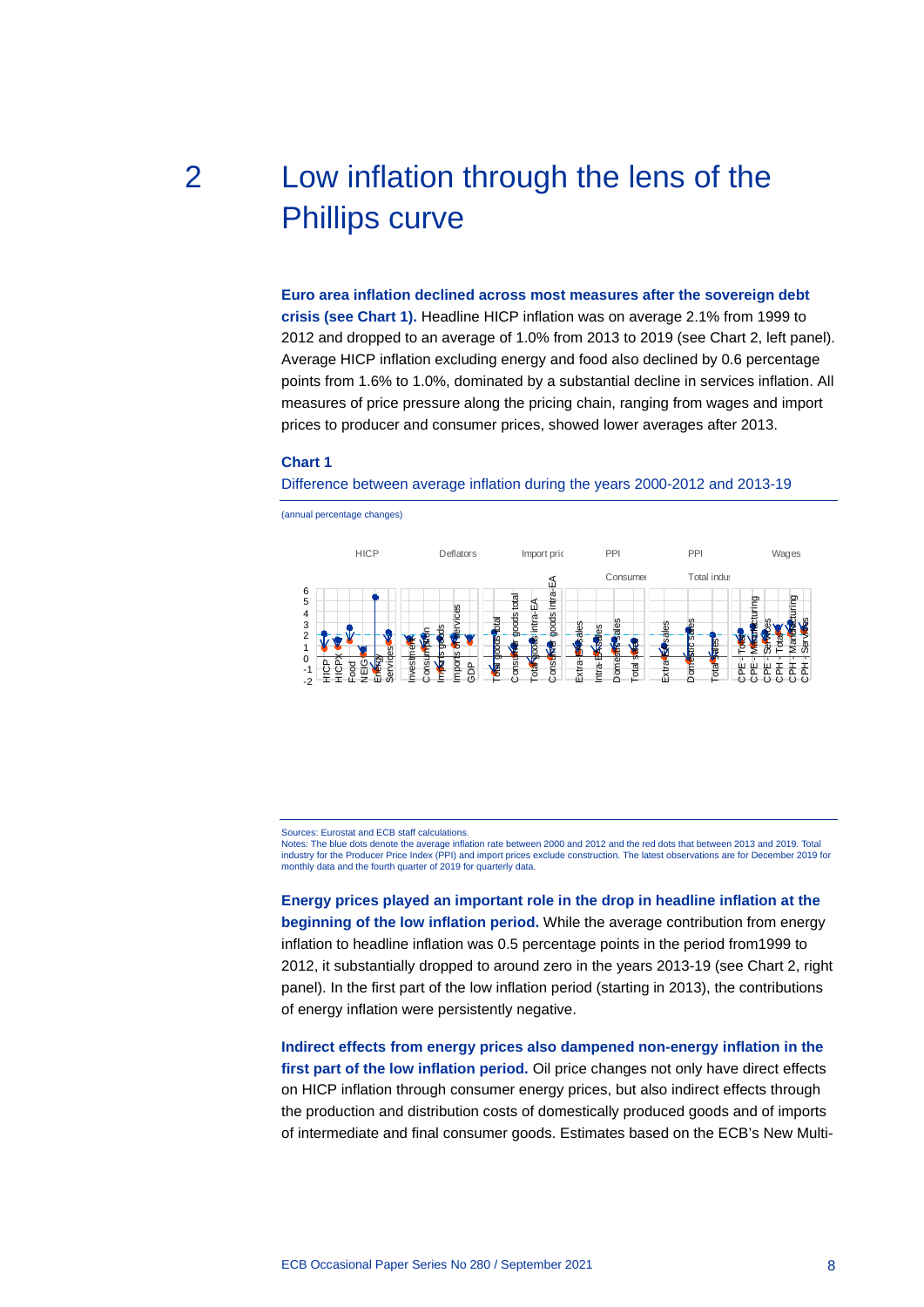# 2 Low inflation through the lens of the Phillips curve

**Euro area inflation declined across most measures after the sovereign debt crisis (see Chart 1).** Headline HICP inflation was on average 2.1% from 1999 to 2012 and dropped to an average of 1.0% from 2013 to 2019 (see Chart 2, left panel). Average HICP inflation excluding energy and food also declined by 0.6 percentage points from 1.6% to 1.0%, dominated by a substantial decline in services inflation. All measures of price pressure along the pricing chain, ranging from wages and import prices to producer and consumer prices, showed lower averages after 2013.

**Chart 1**

Difference between average inflation during the years 2000-2012 and 2013-19

(annual percentage changes)

Sources: Eurostat and ECB staff calculations.
Notes: The blue dots denote the average inflation rate between 2000 and 2012 and the red dots that between 2013 and 2019. Total industry for the Producer Price Index (PPI) and import prices exclude construction. The latest observations are for December 2019 for monthly data and the fourth quarter of 2019 for quarterly data.

**Energy prices played an important role in the drop in headline inflation at the beginning of the low inflation period.** While the average contribution from energy inflation to headline inflation was 0.5 percentage points in the period from1999 to 2012, it substantially dropped to around zero in the years 2013-19 (see Chart 2, right panel). In the first part of the low inflation period (starting in 2013), the contributions of energy inflation were persistently negative.

**Indirect effects from energy prices also dampened non-energy inflation in the first part of the low inflation period.** Oil price changes not only have direct effects on HICP inflation through consumer energy prices, but also indirect effects through the production and distribution costs of domestically produced goods and of imports of intermediate and final consumer goods. Estimates based on the ECB's New Multi-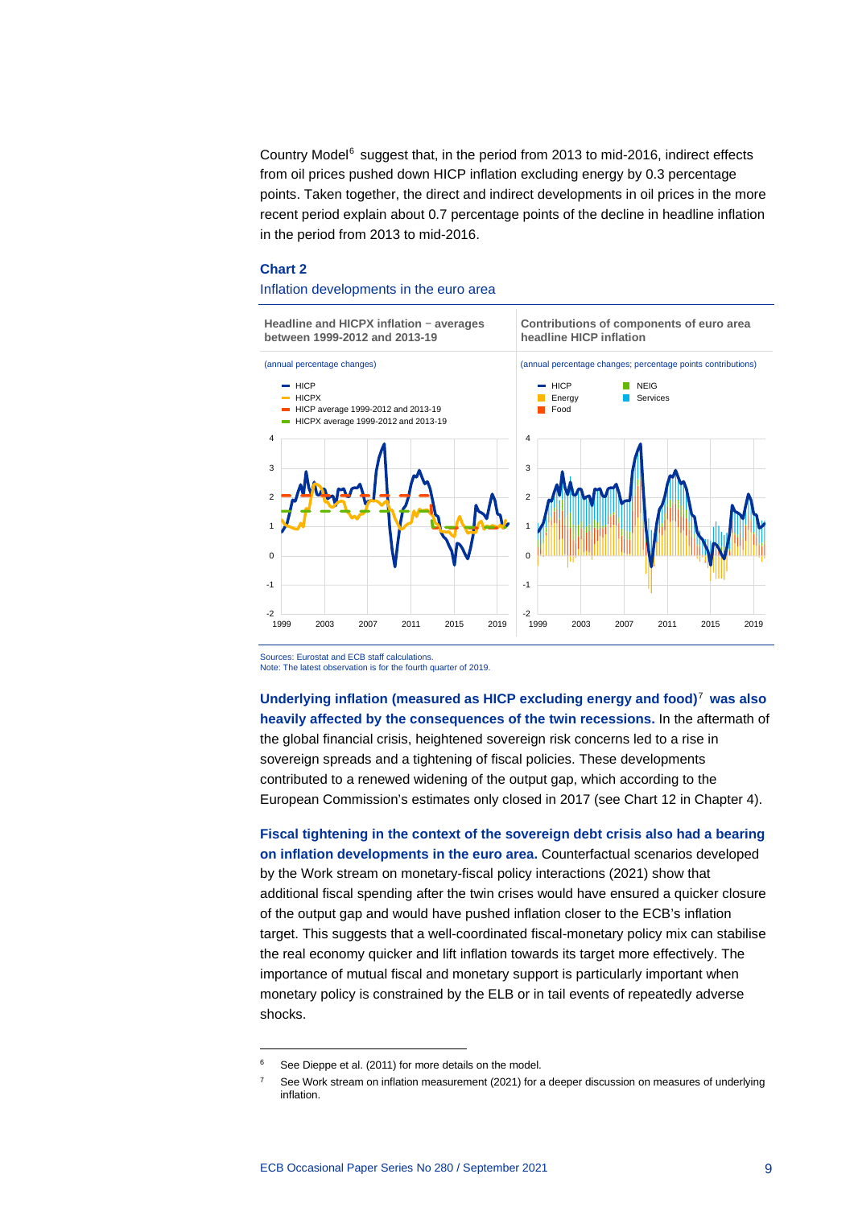Country Model[6] suggest that, in the period from 2013 to mid-2016, indirect effects from oil prices pushed down HICP inflation excluding energy by 0.3 percentage points. Taken together, the direct and indirect developments in oil prices in the more recent period explain about 0.7 percentage points of the decline in headline inflation in the period from 2013 to mid-2016.

**Chart 2**

Inflation developments in the euro area

**Headline and HICPX inflation − averages between 1999-2012 and 2013-19**

(annual percentage changes)

**Contributions of components of euro area headline HICP inflation**

(annual percentage changes; percentage points contributions)

Sources: Eurostat and ECB staff calculations.
Note: The latest observation is for the fourth quarter of 2019.

**Underlying inflation (measured as HICP excluding energy and food)[7] was also heavily affected by the consequences of the twin recessions.** In the aftermath of the global financial crisis, heightened sovereign risk concerns led to a rise in sovereign spreads and a tightening of fiscal policies. These developments contributed to a renewed widening of the output gap, which according to the European Commission's estimates only closed in 2017 (see Chart 12 in Chapter 4).

**Fiscal tightening in the context of the sovereign debt crisis also had a bearing on inflation developments in the euro area.** Counterfactual scenarios developed by the Work stream on monetary-fiscal policy interactions (2021) show that additional fiscal spending after the twin crises would have ensured a quicker closure of the output gap and would have pushed inflation closer to the ECB's inflation target. This suggests that a well-coordinated fiscal-monetary policy mix can stabilise the real economy quicker and lift inflation towards its target more effectively. The importance of mutual fiscal and monetary support is particularly important when monetary policy is constrained by the ELB or in tail events of repeatedly adverse shocks.

[6] See Dieppe et al. (2011) for more details on the model.

[7] See Work stream on inflation measurement (2021) for a deeper discussion on measures of underlying inflation.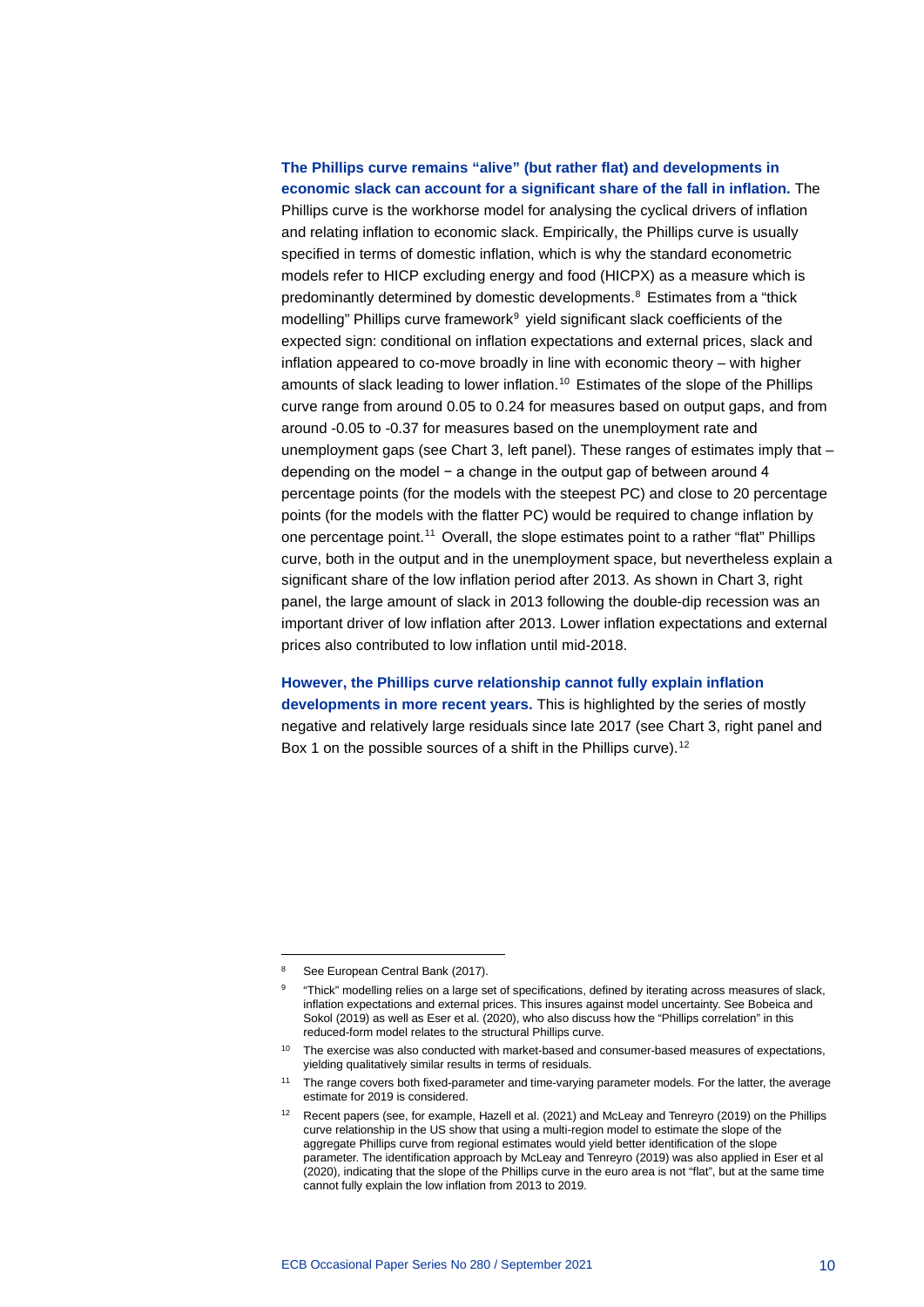**The Phillips curve remains "alive" (but rather flat) and developments in economic slack can account for a significant share of the fall in inflation.** The Phillips curve is the workhorse model for analysing the cyclical drivers of inflation and relating inflation to economic slack. Empirically, the Phillips curve is usually specified in terms of domestic inflation, which is why the standard econometric models refer to HICP excluding energy and food (HICPX) as a measure which is predominantly determined by domestic developments.[8] Estimates from a "thick modelling" Phillips curve framework[9] yield significant slack coefficients of the expected sign: conditional on inflation expectations and external prices, slack and inflation appeared to co-move broadly in line with economic theory – with higher amounts of slack leading to lower inflation.[10] Estimates of the slope of the Phillips curve range from around 0.05 to 0.24 for measures based on output gaps, and from around -0.05 to -0.37 for measures based on the unemployment rate and unemployment gaps (see Chart 3, left panel). These ranges of estimates imply that – depending on the model − a change in the output gap of between around 4 percentage points (for the models with the steepest PC) and close to 20 percentage points (for the models with the flatter PC) would be required to change inflation by one percentage point.[11] Overall, the slope estimates point to a rather "flat" Phillips curve, both in the output and in the unemployment space, but nevertheless explain a significant share of the low inflation period after 2013. As shown in Chart 3, right panel, the large amount of slack in 2013 following the double-dip recession was an important driver of low inflation after 2013. Lower inflation expectations and external prices also contributed to low inflation until mid-2018.

**However, the Phillips curve relationship cannot fully explain inflation developments in more recent years.** This is highlighted by the series of mostly negative and relatively large residuals since late 2017 (see Chart 3, right panel and Box 1 on the possible sources of a shift in the Phillips curve).[12]

---

[8] See European Central Bank (2017).

[9] "Thick" modelling relies on a large set of specifications, defined by iterating across measures of slack, inflation expectations and external prices. This insures against model uncertainty. See Bobeica and Sokol (2019) as well as Eser et al. (2020), who also discuss how the "Phillips correlation" in this reduced-form model relates to the structural Phillips curve.

[10] The exercise was also conducted with market-based and consumer-based measures of expectations, yielding qualitatively similar results in terms of residuals.

[11] The range covers both fixed-parameter and time-varying parameter models. For the latter, the average estimate for 2019 is considered.

[12] Recent papers (see, for example, Hazell et al. (2021) and McLeay and Tenreyro (2019) on the Phillips curve relationship in the US show that using a multi-region model to estimate the slope of the aggregate Phillips curve from regional estimates would yield better identification of the slope parameter. The identification approach by McLeay and Tenreyro (2019) was also applied in Eser et al (2020), indicating that the slope of the Phillips curve in the euro area is not "flat", but at the same time cannot fully explain the low inflation from 2013 to 2019.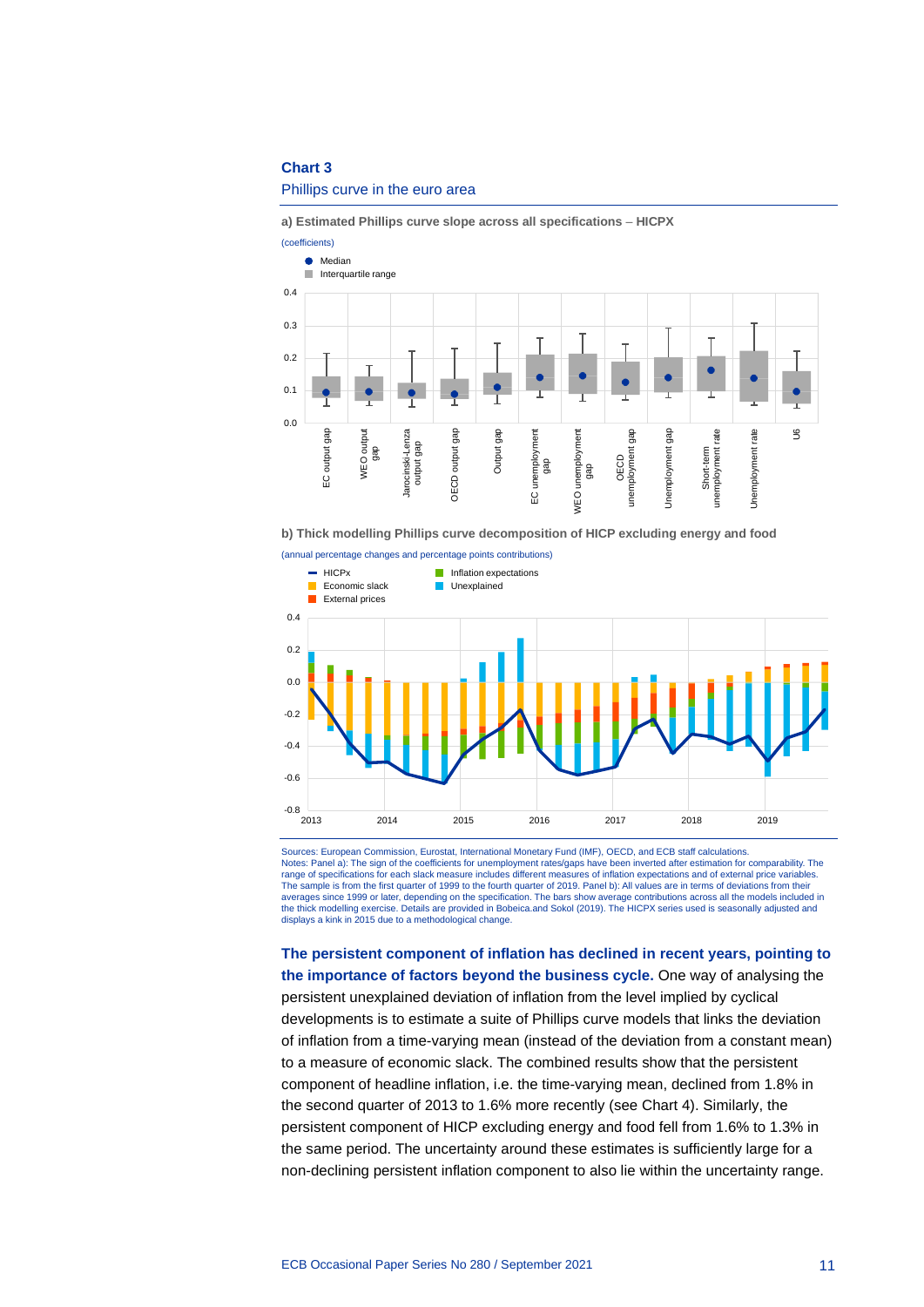**Chart 3**

Phillips curve in the euro area

**a) Estimated Phillips curve slope across all specifications – HICPX**

(coefficients)

**b) Thick modelling Phillips curve decomposition of HICP excluding energy and food**

(annual percentage changes and percentage points contributions)

Sources: European Commission, Eurostat, International Monetary Fund (IMF), OECD, and ECB staff calculations.
Notes: Panel a): The sign of the coefficients for unemployment rates/gaps have been inverted after estimation for comparability. The range of specifications for each slack measure includes different measures of inflation expectations and of external price variables. The sample is from the first quarter of 1999 to the fourth quarter of 2019. Panel b): All values are in terms of deviations from their averages since 1999 or later, depending on the specification. The bars show average contributions across all the models included in the thick modelling exercise. Details are provided in Bobeica.and Sokol (2019). The HICPX series used is seasonally adjusted and displays a kink in 2015 due to a methodological change.

**The persistent component of inflation has declined in recent years, pointing to the importance of factors beyond the business cycle.** One way of analysing the persistent unexplained deviation of inflation from the level implied by cyclical developments is to estimate a suite of Phillips curve models that links the deviation of inflation from a time-varying mean (instead of the deviation from a constant mean) to a measure of economic slack. The combined results show that the persistent component of headline inflation, i.e. the time-varying mean, declined from 1.8% in the second quarter of 2013 to 1.6% more recently (see Chart 4). Similarly, the persistent component of HICP excluding energy and food fell from 1.6% to 1.3% in the same period. The uncertainty around these estimates is sufficiently large for a non-declining persistent inflation component to also lie within the uncertainty range.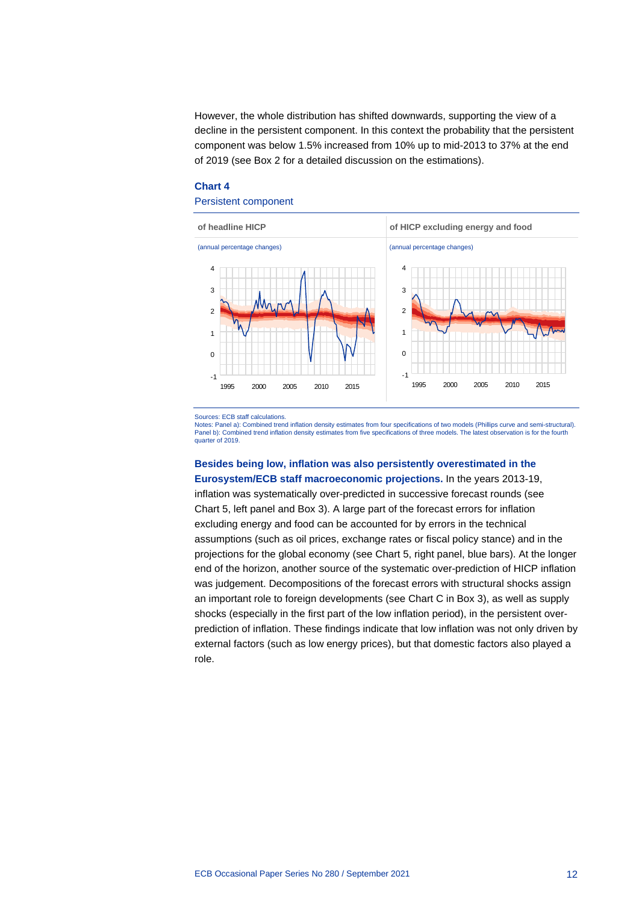However, the whole distribution has shifted downwards, supporting the view of a decline in the persistent component. In this context the probability that the persistent component was below 1.5% increased from 10% up to mid-2013 to 37% at the end of 2019 (see Box 2 for a detailed discussion on the estimations).

**Chart 4**

Persistent component

of headline HICP

(annual percentage changes)

of HICP excluding energy and food

(annual percentage changes)

Sources: ECB staff calculations.
Notes: Panel a): Combined trend inflation density estimates from four specifications of two models (Phillips curve and semi-structural). Panel b): Combined trend inflation density estimates from five specifications of three models. The latest observation is for the fourth quarter of 2019.

**Besides being low, inflation was also persistently overestimated in the Eurosystem/ECB staff macroeconomic projections.** In the years 2013-19, inflation was systematically over-predicted in successive forecast rounds (see Chart 5, left panel and Box 3). A large part of the forecast errors for inflation excluding energy and food can be accounted for by errors in the technical assumptions (such as oil prices, exchange rates or fiscal policy stance) and in the projections for the global economy (see Chart 5, right panel, blue bars). At the longer end of the horizon, another source of the systematic over-prediction of HICP inflation was judgement. Decompositions of the forecast errors with structural shocks assign an important role to foreign developments (see Chart C in Box 3), as well as supply shocks (especially in the first part of the low inflation period), in the persistent over-prediction of inflation. These findings indicate that low inflation was not only driven by external factors (such as low energy prices), but that domestic factors also played a role.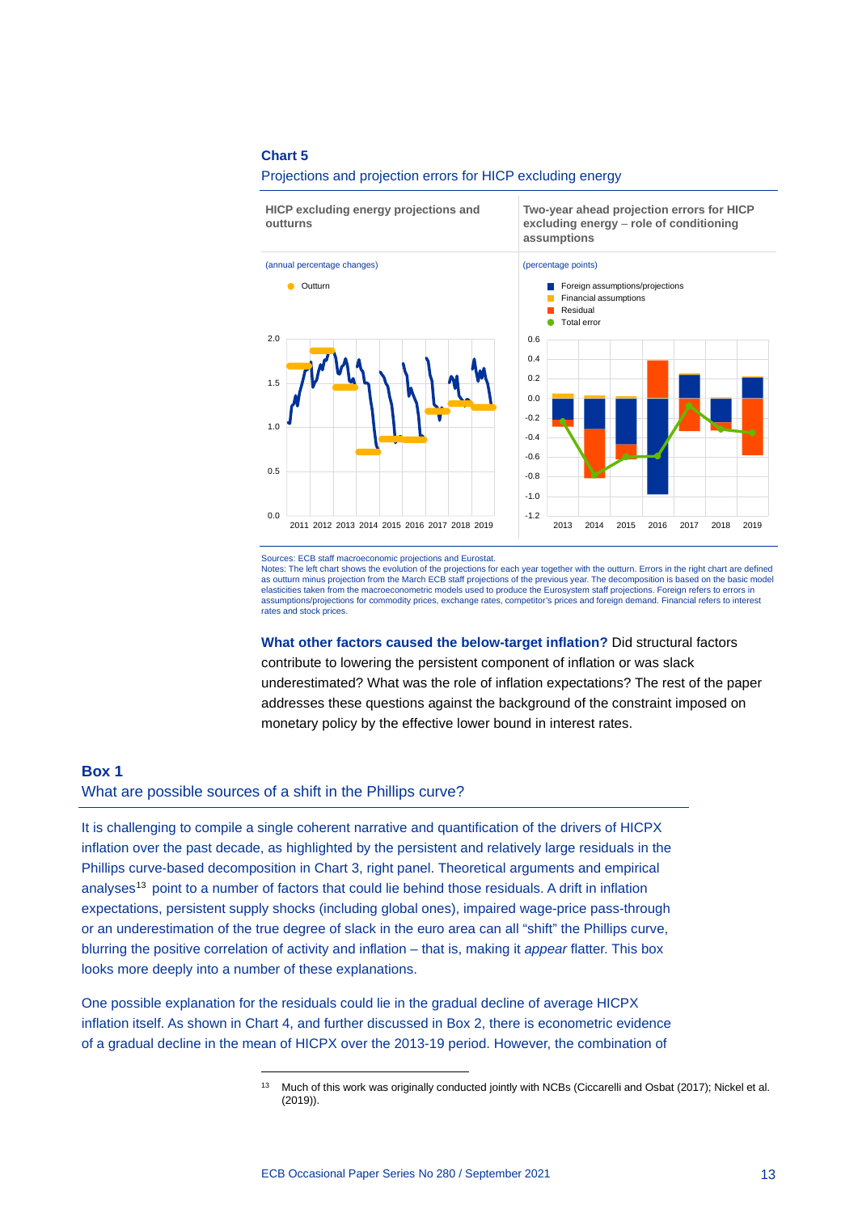**Chart 5**

Projections and projection errors for HICP excluding energy

HICP excluding energy projections and outturns

(annual percentage changes)

Two-year ahead projection errors for HICP excluding energy – role of conditioning assumptions

(percentage points)

Sources: ECB staff macroeconomic projections and Eurostat.
Notes: The left chart shows the evolution of the projections for each year together with the outturn. Errors in the right chart are defined as outturn minus projection from the March ECB staff projections of the previous year. The decomposition is based on the basic model elasticities taken from the macroeconometric models used to produce the Eurosystem staff projections. Foreign refers to errors in assumptions/projections for commodity prices, exchange rates, competitor's prices and foreign demand. Financial refers to interest rates and stock prices.

**What other factors caused the below-target inflation?** Did structural factors contribute to lowering the persistent component of inflation or was slack underestimated? What was the role of inflation expectations? The rest of the paper addresses these questions against the background of the constraint imposed on monetary policy by the effective lower bound in interest rates.

## Box 1

### What are possible sources of a shift in the Phillips curve?

It is challenging to compile a single coherent narrative and quantification of the drivers of HICPX inflation over the past decade, as highlighted by the persistent and relatively large residuals in the Phillips curve-based decomposition in Chart 3, right panel. Theoretical arguments and empirical analyses[13] point to a number of factors that could lie behind those residuals. A drift in inflation expectations, persistent supply shocks (including global ones), impaired wage-price pass-through or an underestimation of the true degree of slack in the euro area can all "shift" the Phillips curve, blurring the positive correlation of activity and inflation – that is, making it *appear* flatter. This box looks more deeply into a number of these explanations.

One possible explanation for the residuals could lie in the gradual decline of average HICPX inflation itself. As shown in Chart 4, and further discussed in Box 2, there is econometric evidence of a gradual decline in the mean of HICPX over the 2013-19 period. However, the combination of

[13] Much of this work was originally conducted jointly with NCBs (Ciccarelli and Osbat (2017); Nickel et al. (2019)).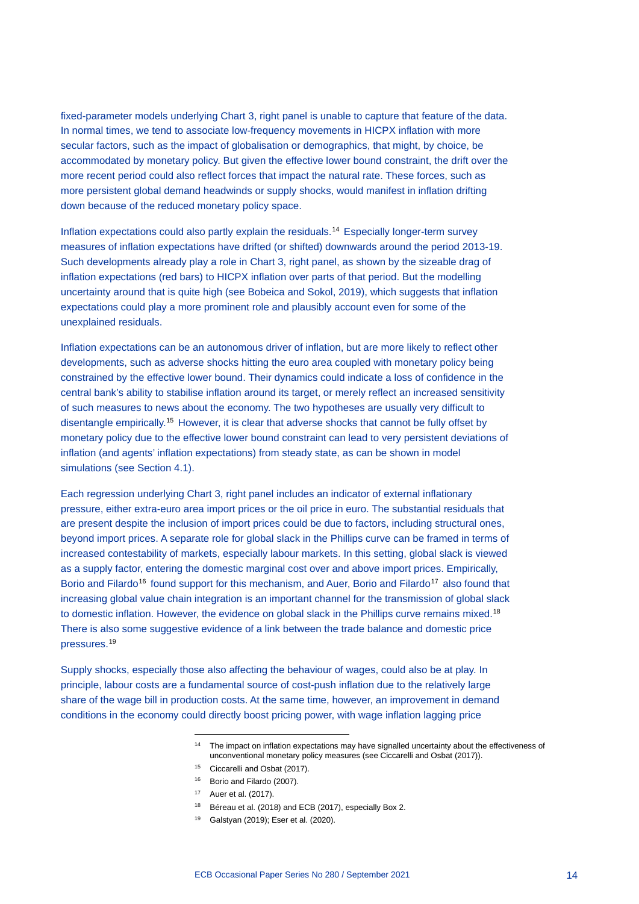fixed-parameter models underlying Chart 3, right panel is unable to capture that feature of the data. In normal times, we tend to associate low-frequency movements in HICPX inflation with more secular factors, such as the impact of globalisation or demographics, that might, by choice, be accommodated by monetary policy. But given the effective lower bound constraint, the drift over the more recent period could also reflect forces that impact the natural rate. These forces, such as more persistent global demand headwinds or supply shocks, would manifest in inflation drifting down because of the reduced monetary policy space.

Inflation expectations could also partly explain the residuals.[14] Especially longer-term survey measures of inflation expectations have drifted (or shifted) downwards around the period 2013-19. Such developments already play a role in Chart 3, right panel, as shown by the sizeable drag of inflation expectations (red bars) to HICPX inflation over parts of that period. But the modelling uncertainty around that is quite high (see Bobeica and Sokol, 2019), which suggests that inflation expectations could play a more prominent role and plausibly account even for some of the unexplained residuals.

Inflation expectations can be an autonomous driver of inflation, but are more likely to reflect other developments, such as adverse shocks hitting the euro area coupled with monetary policy being constrained by the effective lower bound. Their dynamics could indicate a loss of confidence in the central bank's ability to stabilise inflation around its target, or merely reflect an increased sensitivity of such measures to news about the economy. The two hypotheses are usually very difficult to disentangle empirically.[15] However, it is clear that adverse shocks that cannot be fully offset by monetary policy due to the effective lower bound constraint can lead to very persistent deviations of inflation (and agents' inflation expectations) from steady state, as can be shown in model simulations (see Section 4.1).

Each regression underlying Chart 3, right panel includes an indicator of external inflationary pressure, either extra-euro area import prices or the oil price in euro. The substantial residuals that are present despite the inclusion of import prices could be due to factors, including structural ones, beyond import prices. A separate role for global slack in the Phillips curve can be framed in terms of increased contestability of markets, especially labour markets. In this setting, global slack is viewed as a supply factor, entering the domestic marginal cost over and above import prices. Empirically, Borio and Filardo[16] found support for this mechanism, and Auer, Borio and Filardo[17] also found that increasing global value chain integration is an important channel for the transmission of global slack to domestic inflation. However, the evidence on global slack in the Phillips curve remains mixed.[18] There is also some suggestive evidence of a link between the trade balance and domestic price pressures.[19]

Supply shocks, especially those also affecting the behaviour of wages, could also be at play. In principle, labour costs are a fundamental source of cost-push inflation due to the relatively large share of the wage bill in production costs. At the same time, however, an improvement in demand conditions in the economy could directly boost pricing power, with wage inflation lagging price

---

[14] The impact on inflation expectations may have signalled uncertainty about the effectiveness of unconventional monetary policy measures (see Ciccarelli and Osbat (2017)).

[15] Ciccarelli and Osbat (2017).

[16] Borio and Filardo (2007).

[17] Auer et al. (2017).

[18] Béreau et al. (2018) and ECB (2017), especially Box 2.

[19] Galstyan (2019); Eser et al. (2020).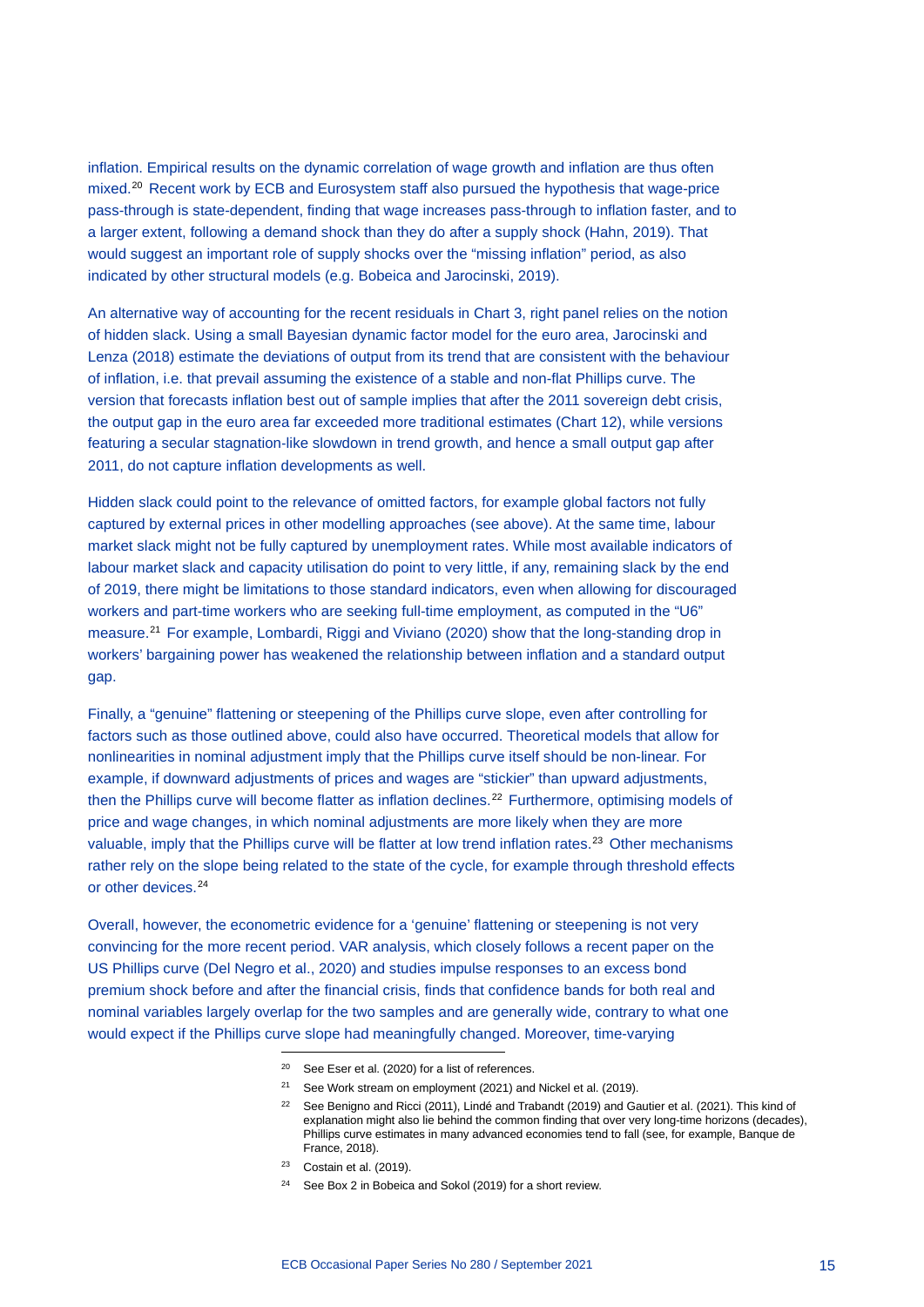inflation. Empirical results on the dynamic correlation of wage growth and inflation are thus often mixed.[20] Recent work by ECB and Eurosystem staff also pursued the hypothesis that wage-price pass-through is state-dependent, finding that wage increases pass-through to inflation faster, and to a larger extent, following a demand shock than they do after a supply shock (Hahn, 2019). That would suggest an important role of supply shocks over the "missing inflation" period, as also indicated by other structural models (e.g. Bobeica and Jarocinski, 2019).

An alternative way of accounting for the recent residuals in Chart 3, right panel relies on the notion of hidden slack. Using a small Bayesian dynamic factor model for the euro area, Jarocinski and Lenza (2018) estimate the deviations of output from its trend that are consistent with the behaviour of inflation, i.e. that prevail assuming the existence of a stable and non-flat Phillips curve. The version that forecasts inflation best out of sample implies that after the 2011 sovereign debt crisis, the output gap in the euro area far exceeded more traditional estimates (Chart 12), while versions featuring a secular stagnation-like slowdown in trend growth, and hence a small output gap after 2011, do not capture inflation developments as well.

Hidden slack could point to the relevance of omitted factors, for example global factors not fully captured by external prices in other modelling approaches (see above). At the same time, labour market slack might not be fully captured by unemployment rates. While most available indicators of labour market slack and capacity utilisation do point to very little, if any, remaining slack by the end of 2019, there might be limitations to those standard indicators, even when allowing for discouraged workers and part-time workers who are seeking full-time employment, as computed in the "U6" measure.[21] For example, Lombardi, Riggi and Viviano (2020) show that the long-standing drop in workers' bargaining power has weakened the relationship between inflation and a standard output gap.

Finally, a "genuine" flattening or steepening of the Phillips curve slope, even after controlling for factors such as those outlined above, could also have occurred. Theoretical models that allow for nonlinearities in nominal adjustment imply that the Phillips curve itself should be non-linear. For example, if downward adjustments of prices and wages are "stickier" than upward adjustments, then the Phillips curve will become flatter as inflation declines.[22] Furthermore, optimising models of price and wage changes, in which nominal adjustments are more likely when they are more valuable, imply that the Phillips curve will be flatter at low trend inflation rates.[23] Other mechanisms rather rely on the slope being related to the state of the cycle, for example through threshold effects or other devices.[24]

Overall, however, the econometric evidence for a 'genuine' flattening or steepening is not very convincing for the more recent period. VAR analysis, which closely follows a recent paper on the US Phillips curve (Del Negro et al., 2020) and studies impulse responses to an excess bond premium shock before and after the financial crisis, finds that confidence bands for both real and nominal variables largely overlap for the two samples and are generally wide, contrary to what one would expect if the Phillips curve slope had meaningfully changed. Moreover, time-varying

[20] See Eser et al. (2020) for a list of references.

[21] See Work stream on employment (2021) and Nickel et al. (2019).

[22] See Benigno and Ricci (2011), Lindé and Trabandt (2019) and Gautier et al. (2021). This kind of explanation might also lie behind the common finding that over very long-time horizons (decades), Phillips curve estimates in many advanced economies tend to fall (see, for example, Banque de France, 2018).

[23] Costain et al. (2019).

[24] See Box 2 in Bobeica and Sokol (2019) for a short review.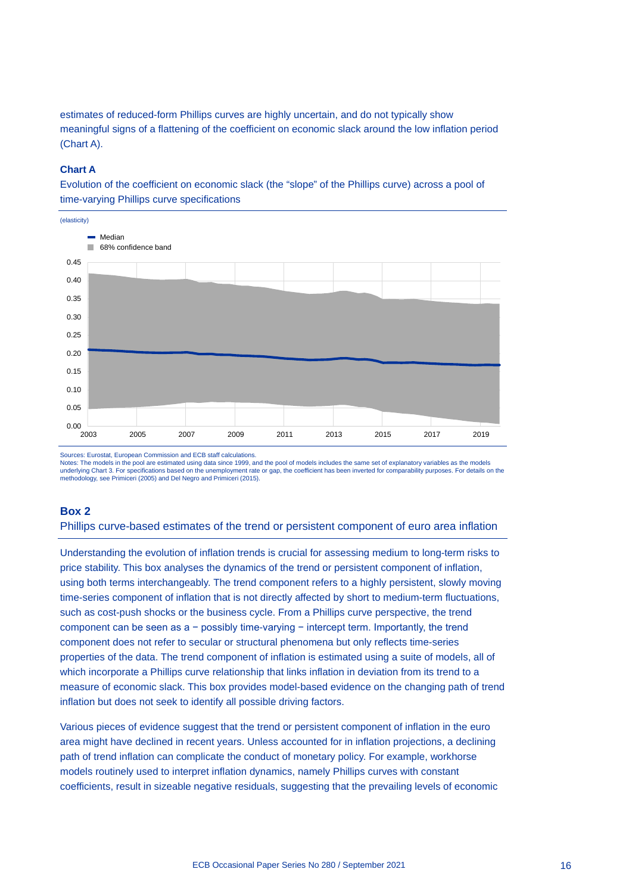estimates of reduced-form Phillips curves are highly uncertain, and do not typically show meaningful signs of a flattening of the coefficient on economic slack around the low inflation period (Chart A).

**Chart A**

Evolution of the coefficient on economic slack (the "slope" of the Phillips curve) across a pool of time-varying Phillips curve specifications

(elasticity)

Sources: Eurostat, European Commission and ECB staff calculations.
Notes: The models in the pool are estimated using data since 1999, and the pool of models includes the same set of explanatory variables as the models underlying Chart 3. For specifications based on the unemployment rate or gap, the coefficient has been inverted for comparability purposes. For details on the methodology, see Primiceri (2005) and Del Negro and Primiceri (2015).

## Box 2

### Phillips curve-based estimates of the trend or persistent component of euro area inflation

Understanding the evolution of inflation trends is crucial for assessing medium to long-term risks to price stability. This box analyses the dynamics of the trend or persistent component of inflation, using both terms interchangeably. The trend component refers to a highly persistent, slowly moving time-series component of inflation that is not directly affected by short to medium-term fluctuations, such as cost-push shocks or the business cycle. From a Phillips curve perspective, the trend component can be seen as a − possibly time-varying − intercept term. Importantly, the trend component does not refer to secular or structural phenomena but only reflects time-series properties of the data. The trend component of inflation is estimated using a suite of models, all of which incorporate a Phillips curve relationship that links inflation in deviation from its trend to a measure of economic slack. This box provides model-based evidence on the changing path of trend inflation but does not seek to identify all possible driving factors.

Various pieces of evidence suggest that the trend or persistent component of inflation in the euro area might have declined in recent years. Unless accounted for in inflation projections, a declining path of trend inflation can complicate the conduct of monetary policy. For example, workhorse models routinely used to interpret inflation dynamics, namely Phillips curves with constant coefficients, result in sizeable negative residuals, suggesting that the prevailing levels of economic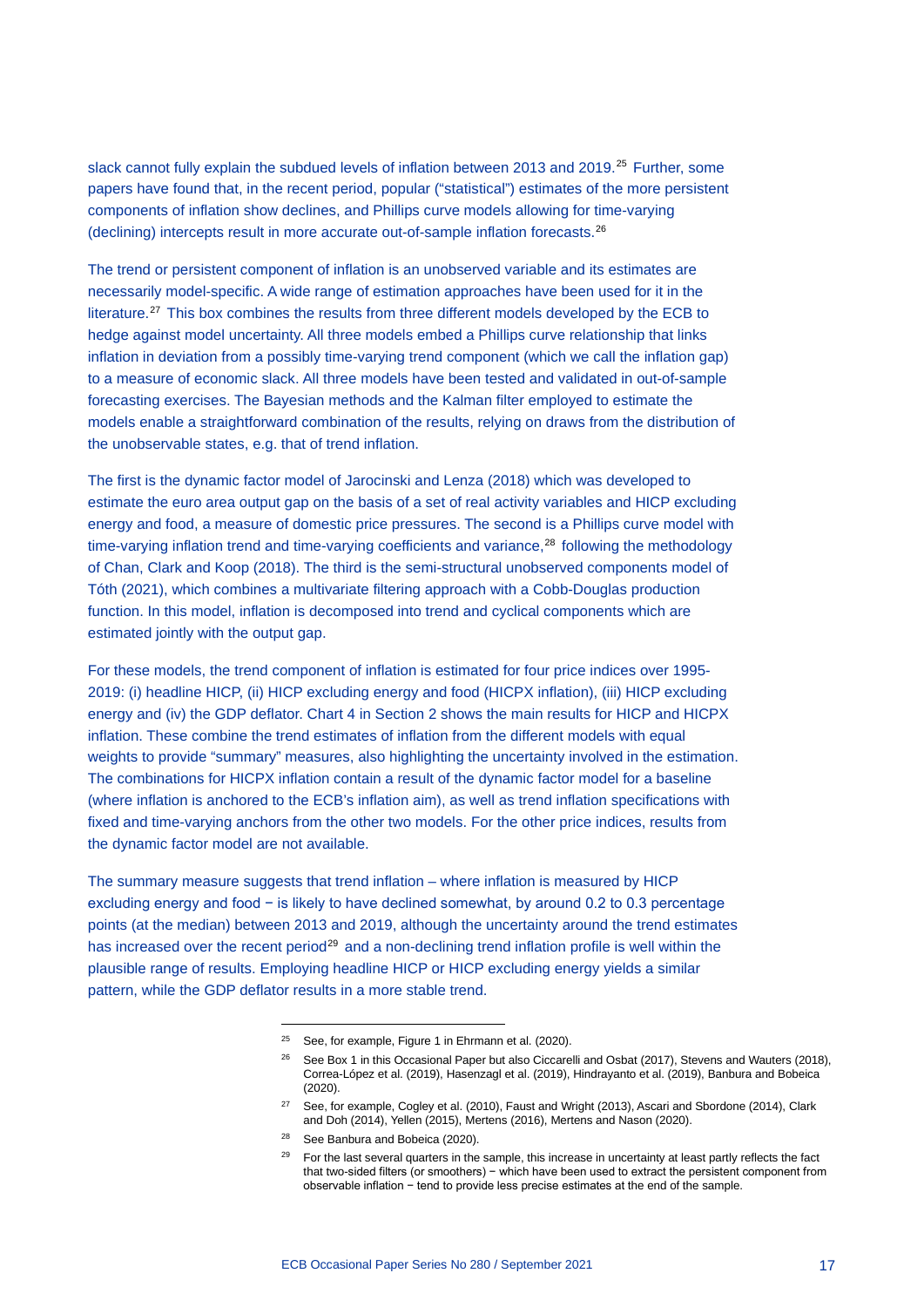slack cannot fully explain the subdued levels of inflation between 2013 and 2019.[25] Further, some papers have found that, in the recent period, popular ("statistical") estimates of the more persistent components of inflation show declines, and Phillips curve models allowing for time-varying (declining) intercepts result in more accurate out-of-sample inflation forecasts.[26]

The trend or persistent component of inflation is an unobserved variable and its estimates are necessarily model-specific. A wide range of estimation approaches have been used for it in the literature.[27] This box combines the results from three different models developed by the ECB to hedge against model uncertainty. All three models embed a Phillips curve relationship that links inflation in deviation from a possibly time-varying trend component (which we call the inflation gap) to a measure of economic slack. All three models have been tested and validated in out-of-sample forecasting exercises. The Bayesian methods and the Kalman filter employed to estimate the models enable a straightforward combination of the results, relying on draws from the distribution of the unobservable states, e.g. that of trend inflation.

The first is the dynamic factor model of Jarocinski and Lenza (2018) which was developed to estimate the euro area output gap on the basis of a set of real activity variables and HICP excluding energy and food, a measure of domestic price pressures. The second is a Phillips curve model with time-varying inflation trend and time-varying coefficients and variance,[28] following the methodology of Chan, Clark and Koop (2018). The third is the semi-structural unobserved components model of Tóth (2021), which combines a multivariate filtering approach with a Cobb-Douglas production function. In this model, inflation is decomposed into trend and cyclical components which are estimated jointly with the output gap.

For these models, the trend component of inflation is estimated for four price indices over 1995-2019: (i) headline HICP, (ii) HICP excluding energy and food (HICPX inflation), (iii) HICP excluding energy and (iv) the GDP deflator. Chart 4 in Section 2 shows the main results for HICP and HICPX inflation. These combine the trend estimates of inflation from the different models with equal weights to provide "summary" measures, also highlighting the uncertainty involved in the estimation. The combinations for HICPX inflation contain a result of the dynamic factor model for a baseline (where inflation is anchored to the ECB's inflation aim), as well as trend inflation specifications with fixed and time-varying anchors from the other two models. For the other price indices, results from the dynamic factor model are not available.

The summary measure suggests that trend inflation – where inflation is measured by HICP excluding energy and food − is likely to have declined somewhat, by around 0.2 to 0.3 percentage points (at the median) between 2013 and 2019, although the uncertainty around the trend estimates has increased over the recent period[29] and a non-declining trend inflation profile is well within the plausible range of results. Employing headline HICP or HICP excluding energy yields a similar pattern, while the GDP deflator results in a more stable trend.

---

[25] See, for example, Figure 1 in Ehrmann et al. (2020).

[26] See Box 1 in this Occasional Paper but also Ciccarelli and Osbat (2017), Stevens and Wauters (2018), Correa-López et al. (2019), Hasenzagl et al. (2019), Hindrayanto et al. (2019), Banbura and Bobeica (2020).

[27] See, for example, Cogley et al. (2010), Faust and Wright (2013), Ascari and Sbordone (2014), Clark and Doh (2014), Yellen (2015), Mertens (2016), Mertens and Nason (2020).

[28] See Banbura and Bobeica (2020).

[29] For the last several quarters in the sample, this increase in uncertainty at least partly reflects the fact that two-sided filters (or smoothers) − which have been used to extract the persistent component from observable inflation − tend to provide less precise estimates at the end of the sample.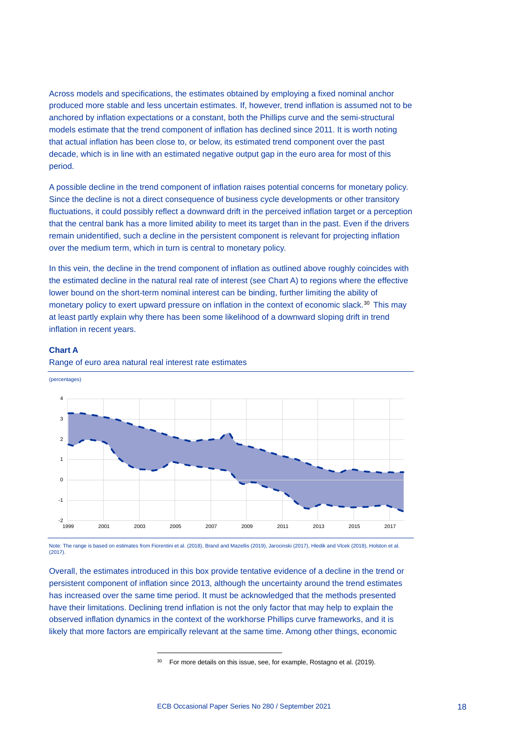Across models and specifications, the estimates obtained by employing a fixed nominal anchor produced more stable and less uncertain estimates. If, however, trend inflation is assumed not to be anchored by inflation expectations or a constant, both the Phillips curve and the semi-structural models estimate that the trend component of inflation has declined since 2011. It is worth noting that actual inflation has been close to, or below, its estimated trend component over the past decade, which is in line with an estimated negative output gap in the euro area for most of this period.

A possible decline in the trend component of inflation raises potential concerns for monetary policy. Since the decline is not a direct consequence of business cycle developments or other transitory fluctuations, it could possibly reflect a downward drift in the perceived inflation target or a perception that the central bank has a more limited ability to meet its target than in the past. Even if the drivers remain unidentified, such a decline in the persistent component is relevant for projecting inflation over the medium term, which in turn is central to monetary policy.

In this vein, the decline in the trend component of inflation as outlined above roughly coincides with the estimated decline in the natural real rate of interest (see Chart A) to regions where the effective lower bound on the short-term nominal interest can be binding, further limiting the ability of monetary policy to exert upward pressure on inflation in the context of economic slack.[30] This may at least partly explain why there has been some likelihood of a downward sloping drift in trend inflation in recent years.

**Chart A**

Range of euro area natural real interest rate estimates

(percentages)

Note: The range is based on estimates from Fiorentini et al. (2018), Brand and Mazellis (2019), Jarocinski (2017), Hledik and Vlcek (2018), Holston et al. (2017).

Overall, the estimates introduced in this box provide tentative evidence of a decline in the trend or persistent component of inflation since 2013, although the uncertainty around the trend estimates has increased over the same time period. It must be acknowledged that the methods presented have their limitations. Declining trend inflation is not the only factor that may help to explain the observed inflation dynamics in the context of the workhorse Phillips curve frameworks, and it is likely that more factors are empirically relevant at the same time. Among other things, economic

[30] For more details on this issue, see, for example, Rostagno et al. (2019).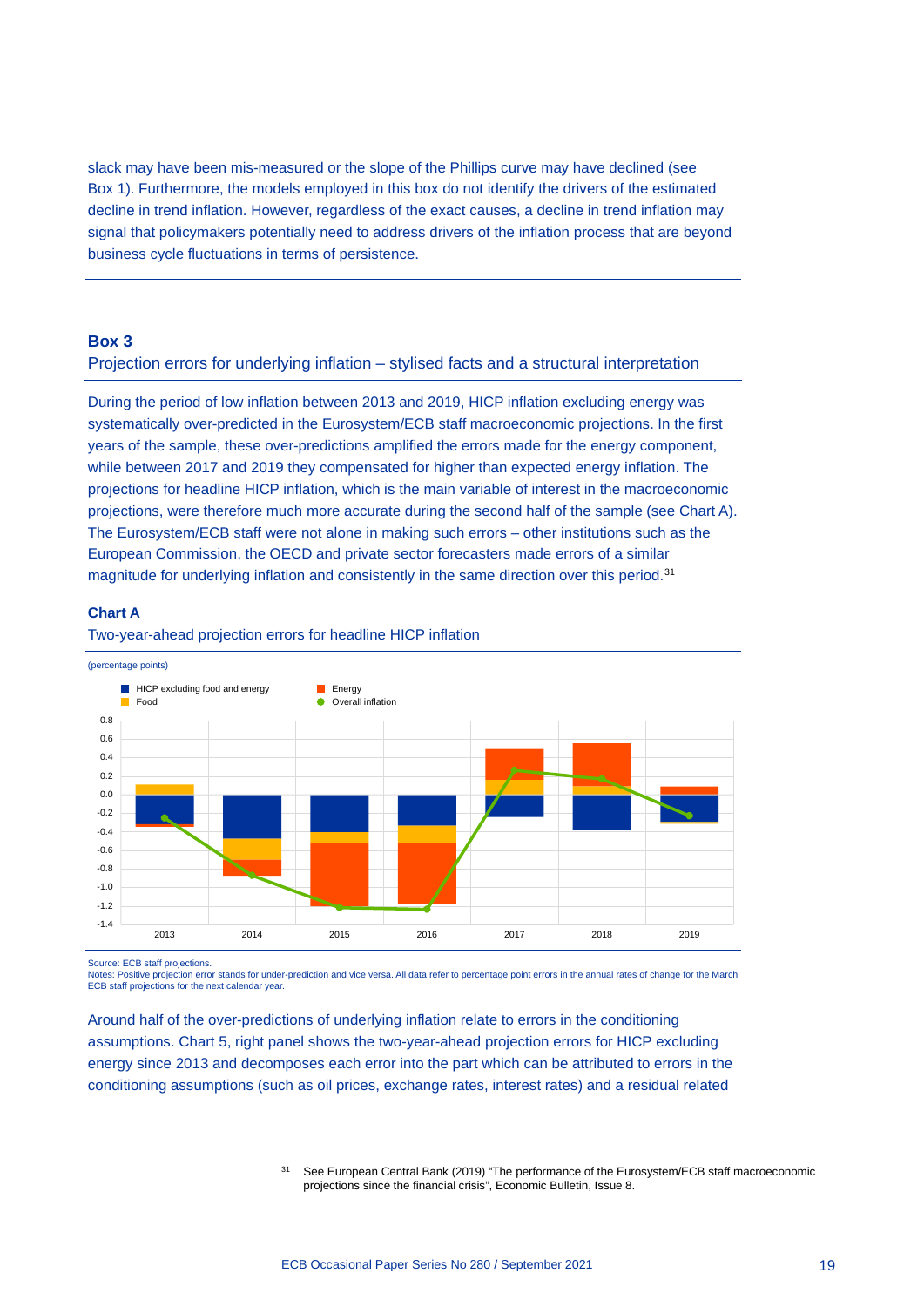slack may have been mis-measured or the slope of the Phillips curve may have declined (see Box 1). Furthermore, the models employed in this box do not identify the drivers of the estimated decline in trend inflation. However, regardless of the exact causes, a decline in trend inflation may signal that policymakers potentially need to address drivers of the inflation process that are beyond business cycle fluctuations in terms of persistence.

## Box 3

### Projection errors for underlying inflation – stylised facts and a structural interpretation

During the period of low inflation between 2013 and 2019, HICP inflation excluding energy was systematically over-predicted in the Eurosystem/ECB staff macroeconomic projections. In the first years of the sample, these over-predictions amplified the errors made for the energy component, while between 2017 and 2019 they compensated for higher than expected energy inflation. The projections for headline HICP inflation, which is the main variable of interest in the macroeconomic projections, were therefore much more accurate during the second half of the sample (see Chart A). The Eurosystem/ECB staff were not alone in making such errors – other institutions such as the European Commission, the OECD and private sector forecasters made errors of a similar magnitude for underlying inflation and consistently in the same direction over this period.[31]

**Chart A**

Two-year-ahead projection errors for headline HICP inflation

(percentage points)

Legend: HICP excluding food and energy; Food; Energy; Overall inflation

Source: ECB staff projections.
Notes: Positive projection error stands for under-prediction and vice versa. All data refer to percentage point errors in the annual rates of change for the March ECB staff projections for the next calendar year.

Around half of the over-predictions of underlying inflation relate to errors in the conditioning assumptions. Chart 5, right panel shows the two-year-ahead projection errors for HICP excluding energy since 2013 and decomposes each error into the part which can be attributed to errors in the conditioning assumptions (such as oil prices, exchange rates, interest rates) and a residual related

[31] See European Central Bank (2019) "The performance of the Eurosystem/ECB staff macroeconomic projections since the financial crisis", Economic Bulletin, Issue 8.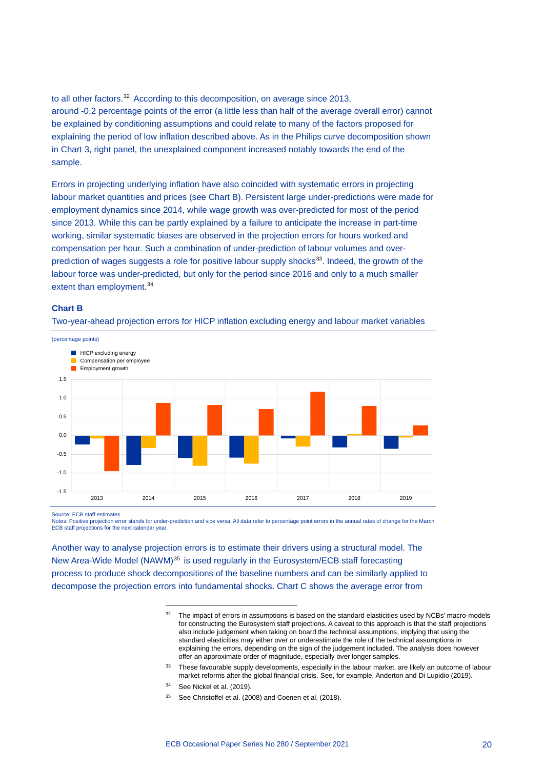to all other factors.[32] According to this decomposition, on average since 2013, around -0.2 percentage points of the error (a little less than half of the average overall error) cannot be explained by conditioning assumptions and could relate to many of the factors proposed for explaining the period of low inflation described above. As in the Philips curve decomposition shown in Chart 3, right panel, the unexplained component increased notably towards the end of the sample.

Errors in projecting underlying inflation have also coincided with systematic errors in projecting labour market quantities and prices (see Chart B). Persistent large under-predictions were made for employment dynamics since 2014, while wage growth was over-predicted for most of the period since 2013. While this can be partly explained by a failure to anticipate the increase in part-time working, similar systematic biases are observed in the projection errors for hours worked and compensation per hour. Such a combination of under-prediction of labour volumes and over-prediction of wages suggests a role for positive labour supply shocks[33]. Indeed, the growth of the labour force was under-predicted, but only for the period since 2016 and only to a much smaller extent than employment.[34]

**Chart B**

Two-year-ahead projection errors for HICP inflation excluding energy and labour market variables

(percentage points)

Source: ECB staff estimates.
Notes: Positive projection error stands for under-prediction and vice versa. All data refer to percentage point errors in the annual rates of change for the March ECB staff projections for the next calendar year.

Another way to analyse projection errors is to estimate their drivers using a structural model. The New Area-Wide Model (NAWM)[35] is used regularly in the Eurosystem/ECB staff forecasting process to produce shock decompositions of the baseline numbers and can be similarly applied to decompose the projection errors into fundamental shocks. Chart C shows the average error from

---

[32] The impact of errors in assumptions is based on the standard elasticities used by NCBs' macro-models for constructing the Eurosystem staff projections. A caveat to this approach is that the staff projections also include judgement when taking on board the technical assumptions, implying that using the standard elasticities may either over or underestimate the role of the technical assumptions in explaining the errors, depending on the sign of the judgement included. The analysis does however offer an approximate order of magnitude, especially over longer samples.

[33] These favourable supply developments, especially in the labour market, are likely an outcome of labour market reforms after the global financial crisis. See, for example, Anderton and Di Lupidio (2019).

[34] See Nickel et al. (2019).

[35] See Christoffel et al. (2008) and Coenen et al. (2018).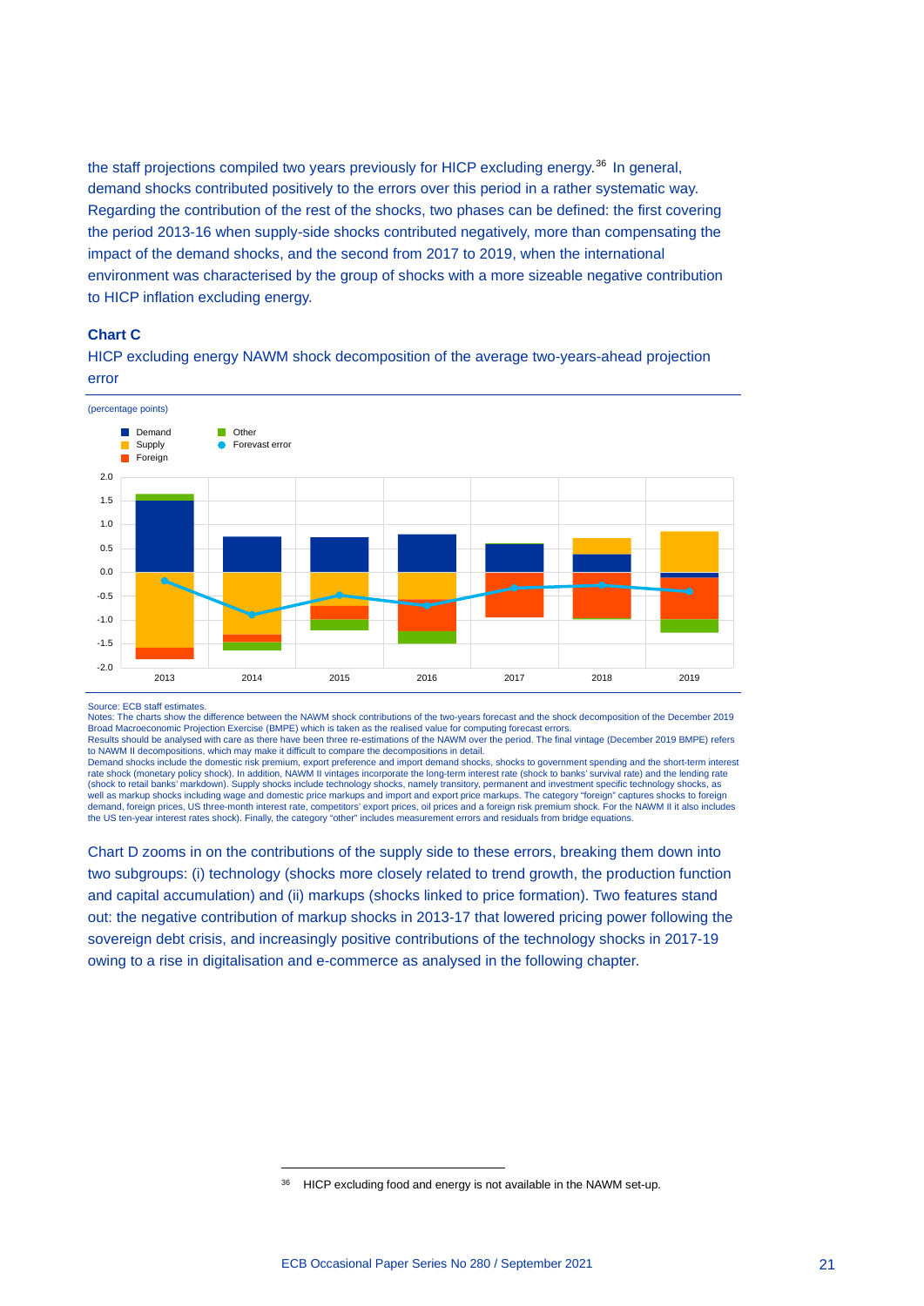the staff projections compiled two years previously for HICP excluding energy.[36] In general, demand shocks contributed positively to the errors over this period in a rather systematic way. Regarding the contribution of the rest of the shocks, two phases can be defined: the first covering the period 2013-16 when supply-side shocks contributed negatively, more than compensating the impact of the demand shocks, and the second from 2017 to 2019, when the international environment was characterised by the group of shocks with a more sizeable negative contribution to HICP inflation excluding energy.

**Chart C**

HICP excluding energy NAWM shock decomposition of the average two-years-ahead projection error

(percentage points)

Source: ECB staff estimates.
Notes: The charts show the difference between the NAWM shock contributions of the two-years forecast and the shock decomposition of the December 2019 Broad Macroeconomic Projection Exercise (BMPE) which is taken as the realised value for computing forecast errors.
Results should be analysed with care as there have been three re-estimations of the NAWM over the period. The final vintage (December 2019 BMPE) refers to NAWM II decompositions, which may make it difficult to compare the decompositions in detail.
Demand shocks include the domestic risk premium, export preference and import demand shocks, shocks to government spending and the short-term interest rate shock (monetary policy shock). In addition, NAWM II vintages incorporate the long-term interest rate (shock to banks' survival rate) and the lending rate (shock to retail banks' markdown). Supply shocks include technology shocks, namely transitory, permanent and investment specific technology shocks, as well as markup shocks including wage and domestic price markups and import and export price markups. The category "foreign" captures shocks to foreign demand, foreign prices, US three-month interest rate, competitors' export prices, oil prices and a foreign risk premium shock. For the NAWM II it also includes the US ten-year interest rates shock). Finally, the category "other" includes measurement errors and residuals from bridge equations.

Chart D zooms in on the contributions of the supply side to these errors, breaking them down into two subgroups: (i) technology (shocks more closely related to trend growth, the production function and capital accumulation) and (ii) markups (shocks linked to price formation). Two features stand out: the negative contribution of markup shocks in 2013-17 that lowered pricing power following the sovereign debt crisis, and increasingly positive contributions of the technology shocks in 2017-19 owing to a rise in digitalisation and e-commerce as analysed in the following chapter.

[36] HICP excluding food and energy is not available in the NAWM set-up.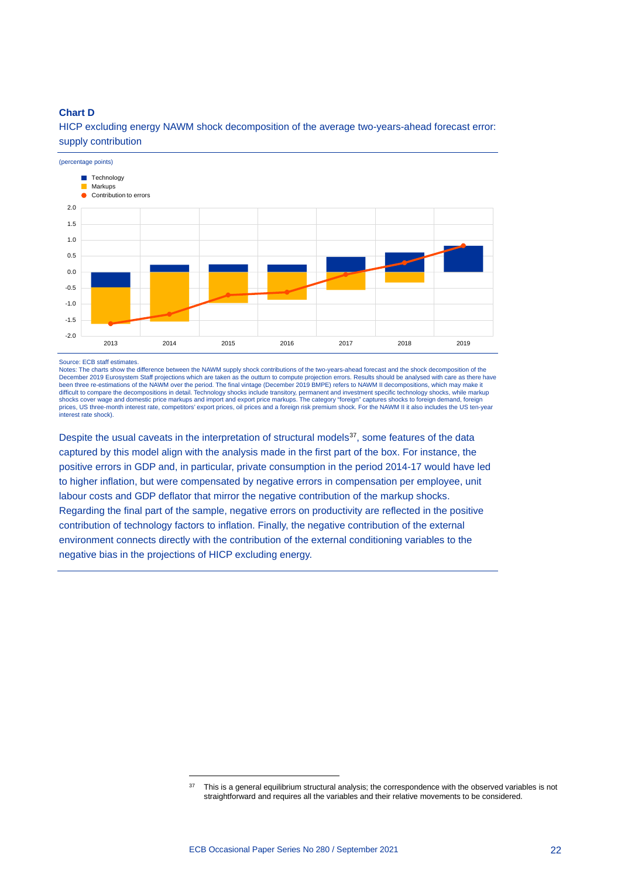**Chart D**

HICP excluding energy NAWM shock decomposition of the average two-years-ahead forecast error: supply contribution

(percentage points)

Source: ECB staff estimates.
Notes: The charts show the difference between the NAWM supply shock contributions of the two-years-ahead forecast and the shock decomposition of the December 2019 Eurosystem Staff projections which are taken as the outturn to compute projection errors. Results should be analysed with care as there have been three re-estimations of the NAWM over the period. The final vintage (December 2019 BMPE) refers to NAWM II decompositions, which may make it difficult to compare the decompositions in detail. Technology shocks include transitory, permanent and investment specific technology shocks, while markup shocks cover wage and domestic price markups and import and export price markups. The category "foreign" captures shocks to foreign demand, foreign prices, US three-month interest rate, competitors' export prices, oil prices and a foreign risk premium shock. For the NAWM II it also includes the US ten-year interest rate shock).

Despite the usual caveats in the interpretation of structural models[37], some features of the data captured by this model align with the analysis made in the first part of the box. For instance, the positive errors in GDP and, in particular, private consumption in the period 2014-17 would have led to higher inflation, but were compensated by negative errors in compensation per employee, unit labour costs and GDP deflator that mirror the negative contribution of the markup shocks. Regarding the final part of the sample, negative errors on productivity are reflected in the positive contribution of technology factors to inflation. Finally, the negative contribution of the external environment connects directly with the contribution of the external conditioning variables to the negative bias in the projections of HICP excluding energy.

[37] This is a general equilibrium structural analysis; the correspondence with the observed variables is not straightforward and requires all the variables and their relative movements to be considered.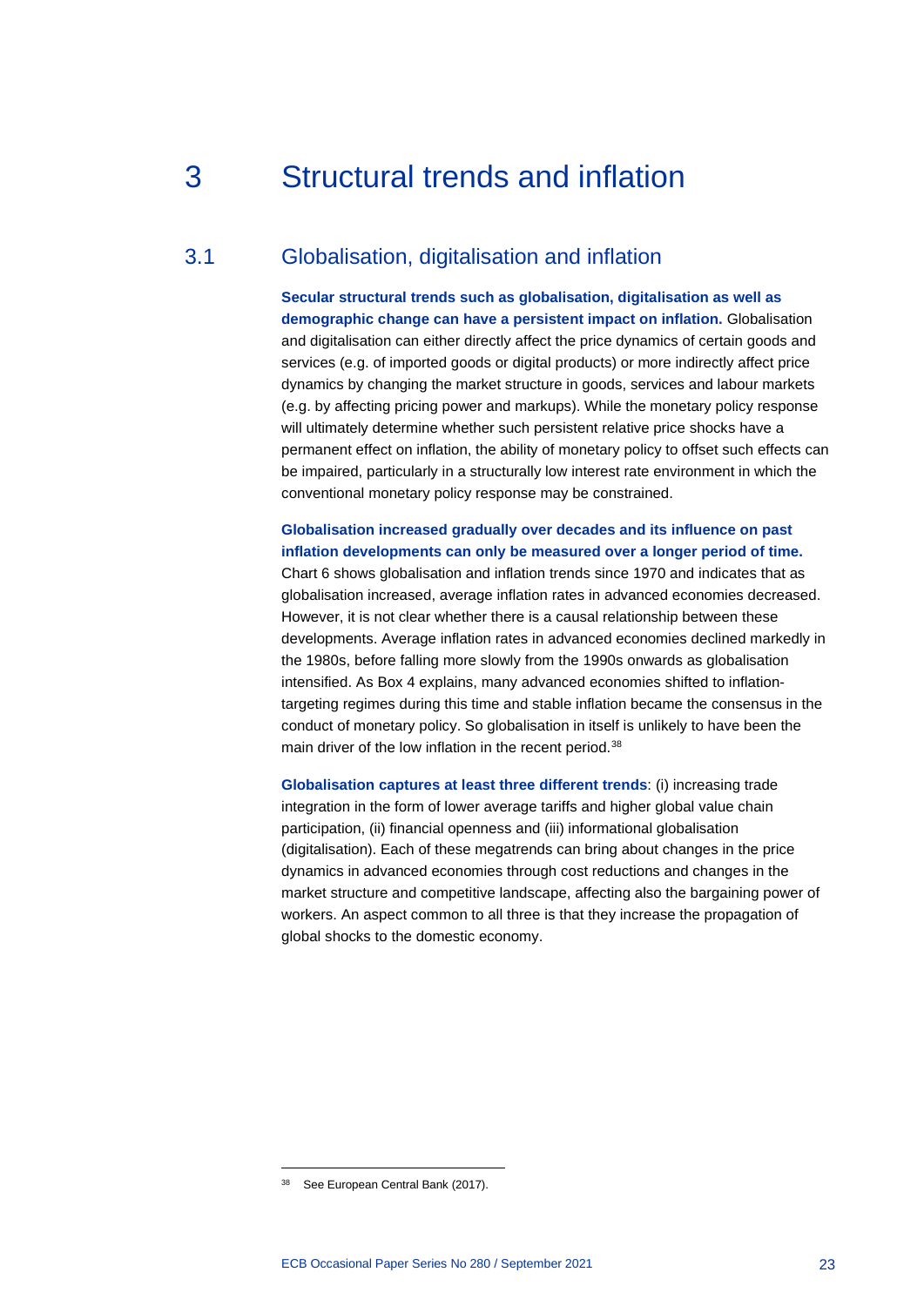# 3 Structural trends and inflation

## 3.1 Globalisation, digitalisation and inflation

**Secular structural trends such as globalisation, digitalisation as well as demographic change can have a persistent impact on inflation.** Globalisation and digitalisation can either directly affect the price dynamics of certain goods and services (e.g. of imported goods or digital products) or more indirectly affect price dynamics by changing the market structure in goods, services and labour markets (e.g. by affecting pricing power and markups). While the monetary policy response will ultimately determine whether such persistent relative price shocks have a permanent effect on inflation, the ability of monetary policy to offset such effects can be impaired, particularly in a structurally low interest rate environment in which the conventional monetary policy response may be constrained.

**Globalisation increased gradually over decades and its influence on past inflation developments can only be measured over a longer period of time.** Chart 6 shows globalisation and inflation trends since 1970 and indicates that as globalisation increased, average inflation rates in advanced economies decreased. However, it is not clear whether there is a causal relationship between these developments. Average inflation rates in advanced economies declined markedly in the 1980s, before falling more slowly from the 1990s onwards as globalisation intensified. As Box 4 explains, many advanced economies shifted to inflation-targeting regimes during this time and stable inflation became the consensus in the conduct of monetary policy. So globalisation in itself is unlikely to have been the main driver of the low inflation in the recent period.[38]

**Globalisation captures at least three different trends**: (i) increasing trade integration in the form of lower average tariffs and higher global value chain participation, (ii) financial openness and (iii) informational globalisation (digitalisation). Each of these megatrends can bring about changes in the price dynamics in advanced economies through cost reductions and changes in the market structure and competitive landscape, affecting also the bargaining power of workers. An aspect common to all three is that they increase the propagation of global shocks to the domestic economy.

---

[38] See European Central Bank (2017).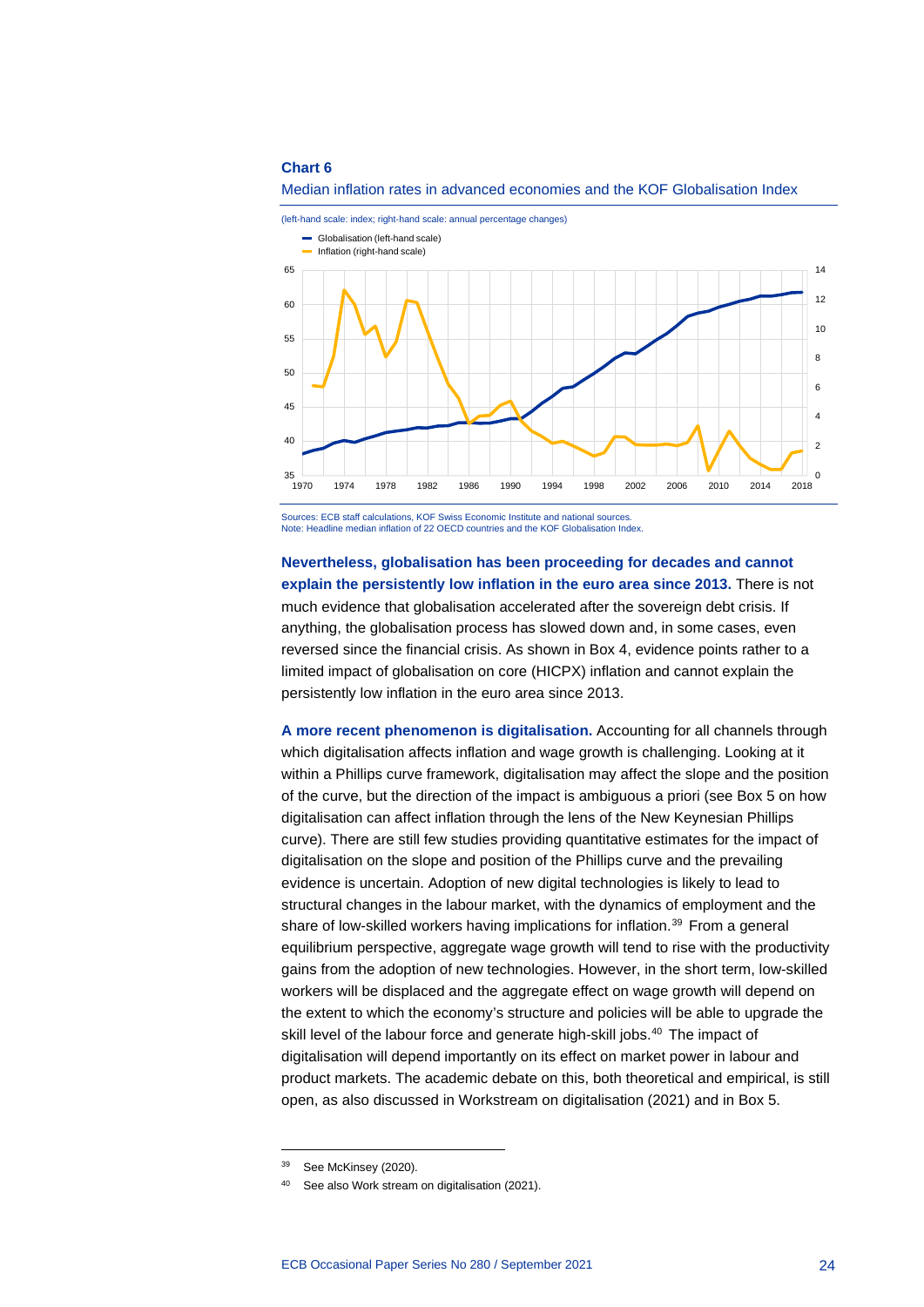**Chart 6**

Median inflation rates in advanced economies and the KOF Globalisation Index

(left-hand scale: index; right-hand scale: annual percentage changes)

Sources: ECB staff calculations, KOF Swiss Economic Institute and national sources.
Note: Headline median inflation of 22 OECD countries and the KOF Globalisation Index.

**Nevertheless, globalisation has been proceeding for decades and cannot explain the persistently low inflation in the euro area since 2013.** There is not much evidence that globalisation accelerated after the sovereign debt crisis. If anything, the globalisation process has slowed down and, in some cases, even reversed since the financial crisis. As shown in Box 4, evidence points rather to a limited impact of globalisation on core (HICPX) inflation and cannot explain the persistently low inflation in the euro area since 2013.

**A more recent phenomenon is digitalisation.** Accounting for all channels through which digitalisation affects inflation and wage growth is challenging. Looking at it within a Phillips curve framework, digitalisation may affect the slope and the position of the curve, but the direction of the impact is ambiguous a priori (see Box 5 on how digitalisation can affect inflation through the lens of the New Keynesian Phillips curve). There are still few studies providing quantitative estimates for the impact of digitalisation on the slope and position of the Phillips curve and the prevailing evidence is uncertain. Adoption of new digital technologies is likely to lead to structural changes in the labour market, with the dynamics of employment and the share of low-skilled workers having implications for inflation.[39] From a general equilibrium perspective, aggregate wage growth will tend to rise with the productivity gains from the adoption of new technologies. However, in the short term, low-skilled workers will be displaced and the aggregate effect on wage growth will depend on the extent to which the economy's structure and policies will be able to upgrade the skill level of the labour force and generate high-skill jobs.[40] The impact of digitalisation will depend importantly on its effect on market power in labour and product markets. The academic debate on this, both theoretical and empirical, is still open, as also discussed in Workstream on digitalisation (2021) and in Box 5.

[39] See McKinsey (2020).

[40] See also Work stream on digitalisation (2021).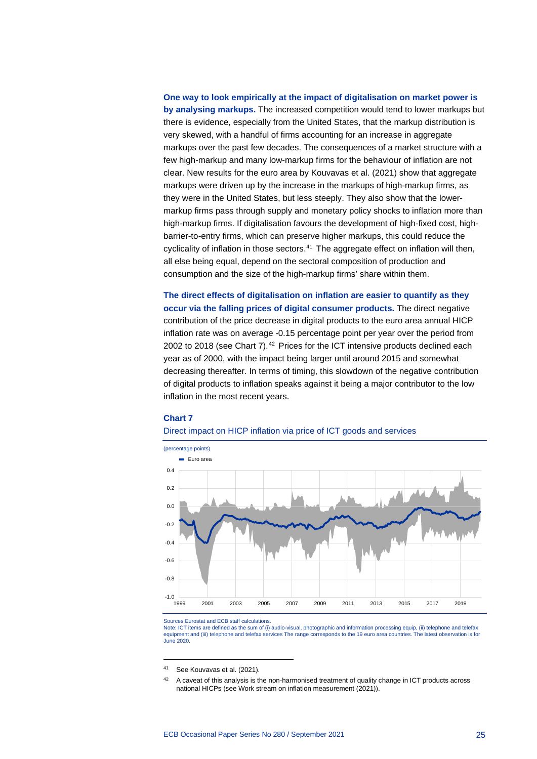**One way to look empirically at the impact of digitalisation on market power is by analysing markups.** The increased competition would tend to lower markups but there is evidence, especially from the United States, that the markup distribution is very skewed, with a handful of firms accounting for an increase in aggregate markups over the past few decades. The consequences of a market structure with a few high-markup and many low-markup firms for the behaviour of inflation are not clear. New results for the euro area by Kouvavas et al. (2021) show that aggregate markups were driven up by the increase in the markups of high-markup firms, as they were in the United States, but less steeply. They also show that the lower-markup firms pass through supply and monetary policy shocks to inflation more than high-markup firms. If digitalisation favours the development of high-fixed cost, high-barrier-to-entry firms, which can preserve higher markups, this could reduce the cyclicality of inflation in those sectors.[41] The aggregate effect on inflation will then, all else being equal, depend on the sectoral composition of production and consumption and the size of the high-markup firms' share within them.

**The direct effects of digitalisation on inflation are easier to quantify as they occur via the falling prices of digital consumer products.** The direct negative contribution of the price decrease in digital products to the euro area annual HICP inflation rate was on average -0.15 percentage point per year over the period from 2002 to 2018 (see Chart 7).[42] Prices for the ICT intensive products declined each year as of 2000, with the impact being larger until around 2015 and somewhat decreasing thereafter. In terms of timing, this slowdown of the negative contribution of digital products to inflation speaks against it being a major contributor to the low inflation in the most recent years.

**Chart 7**

Direct impact on HICP inflation via price of ICT goods and services

(percentage points)

Sources Eurostat and ECB staff calculations.
Note: ICT items are defined as the sum of (i) audio-visual, photographic and information processing equip, (ii) telephone and telefax equipment and (iii) telephone and telefax services The range corresponds to the 19 euro area countries. The latest observation is for June 2020.

---

41 See Kouvavas et al. (2021).

42 A caveat of this analysis is the non-harmonised treatment of quality change in ICT products across national HICPs (see Work stream on inflation measurement (2021)).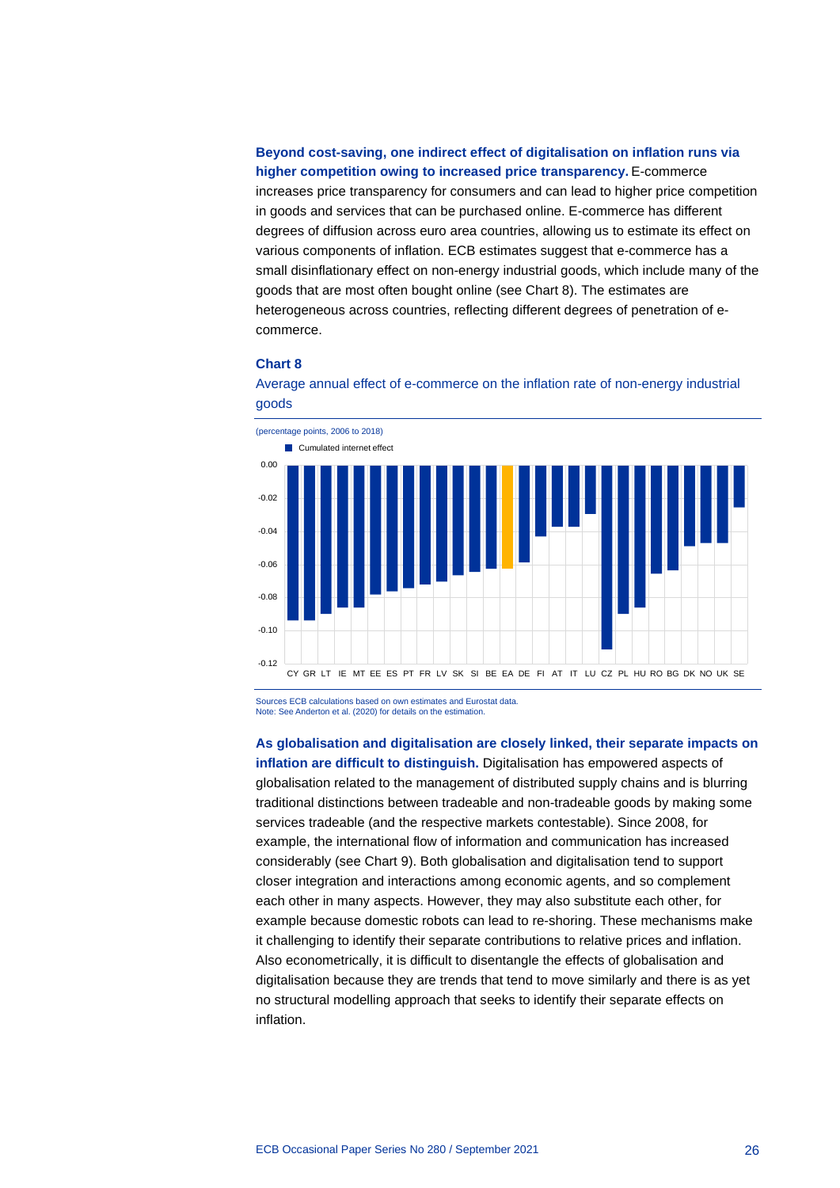**Beyond cost-saving, one indirect effect of digitalisation on inflation runs via higher competition owing to increased price transparency.** E-commerce increases price transparency for consumers and can lead to higher price competition in goods and services that can be purchased online. E-commerce has different degrees of diffusion across euro area countries, allowing us to estimate its effect on various components of inflation. ECB estimates suggest that e-commerce has a small disinflationary effect on non-energy industrial goods, which include many of the goods that are most often bought online (see Chart 8). The estimates are heterogeneous across countries, reflecting different degrees of penetration of e-commerce.

**Chart 8**

Average annual effect of e-commerce on the inflation rate of non-energy industrial goods

(percentage points, 2006 to 2018)

Sources ECB calculations based on own estimates and Eurostat data.
Note: See Anderton et al. (2020) for details on the estimation.

**As globalisation and digitalisation are closely linked, their separate impacts on inflation are difficult to distinguish.** Digitalisation has empowered aspects of globalisation related to the management of distributed supply chains and is blurring traditional distinctions between tradeable and non-tradeable goods by making some services tradeable (and the respective markets contestable). Since 2008, for example, the international flow of information and communication has increased considerably (see Chart 9). Both globalisation and digitalisation tend to support closer integration and interactions among economic agents, and so complement each other in many aspects. However, they may also substitute each other, for example because domestic robots can lead to re-shoring. These mechanisms make it challenging to identify their separate contributions to relative prices and inflation. Also econometrically, it is difficult to disentangle the effects of globalisation and digitalisation because they are trends that tend to move similarly and there is as yet no structural modelling approach that seeks to identify their separate effects on inflation.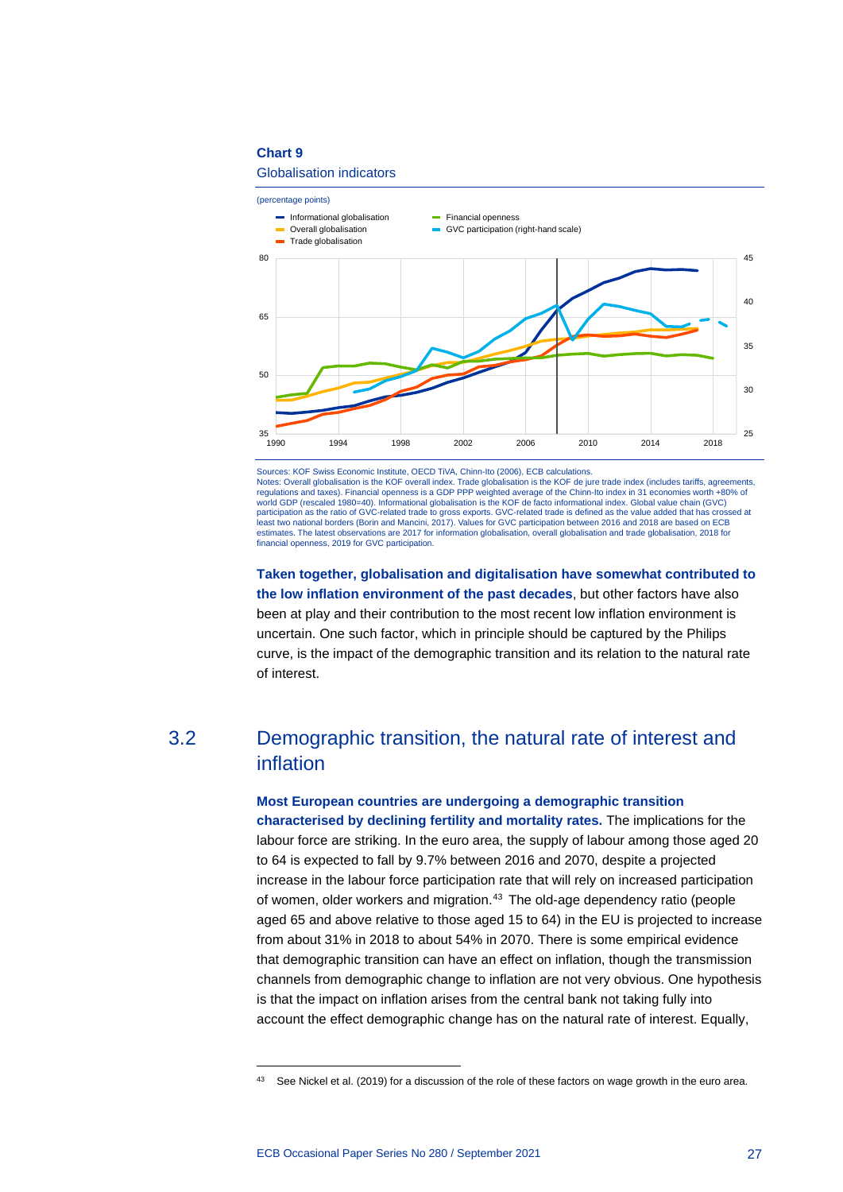**Chart 9**

Globalisation indicators

(percentage points)

Sources: KOF Swiss Economic Institute, OECD TiVA, Chinn-Ito (2006), ECB calculations.
Notes: Overall globalisation is the KOF overall index. Trade globalisation is the KOF de jure trade index (includes tariffs, agreements, regulations and taxes). Financial openness is a GDP PPP weighted average of the Chinn-Ito index in 31 economies worth +80% of world GDP (rescaled 1980=40). Informational globalisation is the KOF de facto informational index. Global value chain (GVC) participation as the ratio of GVC-related trade to gross exports. GVC-related trade is defined as the value added that has crossed at least two national borders (Borin and Mancini, 2017). Values for GVC participation between 2016 and 2018 are based on ECB estimates. The latest observations are 2017 for information globalisation, overall globalisation and trade globalisation, 2018 for financial openness, 2019 for GVC participation.

**Taken together, globalisation and digitalisation have somewhat contributed to the low inflation environment of the past decades**, but other factors have also been at play and their contribution to the most recent low inflation environment is uncertain. One such factor, which in principle should be captured by the Philips curve, is the impact of the demographic transition and its relation to the natural rate of interest.

## 3.2 Demographic transition, the natural rate of interest and inflation

**Most European countries are undergoing a demographic transition characterised by declining fertility and mortality rates.** The implications for the labour force are striking. In the euro area, the supply of labour among those aged 20 to 64 is expected to fall by 9.7% between 2016 and 2070, despite a projected increase in the labour force participation rate that will rely on increased participation of women, older workers and migration.[43] The old-age dependency ratio (people aged 65 and above relative to those aged 15 to 64) in the EU is projected to increase from about 31% in 2018 to about 54% in 2070. There is some empirical evidence that demographic transition can have an effect on inflation, though the transmission channels from demographic change to inflation are not very obvious. One hypothesis is that the impact on inflation arises from the central bank not taking fully into account the effect demographic change has on the natural rate of interest. Equally,

[43] See Nickel et al. (2019) for a discussion of the role of these factors on wage growth in the euro area.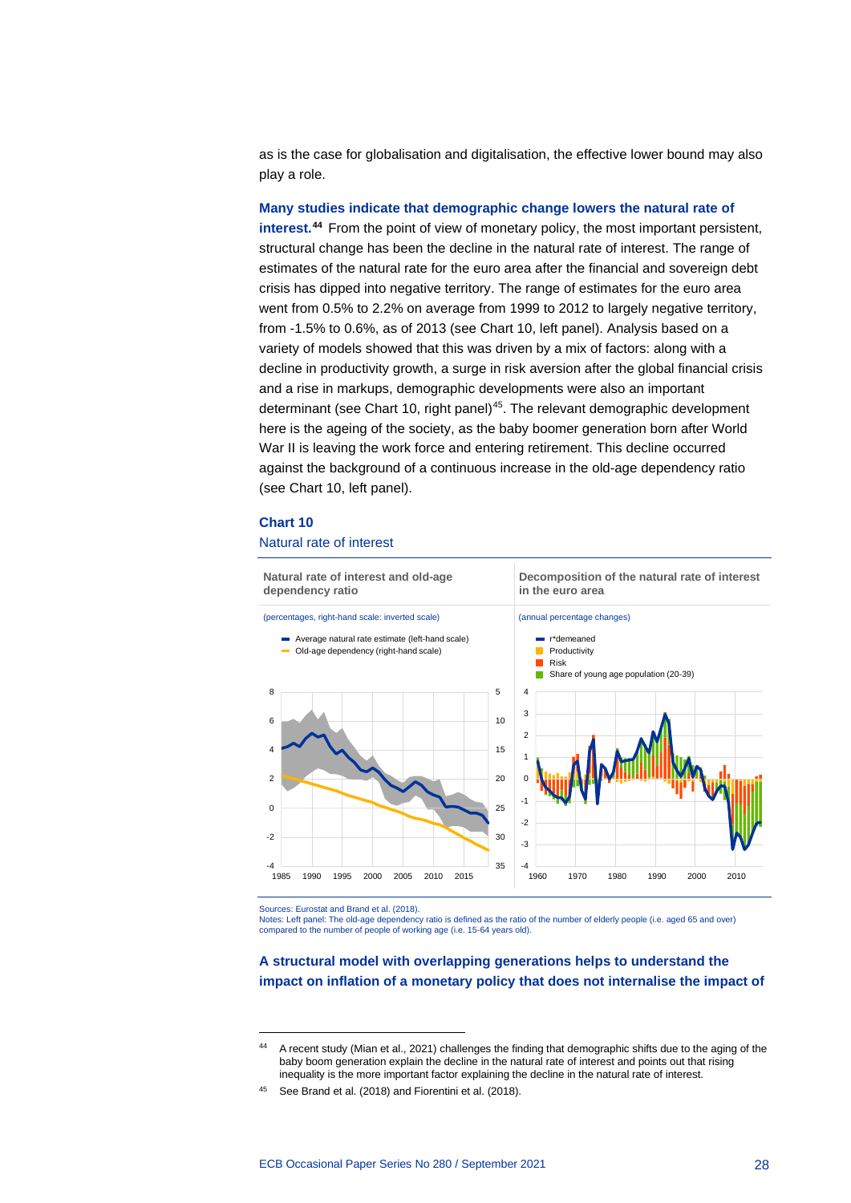as is the case for globalisation and digitalisation, the effective lower bound may also play a role.

**Many studies indicate that demographic change lowers the natural rate of interest.**[44] From the point of view of monetary policy, the most important persistent, structural change has been the decline in the natural rate of interest. The range of estimates of the natural rate for the euro area after the financial and sovereign debt crisis has dipped into negative territory. The range of estimates for the euro area went from 0.5% to 2.2% on average from 1999 to 2012 to largely negative territory, from -1.5% to 0.6%, as of 2013 (see Chart 10, left panel). Analysis based on a variety of models showed that this was driven by a mix of factors: along with a decline in productivity growth, a surge in risk aversion after the global financial crisis and a rise in markups, demographic developments were also an important determinant (see Chart 10, right panel)[45]. The relevant demographic development here is the ageing of the society, as the baby boomer generation born after World War II is leaving the work force and entering retirement. This decline occurred against the background of a continuous increase in the old-age dependency ratio (see Chart 10, left panel).

**Chart 10**

Natural rate of interest

**Natural rate of interest and old-age dependency ratio**

(percentages, right-hand scale: inverted scale)

- Average natural rate estimate (left-hand scale)
- Old-age dependency (right-hand scale)

**Decomposition of the natural rate of interest in the euro area**

(annual percentage changes)

- r*demeaned
- Productivity
- Risk
- Share of young age population (20-39)

Sources: Eurostat and Brand et al. (2018).
Notes: Left panel: The old-age dependency ratio is defined as the ratio of the number of elderly people (i.e. aged 65 and over) compared to the number of people of working age (i.e. 15-64 years old).

**A structural model with overlapping generations helps to understand the impact on inflation of a monetary policy that does not internalise the impact of**

[44] A recent study (Mian et al., 2021) challenges the finding that demographic shifts due to the aging of the baby boom generation explain the decline in the natural rate of interest and points out that rising inequality is the more important factor explaining the decline in the natural rate of interest.

[45] See Brand et al. (2018) and Fiorentini et al. (2018).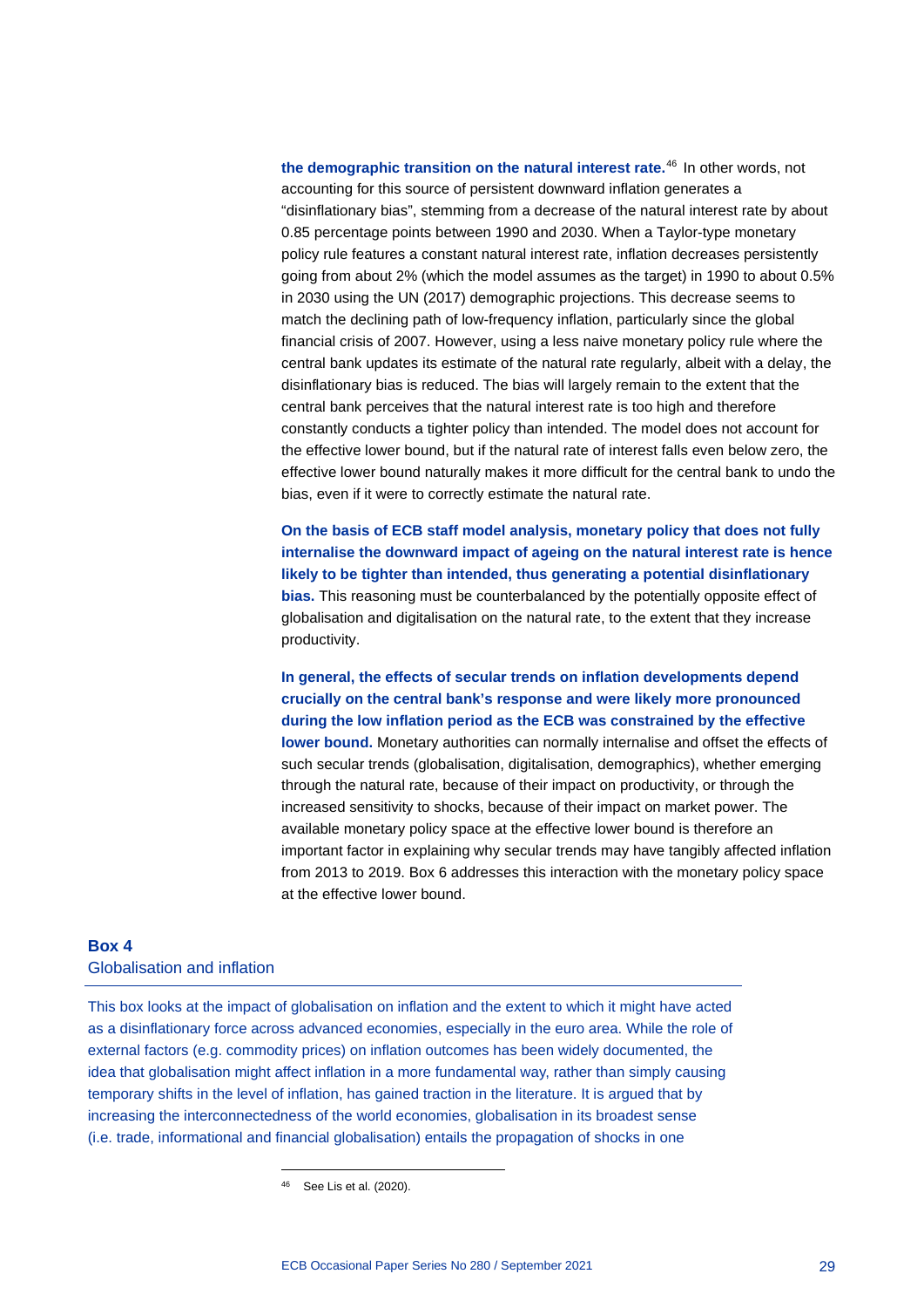**the demographic transition on the natural interest rate.**[46] In other words, not accounting for this source of persistent downward inflation generates a "disinflationary bias", stemming from a decrease of the natural interest rate by about 0.85 percentage points between 1990 and 2030. When a Taylor-type monetary policy rule features a constant natural interest rate, inflation decreases persistently going from about 2% (which the model assumes as the target) in 1990 to about 0.5% in 2030 using the UN (2017) demographic projections. This decrease seems to match the declining path of low-frequency inflation, particularly since the global financial crisis of 2007. However, using a less naive monetary policy rule where the central bank updates its estimate of the natural rate regularly, albeit with a delay, the disinflationary bias is reduced. The bias will largely remain to the extent that the central bank perceives that the natural interest rate is too high and therefore constantly conducts a tighter policy than intended. The model does not account for the effective lower bound, but if the natural rate of interest falls even below zero, the effective lower bound naturally makes it more difficult for the central bank to undo the bias, even if it were to correctly estimate the natural rate.

**On the basis of ECB staff model analysis, monetary policy that does not fully internalise the downward impact of ageing on the natural interest rate is hence likely to be tighter than intended, thus generating a potential disinflationary bias.** This reasoning must be counterbalanced by the potentially opposite effect of globalisation and digitalisation on the natural rate, to the extent that they increase productivity.

**In general, the effects of secular trends on inflation developments depend crucially on the central bank's response and were likely more pronounced during the low inflation period as the ECB was constrained by the effective lower bound.** Monetary authorities can normally internalise and offset the effects of such secular trends (globalisation, digitalisation, demographics), whether emerging through the natural rate, because of their impact on productivity, or through the increased sensitivity to shocks, because of their impact on market power. The available monetary policy space at the effective lower bound is therefore an important factor in explaining why secular trends may have tangibly affected inflation from 2013 to 2019. Box 6 addresses this interaction with the monetary policy space at the effective lower bound.

## Box 4
### Globalisation and inflation

This box looks at the impact of globalisation on inflation and the extent to which it might have acted as a disinflationary force across advanced economies, especially in the euro area. While the role of external factors (e.g. commodity prices) on inflation outcomes has been widely documented, the idea that globalisation might affect inflation in a more fundamental way, rather than simply causing temporary shifts in the level of inflation, has gained traction in the literature. It is argued that by increasing the interconnectedness of the world economies, globalisation in its broadest sense (i.e. trade, informational and financial globalisation) entails the propagation of shocks in one

[46] See Lis et al. (2020).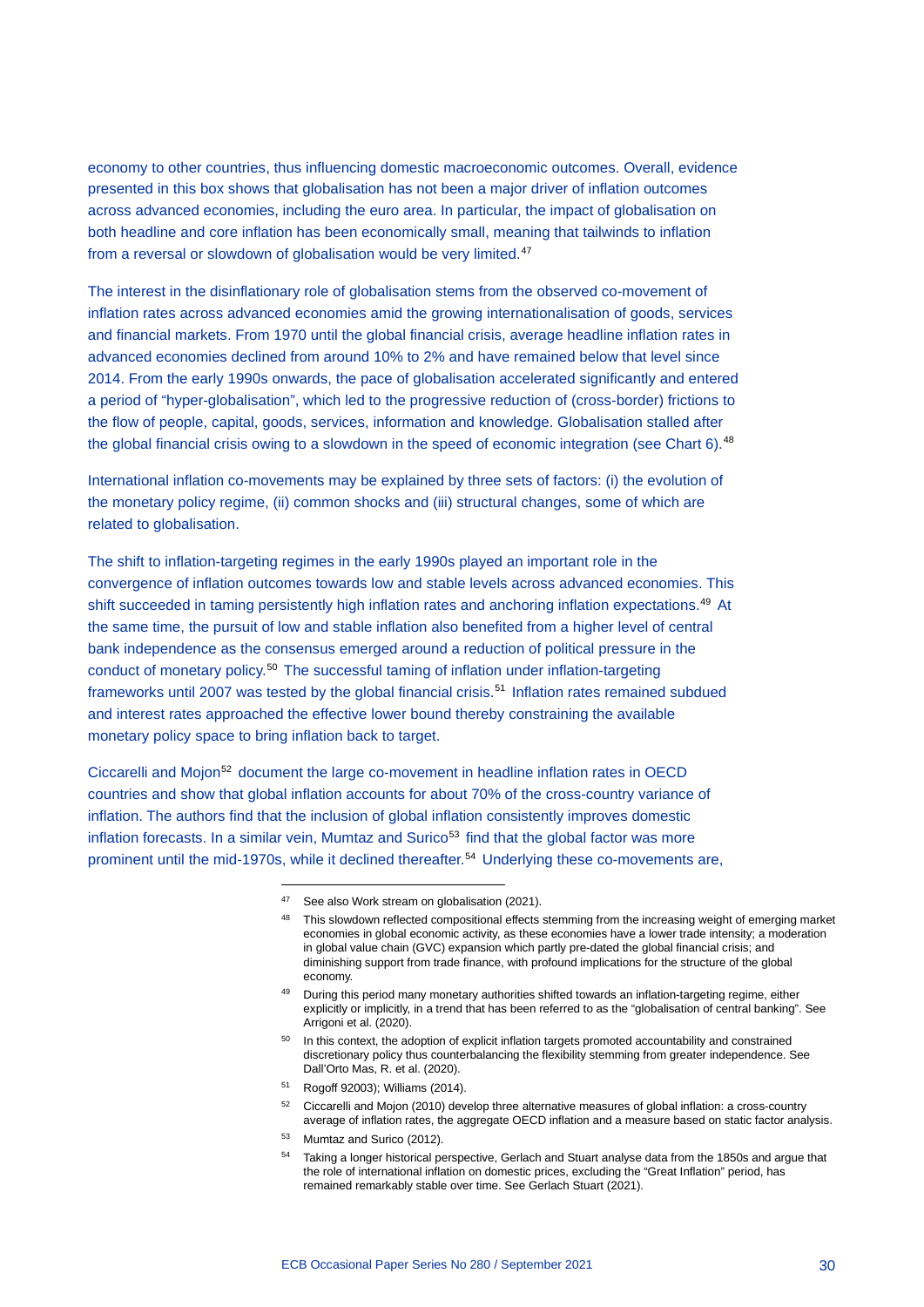economy to other countries, thus influencing domestic macroeconomic outcomes. Overall, evidence presented in this box shows that globalisation has not been a major driver of inflation outcomes across advanced economies, including the euro area. In particular, the impact of globalisation on both headline and core inflation has been economically small, meaning that tailwinds to inflation from a reversal or slowdown of globalisation would be very limited.[47]

The interest in the disinflationary role of globalisation stems from the observed co-movement of inflation rates across advanced economies amid the growing internationalisation of goods, services and financial markets. From 1970 until the global financial crisis, average headline inflation rates in advanced economies declined from around 10% to 2% and have remained below that level since 2014. From the early 1990s onwards, the pace of globalisation accelerated significantly and entered a period of "hyper-globalisation", which led to the progressive reduction of (cross-border) frictions to the flow of people, capital, goods, services, information and knowledge. Globalisation stalled after the global financial crisis owing to a slowdown in the speed of economic integration (see Chart 6).[48]

International inflation co-movements may be explained by three sets of factors: (i) the evolution of the monetary policy regime, (ii) common shocks and (iii) structural changes, some of which are related to globalisation.

The shift to inflation-targeting regimes in the early 1990s played an important role in the convergence of inflation outcomes towards low and stable levels across advanced economies. This shift succeeded in taming persistently high inflation rates and anchoring inflation expectations.[49] At the same time, the pursuit of low and stable inflation also benefited from a higher level of central bank independence as the consensus emerged around a reduction of political pressure in the conduct of monetary policy.[50] The successful taming of inflation under inflation-targeting frameworks until 2007 was tested by the global financial crisis.[51] Inflation rates remained subdued and interest rates approached the effective lower bound thereby constraining the available monetary policy space to bring inflation back to target.

Ciccarelli and Mojon[52] document the large co-movement in headline inflation rates in OECD countries and show that global inflation accounts for about 70% of the cross-country variance of inflation. The authors find that the inclusion of global inflation consistently improves domestic inflation forecasts. In a similar vein, Mumtaz and Surico[53] find that the global factor was more prominent until the mid-1970s, while it declined thereafter.[54] Underlying these co-movements are,

---

[47] See also Work stream on globalisation (2021).

[48] This slowdown reflected compositional effects stemming from the increasing weight of emerging market economies in global economic activity, as these economies have a lower trade intensity; a moderation in global value chain (GVC) expansion which partly pre-dated the global financial crisis; and diminishing support from trade finance, with profound implications for the structure of the global economy.

[49] During this period many monetary authorities shifted towards an inflation-targeting regime, either explicitly or implicitly, in a trend that has been referred to as the "globalisation of central banking". See Arrigoni et al. (2020).

[50] In this context, the adoption of explicit inflation targets promoted accountability and constrained discretionary policy thus counterbalancing the flexibility stemming from greater independence. See Dall'Orto Mas, R. et al. (2020).

[51] Rogoff 92003); Williams (2014).

[52] Ciccarelli and Mojon (2010) develop three alternative measures of global inflation: a cross-country average of inflation rates, the aggregate OECD inflation and a measure based on static factor analysis.

[53] Mumtaz and Surico (2012).

[54] Taking a longer historical perspective, Gerlach and Stuart analyse data from the 1850s and argue that the role of international inflation on domestic prices, excluding the "Great Inflation" period, has remained remarkably stable over time. See Gerlach Stuart (2021).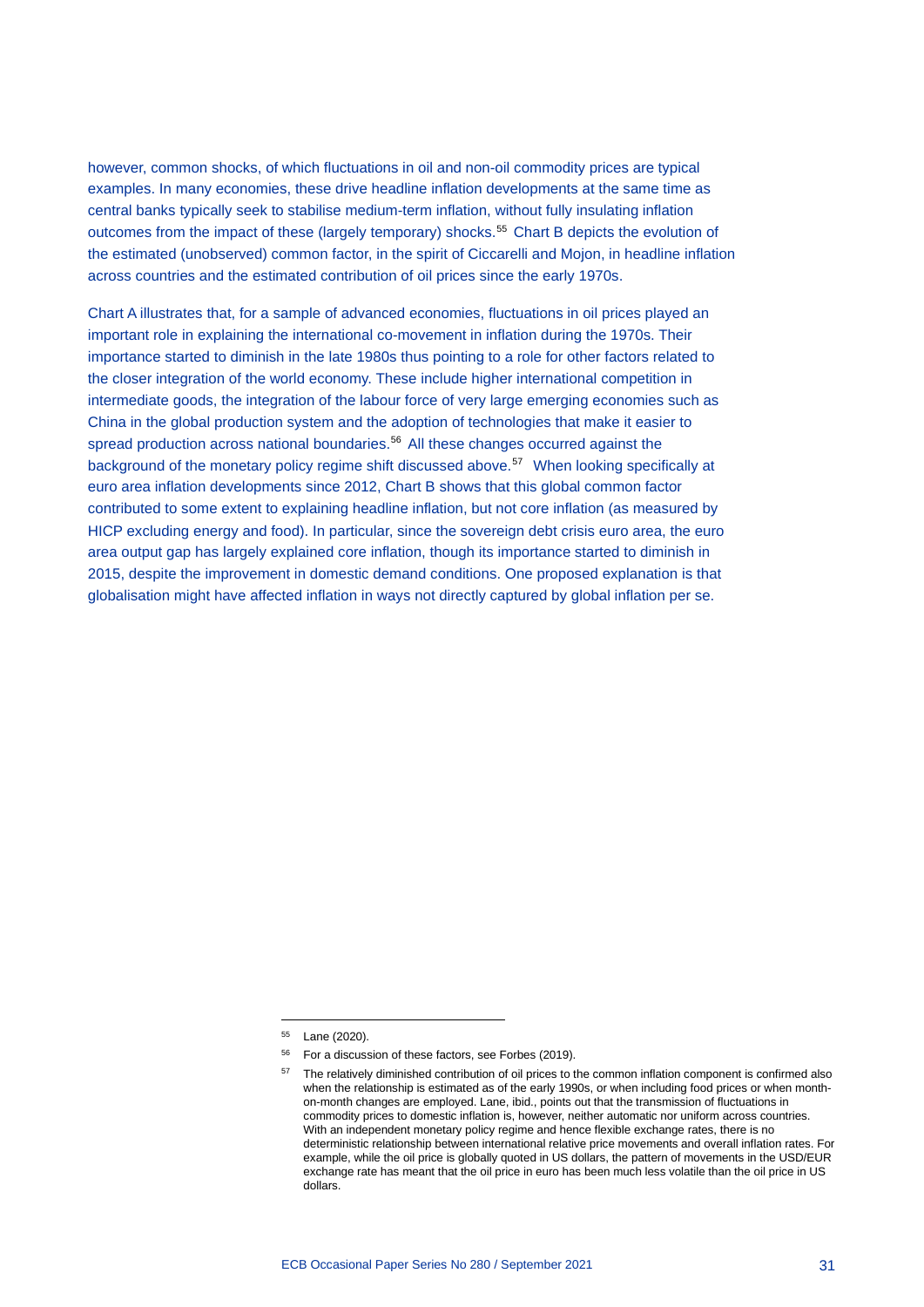however, common shocks, of which fluctuations in oil and non-oil commodity prices are typical examples. In many economies, these drive headline inflation developments at the same time as central banks typically seek to stabilise medium-term inflation, without fully insulating inflation outcomes from the impact of these (largely temporary) shocks.[55] Chart B depicts the evolution of the estimated (unobserved) common factor, in the spirit of Ciccarelli and Mojon, in headline inflation across countries and the estimated contribution of oil prices since the early 1970s.

Chart A illustrates that, for a sample of advanced economies, fluctuations in oil prices played an important role in explaining the international co-movement in inflation during the 1970s. Their importance started to diminish in the late 1980s thus pointing to a role for other factors related to the closer integration of the world economy. These include higher international competition in intermediate goods, the integration of the labour force of very large emerging economies such as China in the global production system and the adoption of technologies that make it easier to spread production across national boundaries.[56] All these changes occurred against the background of the monetary policy regime shift discussed above.[57] When looking specifically at euro area inflation developments since 2012, Chart B shows that this global common factor contributed to some extent to explaining headline inflation, but not core inflation (as measured by HICP excluding energy and food). In particular, since the sovereign debt crisis euro area, the euro area output gap has largely explained core inflation, though its importance started to diminish in 2015, despite the improvement in domestic demand conditions. One proposed explanation is that globalisation might have affected inflation in ways not directly captured by global inflation per se.

---

[55] Lane (2020).

[56] For a discussion of these factors, see Forbes (2019).

[57] The relatively diminished contribution of oil prices to the common inflation component is confirmed also when the relationship is estimated as of the early 1990s, or when including food prices or when month-on-month changes are employed. Lane, ibid., points out that the transmission of fluctuations in commodity prices to domestic inflation is, however, neither automatic nor uniform across countries. With an independent monetary policy regime and hence flexible exchange rates, there is no deterministic relationship between international relative price movements and overall inflation rates. For example, while the oil price is globally quoted in US dollars, the pattern of movements in the USD/EUR exchange rate has meant that the oil price in euro has been much less volatile than the oil price in US dollars.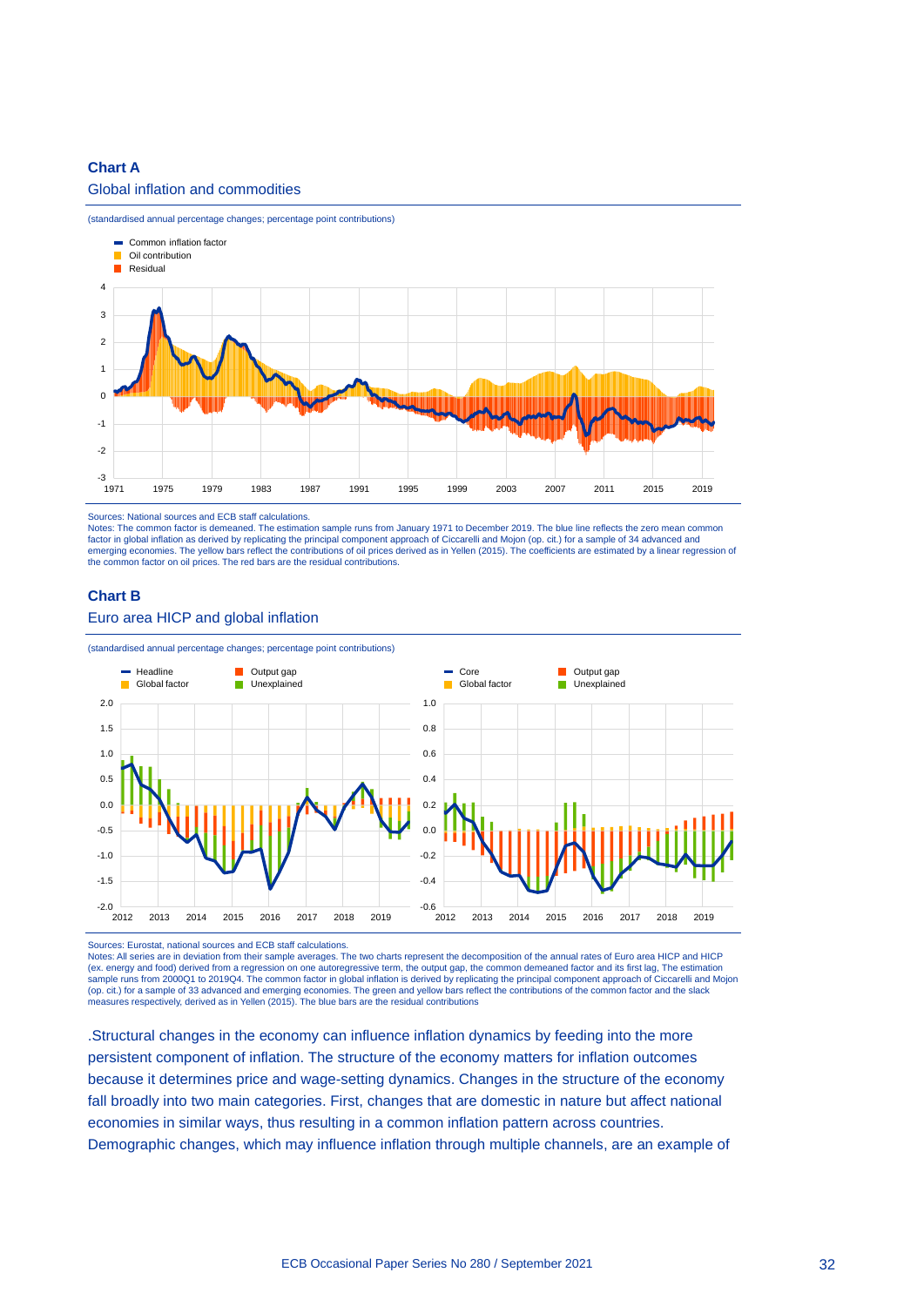**Chart A**

Global inflation and commodities

(standardised annual percentage changes; percentage point contributions)

Sources: National sources and ECB staff calculations.
Notes: The common factor is demeaned. The estimation sample runs from January 1971 to December 2019. The blue line reflects the zero mean common factor in global inflation as derived by replicating the principal component approach of Ciccarelli and Mojon (op. cit.) for a sample of 34 advanced and emerging economies. The yellow bars reflect the contributions of oil prices derived as in Yellen (2015). The coefficients are estimated by a linear regression of the common factor on oil prices. The red bars are the residual contributions.

**Chart B**

Euro area HICP and global inflation

(standardised annual percentage changes; percentage point contributions)

Sources: Eurostat, national sources and ECB staff calculations.
Notes: All series are in deviation from their sample averages. The two charts represent the decomposition of the annual rates of Euro area HICP and HICP (ex. energy and food) derived from a regression on one autoregressive term, the output gap, the common demeaned factor and its first lag, The estimation sample runs from 2000Q1 to 2019Q4. The common factor in global inflation is derived by replicating the principal component approach of Ciccarelli and Mojon (op. cit.) for a sample of 33 advanced and emerging economies. The green and yellow bars reflect the contributions of the common factor and the slack measures respectively, derived as in Yellen (2015). The blue bars are the residual contributions

.Structural changes in the economy can influence inflation dynamics by feeding into the more persistent component of inflation. The structure of the economy matters for inflation outcomes because it determines price and wage-setting dynamics. Changes in the structure of the economy fall broadly into two main categories. First, changes that are domestic in nature but affect national economies in similar ways, thus resulting in a common inflation pattern across countries. Demographic changes, which may influence inflation through multiple channels, are an example of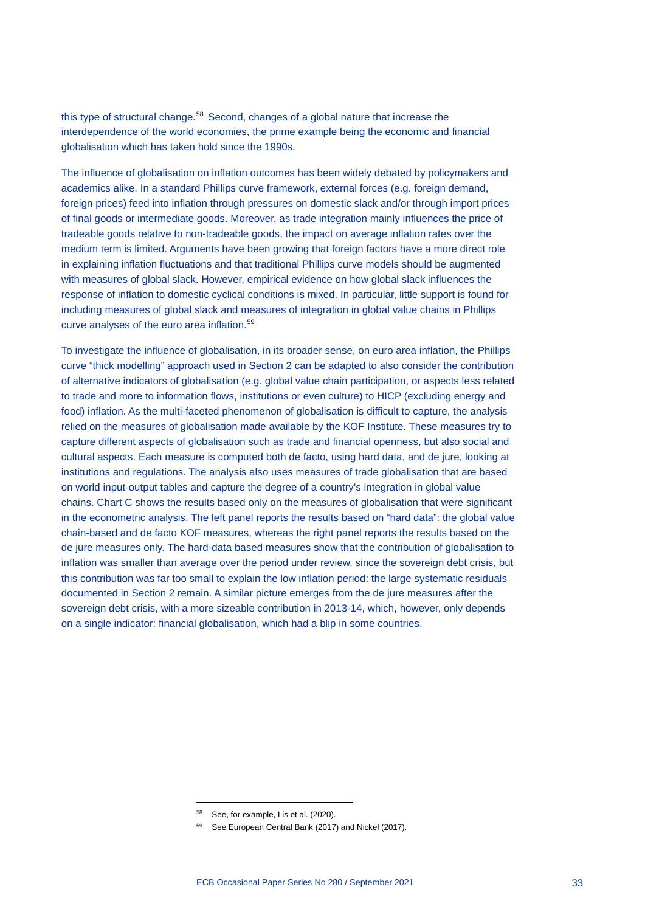this type of structural change.[58] Second, changes of a global nature that increase the interdependence of the world economies, the prime example being the economic and financial globalisation which has taken hold since the 1990s.

The influence of globalisation on inflation outcomes has been widely debated by policymakers and academics alike. In a standard Phillips curve framework, external forces (e.g. foreign demand, foreign prices) feed into inflation through pressures on domestic slack and/or through import prices of final goods or intermediate goods. Moreover, as trade integration mainly influences the price of tradeable goods relative to non-tradeable goods, the impact on average inflation rates over the medium term is limited. Arguments have been growing that foreign factors have a more direct role in explaining inflation fluctuations and that traditional Phillips curve models should be augmented with measures of global slack. However, empirical evidence on how global slack influences the response of inflation to domestic cyclical conditions is mixed. In particular, little support is found for including measures of global slack and measures of integration in global value chains in Phillips curve analyses of the euro area inflation.[59]

To investigate the influence of globalisation, in its broader sense, on euro area inflation, the Phillips curve "thick modelling" approach used in Section 2 can be adapted to also consider the contribution of alternative indicators of globalisation (e.g. global value chain participation, or aspects less related to trade and more to information flows, institutions or even culture) to HICP (excluding energy and food) inflation. As the multi-faceted phenomenon of globalisation is difficult to capture, the analysis relied on the measures of globalisation made available by the KOF Institute. These measures try to capture different aspects of globalisation such as trade and financial openness, but also social and cultural aspects. Each measure is computed both de facto, using hard data, and de jure, looking at institutions and regulations. The analysis also uses measures of trade globalisation that are based on world input-output tables and capture the degree of a country's integration in global value chains. Chart C shows the results based only on the measures of globalisation that were significant in the econometric analysis. The left panel reports the results based on "hard data": the global value chain-based and de facto KOF measures, whereas the right panel reports the results based on the de jure measures only. The hard-data based measures show that the contribution of globalisation to inflation was smaller than average over the period under review, since the sovereign debt crisis, but this contribution was far too small to explain the low inflation period: the large systematic residuals documented in Section 2 remain. A similar picture emerges from the de jure measures after the sovereign debt crisis, with a more sizeable contribution in 2013-14, which, however, only depends on a single indicator: financial globalisation, which had a blip in some countries.

---

[58] See, for example, Lis et al. (2020).

[59] See European Central Bank (2017) and Nickel (2017).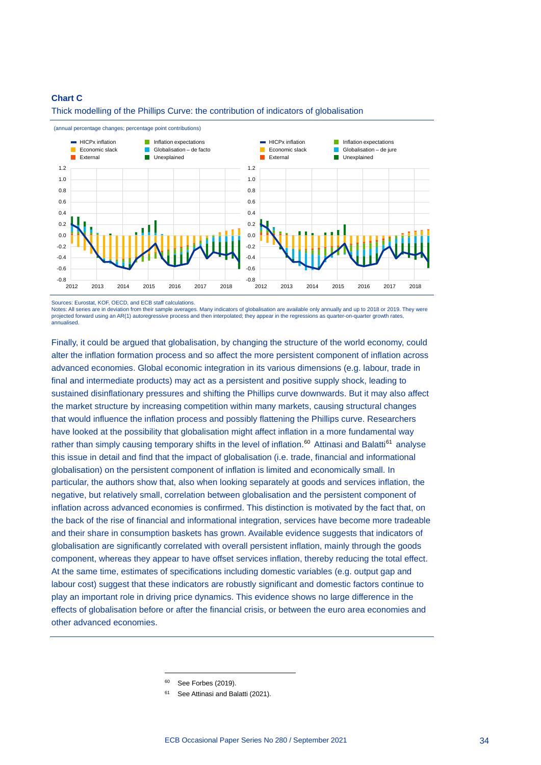**Chart C**

Thick modelling of the Phillips Curve: the contribution of indicators of globalisation

(annual percentage changes; percentage point contributions)

Sources: Eurostat, KOF, OECD, and ECB staff calculations.
Notes: All series are in deviation from their sample averages. Many indicators of globalisation are available only annually and up to 2018 or 2019. They were projected forward using an AR(1) autoregressive process and then interpolated; they appear in the regressions as quarter-on-quarter growth rates, annualised.

Finally, it could be argued that globalisation, by changing the structure of the world economy, could alter the inflation formation process and so affect the more persistent component of inflation across advanced economies. Global economic integration in its various dimensions (e.g. labour, trade in final and intermediate products) may act as a persistent and positive supply shock, leading to sustained disinflationary pressures and shifting the Phillips curve downwards. But it may also affect the market structure by increasing competition within many markets, causing structural changes that would influence the inflation process and possibly flattening the Phillips curve. Researchers have looked at the possibility that globalisation might affect inflation in a more fundamental way rather than simply causing temporary shifts in the level of inflation.[60] Attinasi and Balatti[61] analyse this issue in detail and find that the impact of globalisation (i.e. trade, financial and informational globalisation) on the persistent component of inflation is limited and economically small. In particular, the authors show that, also when looking separately at goods and services inflation, the negative, but relatively small, correlation between globalisation and the persistent component of inflation across advanced economies is confirmed. This distinction is motivated by the fact that, on the back of the rise of financial and informational integration, services have become more tradeable and their share in consumption baskets has grown. Available evidence suggests that indicators of globalisation are significantly correlated with overall persistent inflation, mainly through the goods component, whereas they appear to have offset services inflation, thereby reducing the total effect. At the same time, estimates of specifications including domestic variables (e.g. output gap and labour cost) suggest that these indicators are robustly significant and domestic factors continue to play an important role in driving price dynamics. This evidence shows no large difference in the effects of globalisation before or after the financial crisis, or between the euro area economies and other advanced economies.

[60] See Forbes (2019).

[61] See Attinasi and Balatti (2021).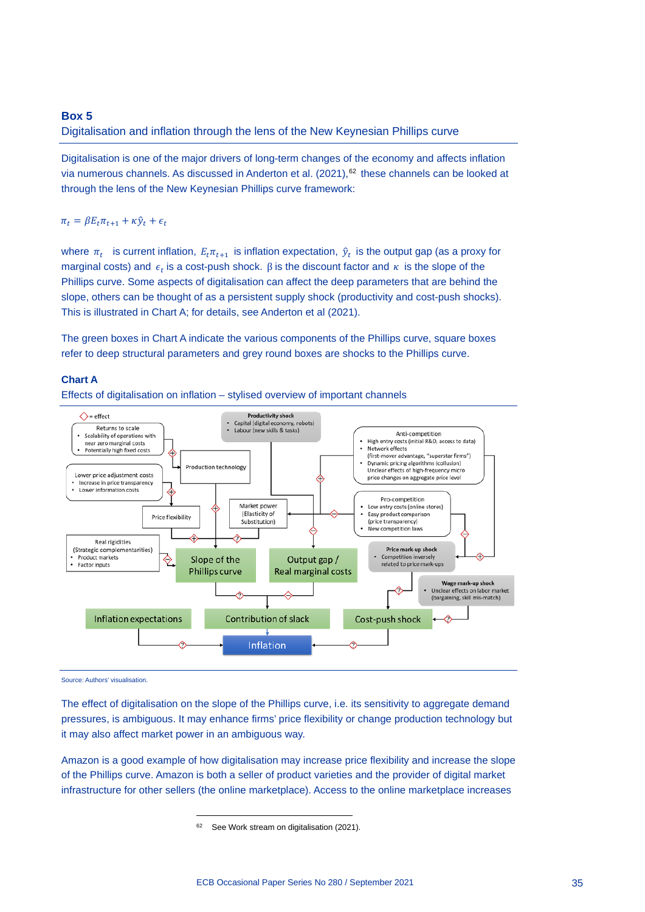## Box 5
### Digitalisation and inflation through the lens of the New Keynesian Phillips curve

Digitalisation is one of the major drivers of long-term changes of the economy and affects inflation via numerous channels. As discussed in Anderton et al. (2021),[62] these channels can be looked at through the lens of the New Keynesian Phillips curve framework:

$$\pi_t = \beta E_t \pi_{t+1} + \kappa \hat{y}_t + \epsilon_t$$

where $\pi_t$ is current inflation, $E_t \pi_{t+1}$ is inflation expectation, $\hat{y}_t$ is the output gap (as a proxy for marginal costs) and $\epsilon_t$ is a cost-push shock. β is the discount factor and $\kappa$ is the slope of the Phillips curve. Some aspects of digitalisation can affect the deep parameters that are behind the slope, others can be thought of as a persistent supply shock (productivity and cost-push shocks). This is illustrated in Chart A; for details, see Anderton et al (2021).

The green boxes in Chart A indicate the various components of the Phillips curve, square boxes refer to deep structural parameters and grey round boxes are shocks to the Phillips curve.

**Chart A**

Effects of digitalisation on inflation – stylised overview of important channels

Source: Authors' visualisation.

The effect of digitalisation on the slope of the Phillips curve, i.e. its sensitivity to aggregate demand pressures, is ambiguous. It may enhance firms' price flexibility or change production technology but it may also affect market power in an ambiguous way.

Amazon is a good example of how digitalisation may increase price flexibility and increase the slope of the Phillips curve. Amazon is both a seller of product varieties and the provider of digital market infrastructure for other sellers (the online marketplace). Access to the online marketplace increases

[62] See Work stream on digitalisation (2021).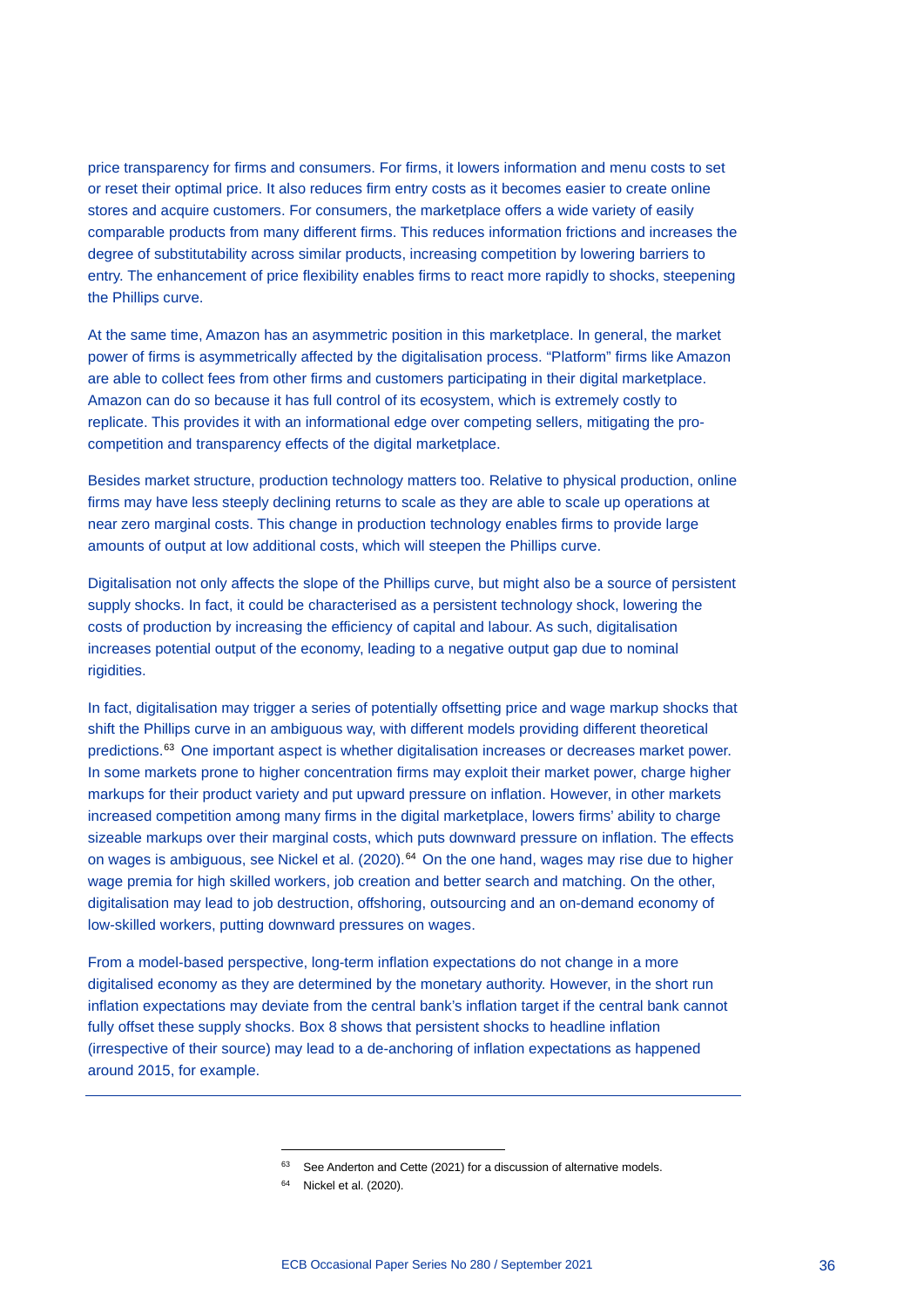price transparency for firms and consumers. For firms, it lowers information and menu costs to set or reset their optimal price. It also reduces firm entry costs as it becomes easier to create online stores and acquire customers. For consumers, the marketplace offers a wide variety of easily comparable products from many different firms. This reduces information frictions and increases the degree of substitutability across similar products, increasing competition by lowering barriers to entry. The enhancement of price flexibility enables firms to react more rapidly to shocks, steepening the Phillips curve.

At the same time, Amazon has an asymmetric position in this marketplace. In general, the market power of firms is asymmetrically affected by the digitalisation process. "Platform" firms like Amazon are able to collect fees from other firms and customers participating in their digital marketplace. Amazon can do so because it has full control of its ecosystem, which is extremely costly to replicate. This provides it with an informational edge over competing sellers, mitigating the pro-competition and transparency effects of the digital marketplace.

Besides market structure, production technology matters too. Relative to physical production, online firms may have less steeply declining returns to scale as they are able to scale up operations at near zero marginal costs. This change in production technology enables firms to provide large amounts of output at low additional costs, which will steepen the Phillips curve.

Digitalisation not only affects the slope of the Phillips curve, but might also be a source of persistent supply shocks. In fact, it could be characterised as a persistent technology shock, lowering the costs of production by increasing the efficiency of capital and labour. As such, digitalisation increases potential output of the economy, leading to a negative output gap due to nominal rigidities.

In fact, digitalisation may trigger a series of potentially offsetting price and wage markup shocks that shift the Phillips curve in an ambiguous way, with different models providing different theoretical predictions.[63] One important aspect is whether digitalisation increases or decreases market power. In some markets prone to higher concentration firms may exploit their market power, charge higher markups for their product variety and put upward pressure on inflation. However, in other markets increased competition among many firms in the digital marketplace, lowers firms' ability to charge sizeable markups over their marginal costs, which puts downward pressure on inflation. The effects on wages is ambiguous, see Nickel et al. (2020).[64] On the one hand, wages may rise due to higher wage premia for high skilled workers, job creation and better search and matching. On the other, digitalisation may lead to job destruction, offshoring, outsourcing and an on-demand economy of low-skilled workers, putting downward pressures on wages.

From a model-based perspective, long-term inflation expectations do not change in a more digitalised economy as they are determined by the monetary authority. However, in the short run inflation expectations may deviate from the central bank's inflation target if the central bank cannot fully offset these supply shocks. Box 8 shows that persistent shocks to headline inflation (irrespective of their source) may lead to a de-anchoring of inflation expectations as happened around 2015, for example.

---

[63] See Anderton and Cette (2021) for a discussion of alternative models.

[64] Nickel et al. (2020).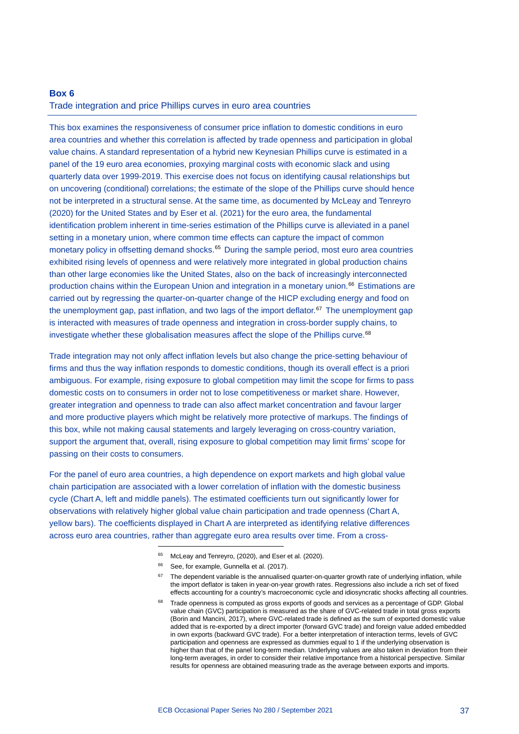## Box 6

### Trade integration and price Phillips curves in euro area countries

This box examines the responsiveness of consumer price inflation to domestic conditions in euro area countries and whether this correlation is affected by trade openness and participation in global value chains. A standard representation of a hybrid new Keynesian Phillips curve is estimated in a panel of the 19 euro area economies, proxying marginal costs with economic slack and using quarterly data over 1999-2019. This exercise does not focus on identifying causal relationships but on uncovering (conditional) correlations; the estimate of the slope of the Phillips curve should hence not be interpreted in a structural sense. At the same time, as documented by McLeay and Tenreyro (2020) for the United States and by Eser et al. (2021) for the euro area, the fundamental identification problem inherent in time-series estimation of the Phillips curve is alleviated in a panel setting in a monetary union, where common time effects can capture the impact of common monetary policy in offsetting demand shocks.[65] During the sample period, most euro area countries exhibited rising levels of openness and were relatively more integrated in global production chains than other large economies like the United States, also on the back of increasingly interconnected production chains within the European Union and integration in a monetary union.[66] Estimations are carried out by regressing the quarter-on-quarter change of the HICP excluding energy and food on the unemployment gap, past inflation, and two lags of the import deflator.[67] The unemployment gap is interacted with measures of trade openness and integration in cross-border supply chains, to investigate whether these globalisation measures affect the slope of the Phillips curve.[68]

Trade integration may not only affect inflation levels but also change the price-setting behaviour of firms and thus the way inflation responds to domestic conditions, though its overall effect is a priori ambiguous. For example, rising exposure to global competition may limit the scope for firms to pass domestic costs on to consumers in order not to lose competitiveness or market share. However, greater integration and openness to trade can also affect market concentration and favour larger and more productive players which might be relatively more protective of markups. The findings of this box, while not making causal statements and largely leveraging on cross-country variation, support the argument that, overall, rising exposure to global competition may limit firms' scope for passing on their costs to consumers.

For the panel of euro area countries, a high dependence on export markets and high global value chain participation are associated with a lower correlation of inflation with the domestic business cycle (Chart A, left and middle panels). The estimated coefficients turn out significantly lower for observations with relatively higher global value chain participation and trade openness (Chart A, yellow bars). The coefficients displayed in Chart A are interpreted as identifying relative differences across euro area countries, rather than aggregate euro area results over time. From a cross-

---

[65] McLeay and Tenreyro, (2020), and Eser et al. (2020).

[66] See, for example, Gunnella et al. (2017).

[67] The dependent variable is the annualised quarter-on-quarter growth rate of underlying inflation, while the import deflator is taken in year-on-year growth rates. Regressions also include a rich set of fixed effects accounting for a country's macroeconomic cycle and idiosyncratic shocks affecting all countries.

[68] Trade openness is computed as gross exports of goods and services as a percentage of GDP. Global value chain (GVC) participation is measured as the share of GVC-related trade in total gross exports (Borin and Mancini, 2017), where GVC-related trade is defined as the sum of exported domestic value added that is re-exported by a direct importer (forward GVC trade) and foreign value added embedded in own exports (backward GVC trade). For a better interpretation of interaction terms, levels of GVC participation and openness are expressed as dummies equal to 1 if the underlying observation is higher than that of the panel long-term median. Underlying values are also taken in deviation from their long-term averages, in order to consider their relative importance from a historical perspective. Similar results for openness are obtained measuring trade as the average between exports and imports.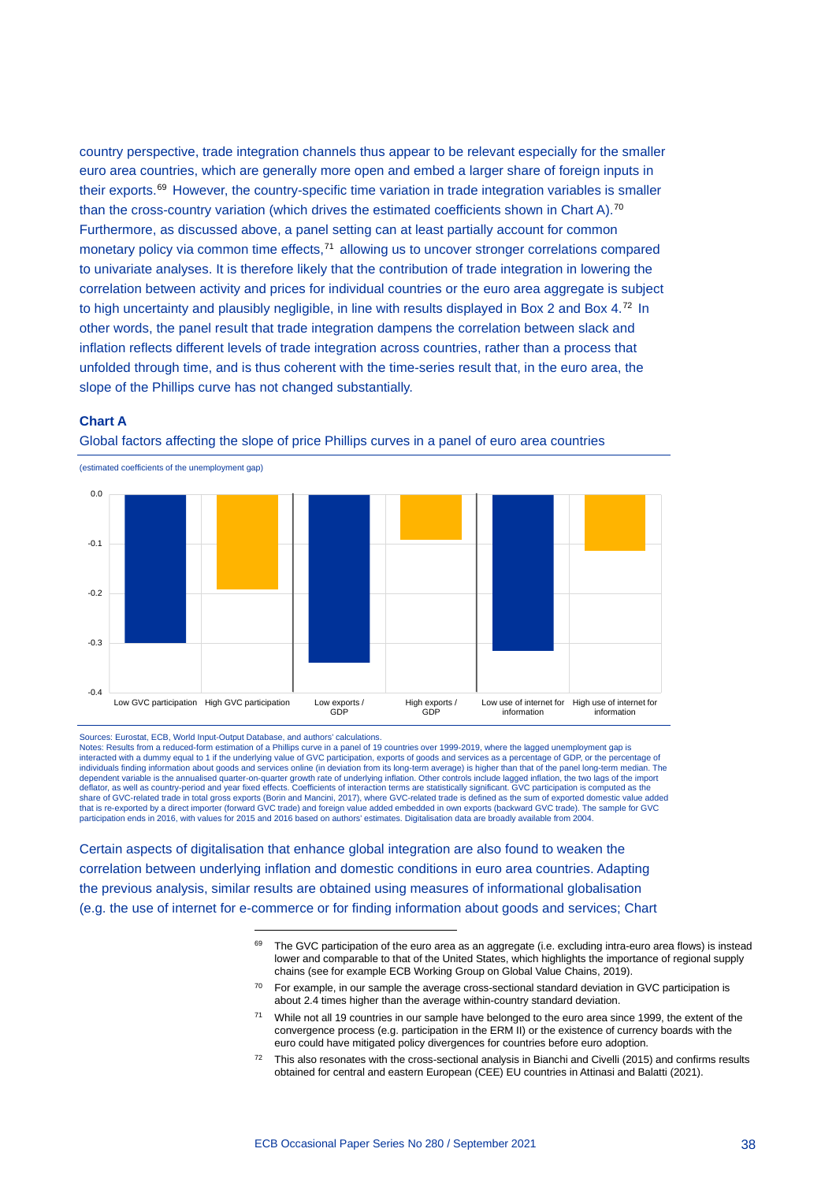country perspective, trade integration channels thus appear to be relevant especially for the smaller euro area countries, which are generally more open and embed a larger share of foreign inputs in their exports.[69] However, the country-specific time variation in trade integration variables is smaller than the cross-country variation (which drives the estimated coefficients shown in Chart A).[70] Furthermore, as discussed above, a panel setting can at least partially account for common monetary policy via common time effects,[71] allowing us to uncover stronger correlations compared to univariate analyses. It is therefore likely that the contribution of trade integration in lowering the correlation between activity and prices for individual countries or the euro area aggregate is subject to high uncertainty and plausibly negligible, in line with results displayed in Box 2 and Box 4.[72] In other words, the panel result that trade integration dampens the correlation between slack and inflation reflects different levels of trade integration across countries, rather than a process that unfolded through time, and is thus coherent with the time-series result that, in the euro area, the slope of the Phillips curve has not changed substantially.

**Chart A**

Global factors affecting the slope of price Phillips curves in a panel of euro area countries

(estimated coefficients of the unemployment gap)

| | Low GVC participation | High GVC participation | Low exports / GDP | High exports / GDP | Low use of internet for information | High use of internet for information |
|---|---|---|---|---|---|---|
| Coefficient (approx.) | -0.30 | -0.19 | -0.34 | -0.09 | -0.315 | -0.11 |

Sources: Eurostat, ECB, World Input-Output Database, and authors' calculations.
Notes: Results from a reduced-form estimation of a Phillips curve in a panel of 19 countries over 1999-2019, where the lagged unemployment gap is interacted with a dummy equal to 1 if the underlying value of GVC participation, exports of goods and services as a percentage of GDP, or the percentage of individuals finding information about goods and services online (in deviation from its long-term average) is higher than that of the panel long-term median. The dependent variable is the annualised quarter-on-quarter growth rate of underlying inflation. Other controls include lagged inflation, the two lags of the import deflator, as well as country-period and year fixed effects. Coefficients of interaction terms are statistically significant. GVC participation is computed as the share of GVC-related trade in total gross exports (Borin and Mancini, 2017), where GVC-related trade is defined as the sum of exported domestic value added that is re-exported by a direct importer (forward GVC trade) and foreign value added embedded in own exports (backward GVC trade). The sample for GVC participation ends in 2016, with values for 2015 and 2016 based on authors' estimates. Digitalisation data are broadly available from 2004.

Certain aspects of digitalisation that enhance global integration are also found to weaken the correlation between underlying inflation and domestic conditions in euro area countries. Adapting the previous analysis, similar results are obtained using measures of informational globalisation (e.g. the use of internet for e-commerce or for finding information about goods and services; Chart

---

[69] The GVC participation of the euro area as an aggregate (i.e. excluding intra-euro area flows) is instead lower and comparable to that of the United States, which highlights the importance of regional supply chains (see for example ECB Working Group on Global Value Chains, 2019).

[70] For example, in our sample the average cross-sectional standard deviation in GVC participation is about 2.4 times higher than the average within-country standard deviation.

[71] While not all 19 countries in our sample have belonged to the euro area since 1999, the extent of the convergence process (e.g. participation in the ERM II) or the existence of currency boards with the euro could have mitigated policy divergences for countries before euro adoption.

[72] This also resonates with the cross-sectional analysis in Bianchi and Civelli (2015) and confirms results obtained for central and eastern European (CEE) EU countries in Attinasi and Balatti (2021).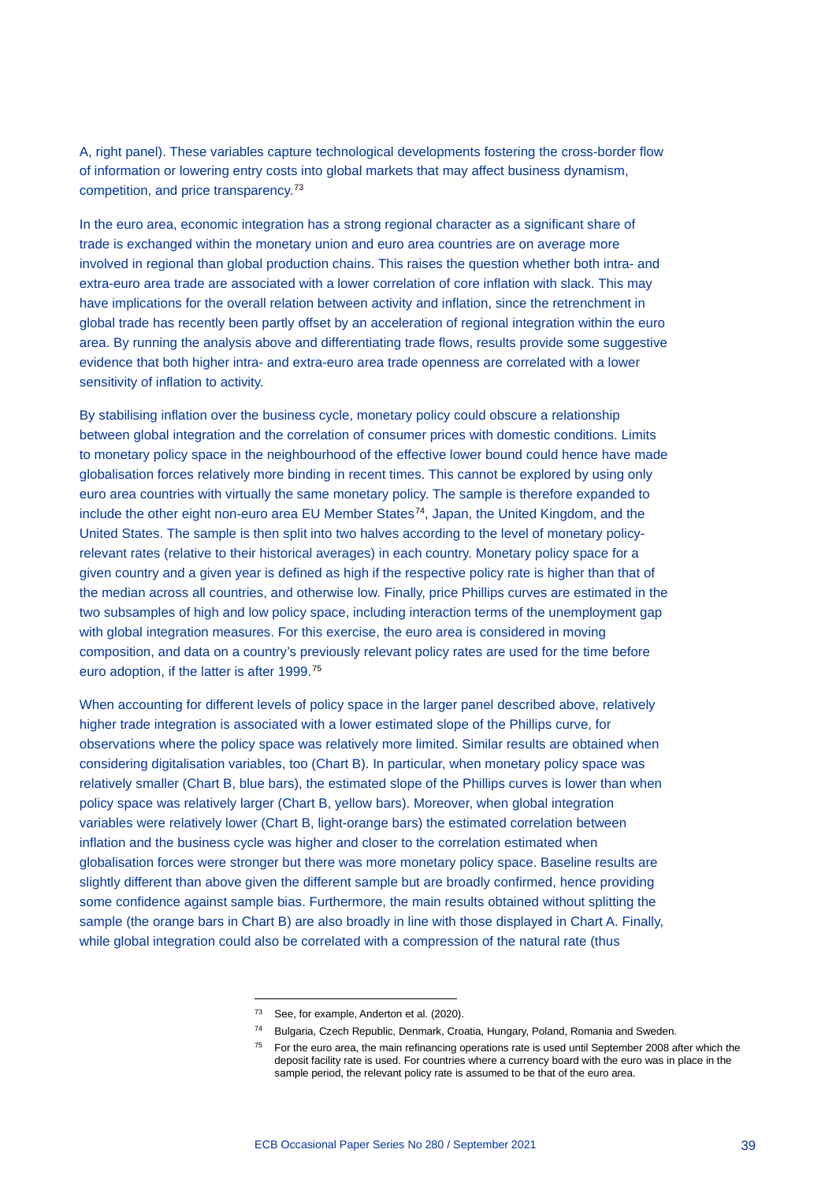A, right panel). These variables capture technological developments fostering the cross-border flow of information or lowering entry costs into global markets that may affect business dynamism, competition, and price transparency.[73]

In the euro area, economic integration has a strong regional character as a significant share of trade is exchanged within the monetary union and euro area countries are on average more involved in regional than global production chains. This raises the question whether both intra- and extra-euro area trade are associated with a lower correlation of core inflation with slack. This may have implications for the overall relation between activity and inflation, since the retrenchment in global trade has recently been partly offset by an acceleration of regional integration within the euro area. By running the analysis above and differentiating trade flows, results provide some suggestive evidence that both higher intra- and extra-euro area trade openness are correlated with a lower sensitivity of inflation to activity.

By stabilising inflation over the business cycle, monetary policy could obscure a relationship between global integration and the correlation of consumer prices with domestic conditions. Limits to monetary policy space in the neighbourhood of the effective lower bound could hence have made globalisation forces relatively more binding in recent times. This cannot be explored by using only euro area countries with virtually the same monetary policy. The sample is therefore expanded to include the other eight non-euro area EU Member States[74], Japan, the United Kingdom, and the United States. The sample is then split into two halves according to the level of monetary policy-relevant rates (relative to their historical averages) in each country. Monetary policy space for a given country and a given year is defined as high if the respective policy rate is higher than that of the median across all countries, and otherwise low. Finally, price Phillips curves are estimated in the two subsamples of high and low policy space, including interaction terms of the unemployment gap with global integration measures. For this exercise, the euro area is considered in moving composition, and data on a country's previously relevant policy rates are used for the time before euro adoption, if the latter is after 1999.[75]

When accounting for different levels of policy space in the larger panel described above, relatively higher trade integration is associated with a lower estimated slope of the Phillips curve, for observations where the policy space was relatively more limited. Similar results are obtained when considering digitalisation variables, too (Chart B). In particular, when monetary policy space was relatively smaller (Chart B, blue bars), the estimated slope of the Phillips curves is lower than when policy space was relatively larger (Chart B, yellow bars). Moreover, when global integration variables were relatively lower (Chart B, light-orange bars) the estimated correlation between inflation and the business cycle was higher and closer to the correlation estimated when globalisation forces were stronger but there was more monetary policy space. Baseline results are slightly different than above given the different sample but are broadly confirmed, hence providing some confidence against sample bias. Furthermore, the main results obtained without splitting the sample (the orange bars in Chart B) are also broadly in line with those displayed in Chart A. Finally, while global integration could also be correlated with a compression of the natural rate (thus

---

[73] See, for example, Anderton et al. (2020).

[74] Bulgaria, Czech Republic, Denmark, Croatia, Hungary, Poland, Romania and Sweden.

[75] For the euro area, the main refinancing operations rate is used until September 2008 after which the deposit facility rate is used. For countries where a currency board with the euro was in place in the sample period, the relevant policy rate is assumed to be that of the euro area.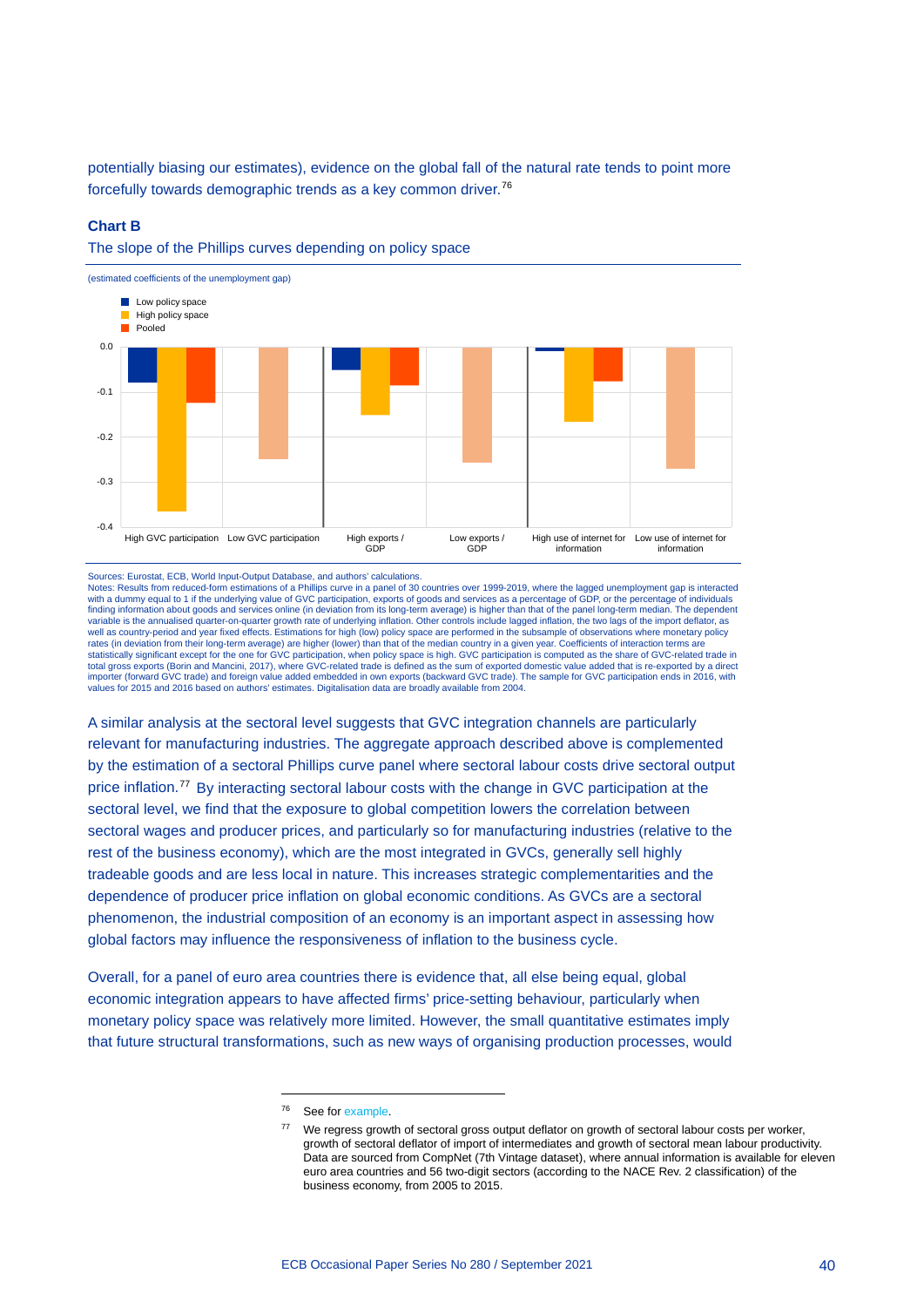potentially biasing our estimates), evidence on the global fall of the natural rate tends to point more forcefully towards demographic trends as a key common driver.[76]

**Chart B**

The slope of the Phillips curves depending on policy space

(estimated coefficients of the unemployment gap)

Sources: Eurostat, ECB, World Input-Output Database, and authors' calculations.
Notes: Results from reduced-form estimations of a Phillips curve in a panel of 30 countries over 1999-2019, where the lagged unemployment gap is interacted with a dummy equal to 1 if the underlying value of GVC participation, exports of goods and services as a percentage of GDP, or the percentage of individuals finding information about goods and services online (in deviation from its long-term average) is higher than that of the panel long-term median. The dependent variable is the annualised quarter-on-quarter growth rate of underlying inflation. Other controls include lagged inflation, the two lags of the import deflator, as well as country-period and year fixed effects. Estimations for high (low) policy space are performed in the subsample of observations where monetary policy rates (in deviation from their long-term average) are higher (lower) than that of the median country in a given year. Coefficients of interaction terms are statistically significant except for the one for GVC participation, when policy space is high. GVC participation is computed as the share of GVC-related trade in total gross exports (Borin and Mancini, 2017), where GVC-related trade is defined as the sum of exported domestic value added that is re-exported by a direct importer (forward GVC trade) and foreign value added embedded in own exports (backward GVC trade). The sample for GVC participation ends in 2016, with values for 2015 and 2016 based on authors' estimates. Digitalisation data are broadly available from 2004.

A similar analysis at the sectoral level suggests that GVC integration channels are particularly relevant for manufacturing industries. The aggregate approach described above is complemented by the estimation of a sectoral Phillips curve panel where sectoral labour costs drive sectoral output price inflation.[77] By interacting sectoral labour costs with the change in GVC participation at the sectoral level, we find that the exposure to global competition lowers the correlation between sectoral wages and producer prices, and particularly so for manufacturing industries (relative to the rest of the business economy), which are the most integrated in GVCs, generally sell highly tradeable goods and are less local in nature. This increases strategic complementarities and the dependence of producer price inflation on global economic conditions. As GVCs are a sectoral phenomenon, the industrial composition of an economy is an important aspect in assessing how global factors may influence the responsiveness of inflation to the business cycle.

Overall, for a panel of euro area countries there is evidence that, all else being equal, global economic integration appears to have affected firms' price-setting behaviour, particularly when monetary policy space was relatively more limited. However, the small quantitative estimates imply that future structural transformations, such as new ways of organising production processes, would

[76] See for example.

[77] We regress growth of sectoral gross output deflator on growth of sectoral labour costs per worker, growth of sectoral deflator of import of intermediates and growth of sectoral mean labour productivity. Data are sourced from CompNet (7th Vintage dataset), where annual information is available for eleven euro area countries and 56 two-digit sectors (according to the NACE Rev. 2 classification) of the business economy, from 2005 to 2015.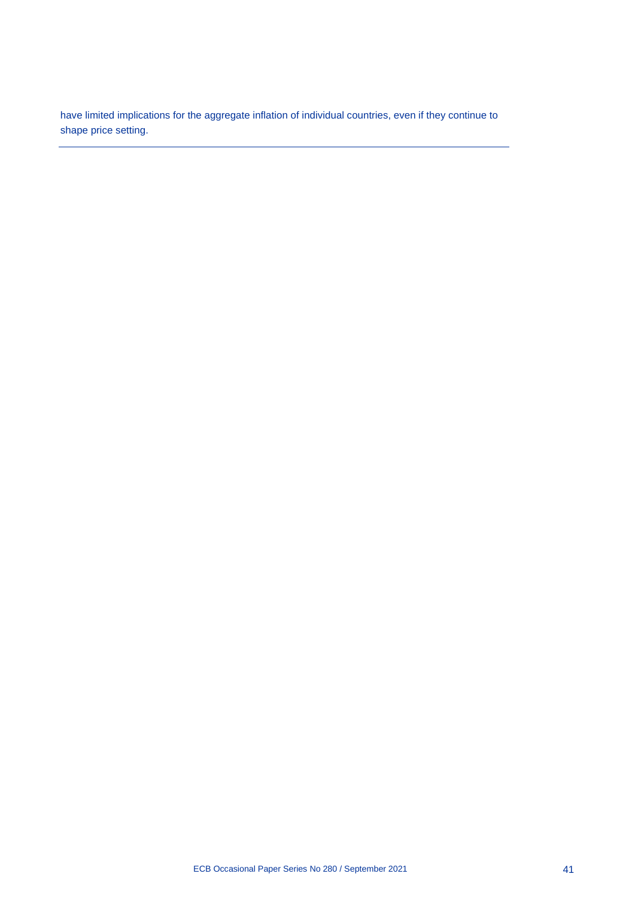have limited implications for the aggregate inflation of individual countries, even if they continue to shape price setting.

---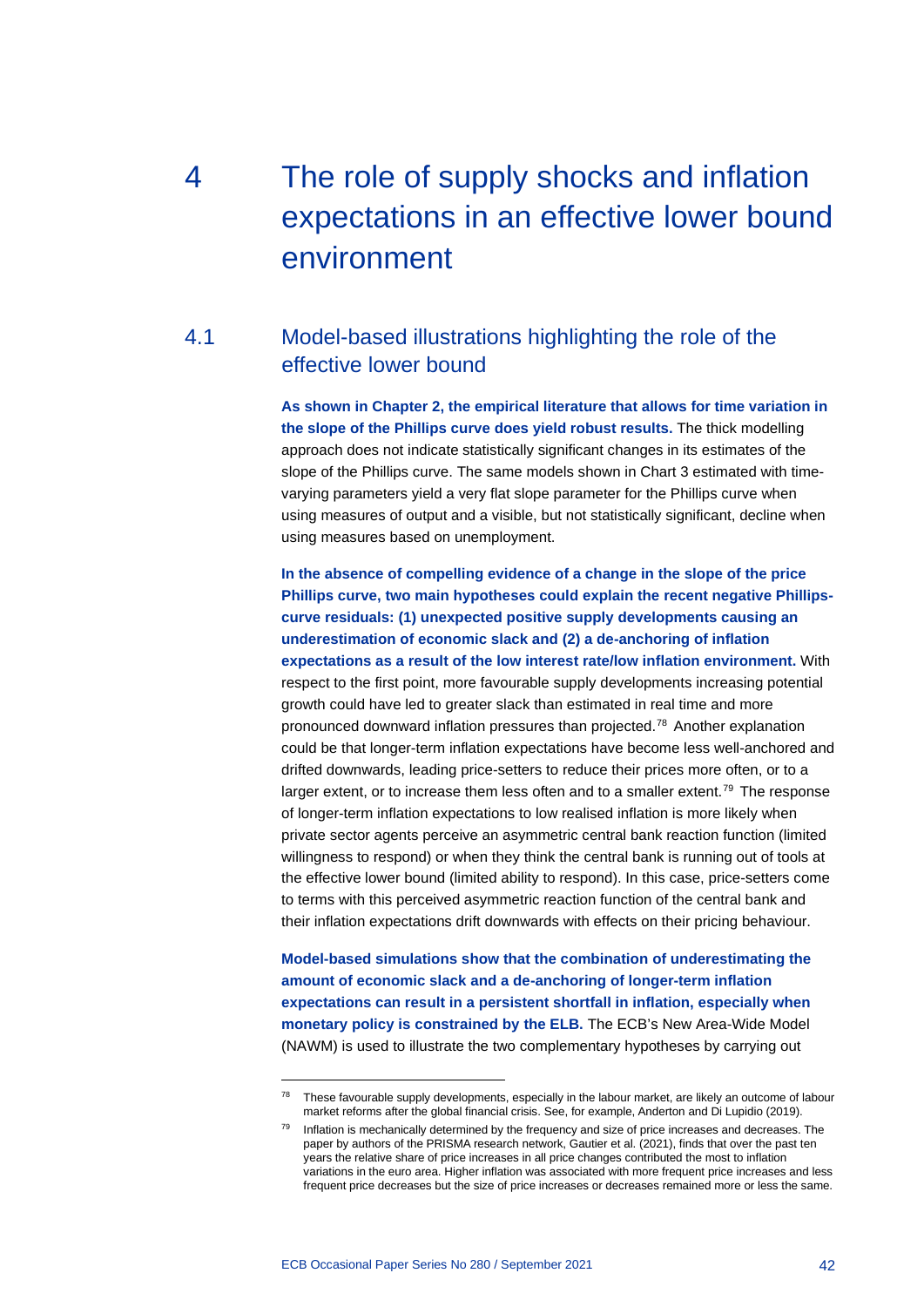# 4 The role of supply shocks and inflation expectations in an effective lower bound environment

## 4.1 Model-based illustrations highlighting the role of the effective lower bound

**As shown in Chapter 2, the empirical literature that allows for time variation in the slope of the Phillips curve does yield robust results.** The thick modelling approach does not indicate statistically significant changes in its estimates of the slope of the Phillips curve. The same models shown in Chart 3 estimated with time-varying parameters yield a very flat slope parameter for the Phillips curve when using measures of output and a visible, but not statistically significant, decline when using measures based on unemployment.

**In the absence of compelling evidence of a change in the slope of the price Phillips curve, two main hypotheses could explain the recent negative Phillips-curve residuals: (1) unexpected positive supply developments causing an underestimation of economic slack and (2) a de-anchoring of inflation expectations as a result of the low interest rate/low inflation environment.** With respect to the first point, more favourable supply developments increasing potential growth could have led to greater slack than estimated in real time and more pronounced downward inflation pressures than projected.[78] Another explanation could be that longer-term inflation expectations have become less well-anchored and drifted downwards, leading price-setters to reduce their prices more often, or to a larger extent, or to increase them less often and to a smaller extent.[79] The response of longer-term inflation expectations to low realised inflation is more likely when private sector agents perceive an asymmetric central bank reaction function (limited willingness to respond) or when they think the central bank is running out of tools at the effective lower bound (limited ability to respond). In this case, price-setters come to terms with this perceived asymmetric reaction function of the central bank and their inflation expectations drift downwards with effects on their pricing behaviour.

**Model-based simulations show that the combination of underestimating the amount of economic slack and a de-anchoring of longer-term inflation expectations can result in a persistent shortfall in inflation, especially when monetary policy is constrained by the ELB.** The ECB's New Area-Wide Model (NAWM) is used to illustrate the two complementary hypotheses by carrying out

---

[78] These favourable supply developments, especially in the labour market, are likely an outcome of labour market reforms after the global financial crisis. See, for example, Anderton and Di Lupidio (2019).

[79] Inflation is mechanically determined by the frequency and size of price increases and decreases. The paper by authors of the PRISMA research network, Gautier et al. (2021), finds that over the past ten years the relative share of price increases in all price changes contributed the most to inflation variations in the euro area. Higher inflation was associated with more frequent price increases and less frequent price decreases but the size of price increases or decreases remained more or less the same.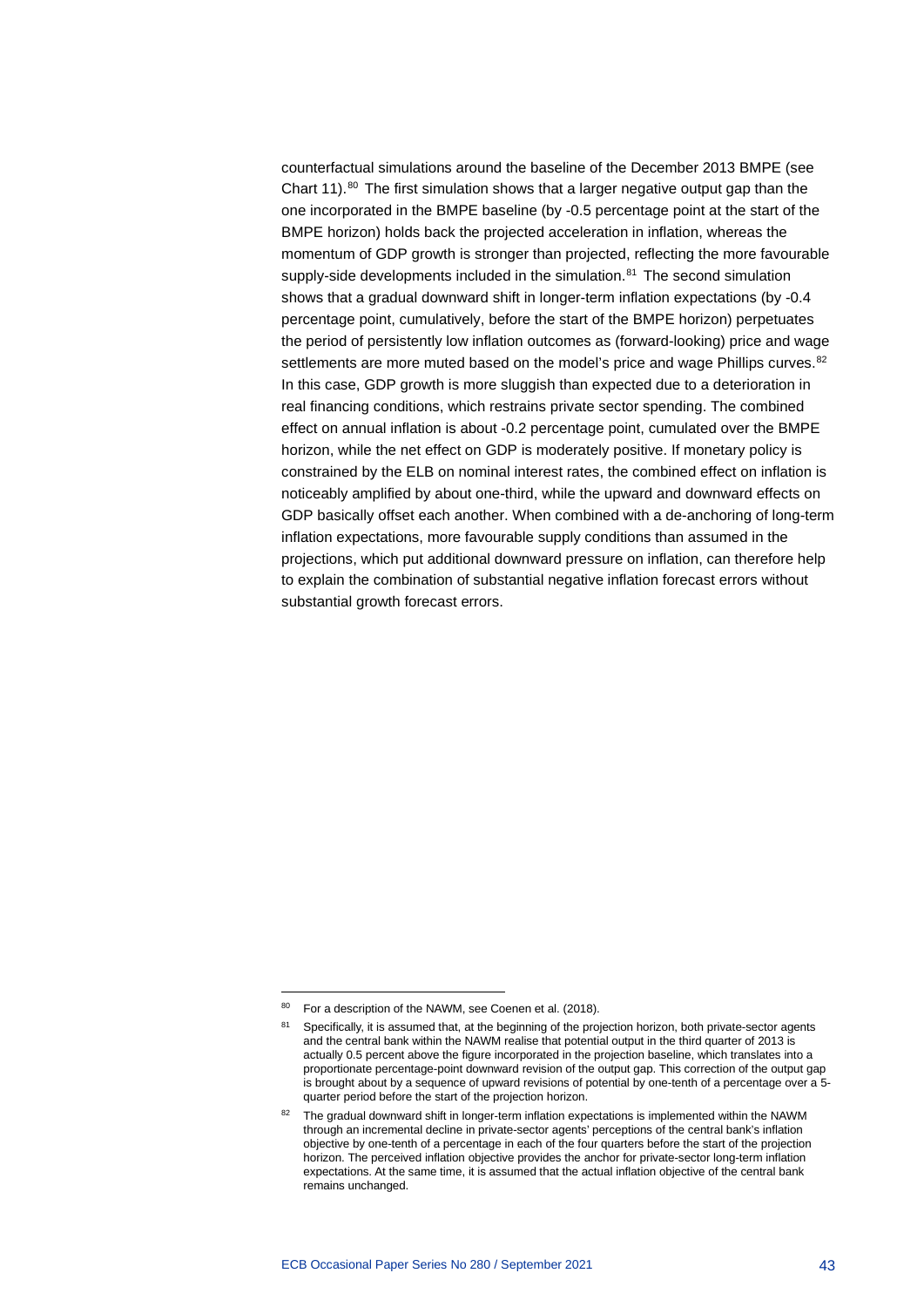counterfactual simulations around the baseline of the December 2013 BMPE (see Chart 11).[80] The first simulation shows that a larger negative output gap than the one incorporated in the BMPE baseline (by -0.5 percentage point at the start of the BMPE horizon) holds back the projected acceleration in inflation, whereas the momentum of GDP growth is stronger than projected, reflecting the more favourable supply-side developments included in the simulation.[81] The second simulation shows that a gradual downward shift in longer-term inflation expectations (by -0.4 percentage point, cumulatively, before the start of the BMPE horizon) perpetuates the period of persistently low inflation outcomes as (forward-looking) price and wage settlements are more muted based on the model's price and wage Phillips curves.[82] In this case, GDP growth is more sluggish than expected due to a deterioration in real financing conditions, which restrains private sector spending. The combined effect on annual inflation is about -0.2 percentage point, cumulated over the BMPE horizon, while the net effect on GDP is moderately positive. If monetary policy is constrained by the ELB on nominal interest rates, the combined effect on inflation is noticeably amplified by about one-third, while the upward and downward effects on GDP basically offset each another. When combined with a de-anchoring of long-term inflation expectations, more favourable supply conditions than assumed in the projections, which put additional downward pressure on inflation, can therefore help to explain the combination of substantial negative inflation forecast errors without substantial growth forecast errors.

---

[80] For a description of the NAWM, see Coenen et al. (2018).

[81] Specifically, it is assumed that, at the beginning of the projection horizon, both private-sector agents and the central bank within the NAWM realise that potential output in the third quarter of 2013 is actually 0.5 percent above the figure incorporated in the projection baseline, which translates into a proportionate percentage-point downward revision of the output gap. This correction of the output gap is brought about by a sequence of upward revisions of potential by one-tenth of a percentage over a 5-quarter period before the start of the projection horizon.

[82] The gradual downward shift in longer-term inflation expectations is implemented within the NAWM through an incremental decline in private-sector agents' perceptions of the central bank's inflation objective by one-tenth of a percentage in each of the four quarters before the start of the projection horizon. The perceived inflation objective provides the anchor for private-sector long-term inflation expectations. At the same time, it is assumed that the actual inflation objective of the central bank remains unchanged.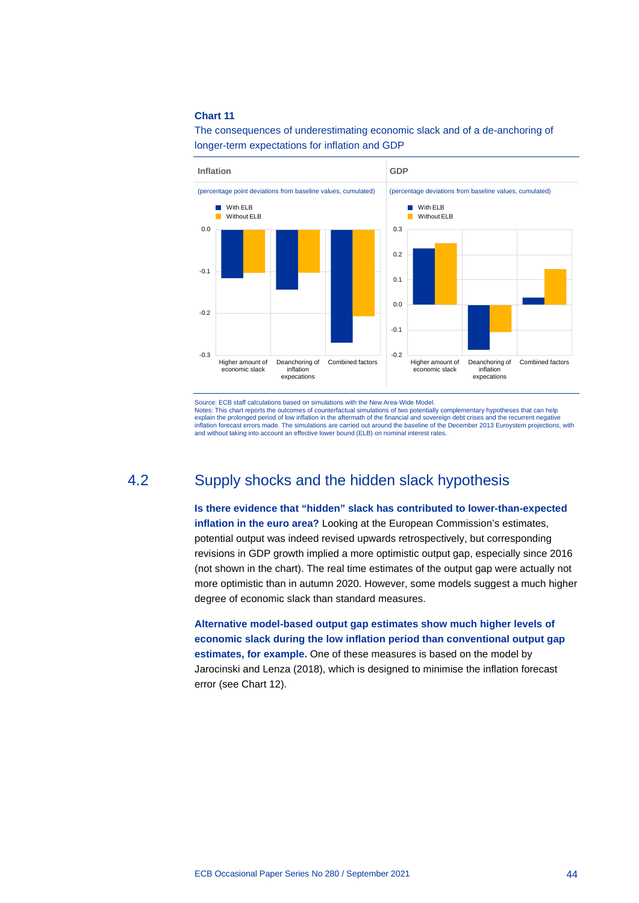**Chart 11**

The consequences of underestimating economic slack and of a de-anchoring of longer-term expectations for inflation and GDP

Inflation

(percentage point deviations from baseline values, cumulated)

GDP

(percentage deviations from baseline values, cumulated)

Source: ECB staff calculations based on simulations with the New Area-Wide Model.
Notes: This chart reports the outcomes of counterfactual simulations of two potentially complementary hypotheses that can help explain the prolonged period of low inflation in the aftermath of the financial and sovereign debt crises and the recurrent negative inflation forecast errors made. The simulations are carried out around the baseline of the December 2013 Eurosystem projections, with and without taking into account an effective lower bound (ELB) on nominal interest rates.

## 4.2 Supply shocks and the hidden slack hypothesis

**Is there evidence that "hidden" slack has contributed to lower-than-expected inflation in the euro area?** Looking at the European Commission's estimates, potential output was indeed revised upwards retrospectively, but corresponding revisions in GDP growth implied a more optimistic output gap, especially since 2016 (not shown in the chart). The real time estimates of the output gap were actually not more optimistic than in autumn 2020. However, some models suggest a much higher degree of economic slack than standard measures.

**Alternative model-based output gap estimates show much higher levels of economic slack during the low inflation period than conventional output gap estimates, for example.** One of these measures is based on the model by Jarocinski and Lenza (2018), which is designed to minimise the inflation forecast error (see Chart 12).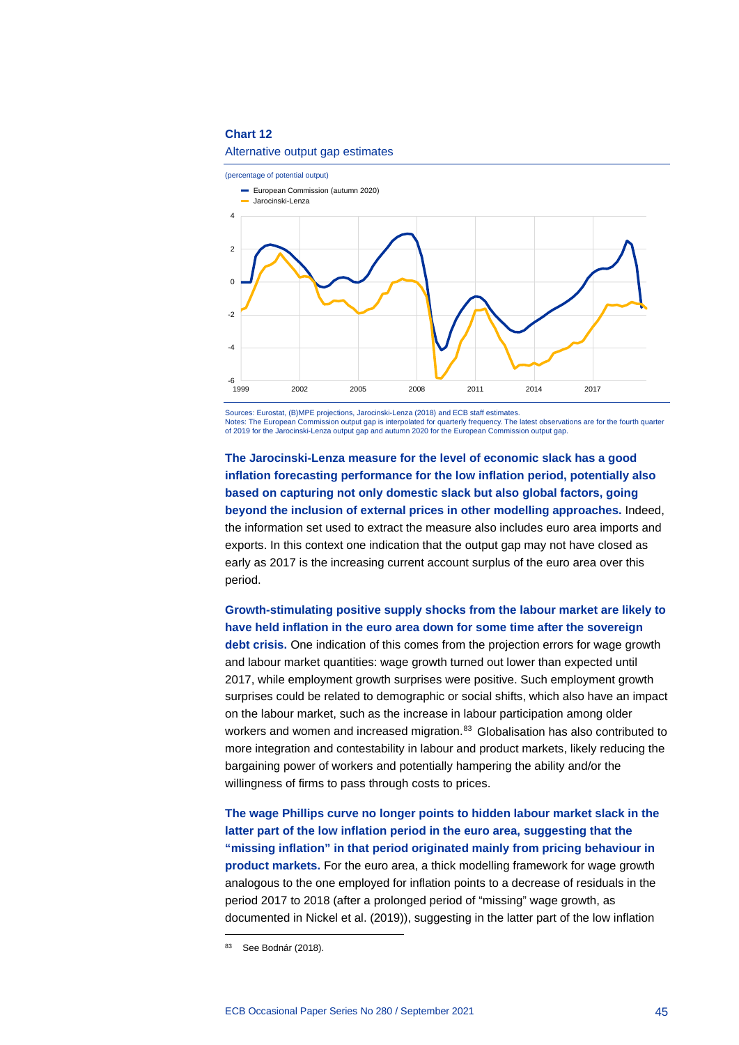**Chart 12**

Alternative output gap estimates

(percentage of potential output)

Sources: Eurostat, (B)MPE projections, Jarocinski-Lenza (2018) and ECB staff estimates.
Notes: The European Commission output gap is interpolated for quarterly frequency. The latest observations are for the fourth quarter of 2019 for the Jarocinski-Lenza output gap and autumn 2020 for the European Commission output gap.

**The Jarocinski-Lenza measure for the level of economic slack has a good inflation forecasting performance for the low inflation period, potentially also based on capturing not only domestic slack but also global factors, going beyond the inclusion of external prices in other modelling approaches.** Indeed, the information set used to extract the measure also includes euro area imports and exports. In this context one indication that the output gap may not have closed as early as 2017 is the increasing current account surplus of the euro area over this period.

**Growth-stimulating positive supply shocks from the labour market are likely to have held inflation in the euro area down for some time after the sovereign debt crisis.** One indication of this comes from the projection errors for wage growth and labour market quantities: wage growth turned out lower than expected until 2017, while employment growth surprises were positive. Such employment growth surprises could be related to demographic or social shifts, which also have an impact on the labour market, such as the increase in labour participation among older workers and women and increased migration.[83] Globalisation has also contributed to more integration and contestability in labour and product markets, likely reducing the bargaining power of workers and potentially hampering the ability and/or the willingness of firms to pass through costs to prices.

**The wage Phillips curve no longer points to hidden labour market slack in the latter part of the low inflation period in the euro area, suggesting that the "missing inflation" in that period originated mainly from pricing behaviour in product markets.** For the euro area, a thick modelling framework for wage growth analogous to the one employed for inflation points to a decrease of residuals in the period 2017 to 2018 (after a prolonged period of "missing" wage growth, as documented in Nickel et al. (2019)), suggesting in the latter part of the low inflation

[83] See Bodnár (2018).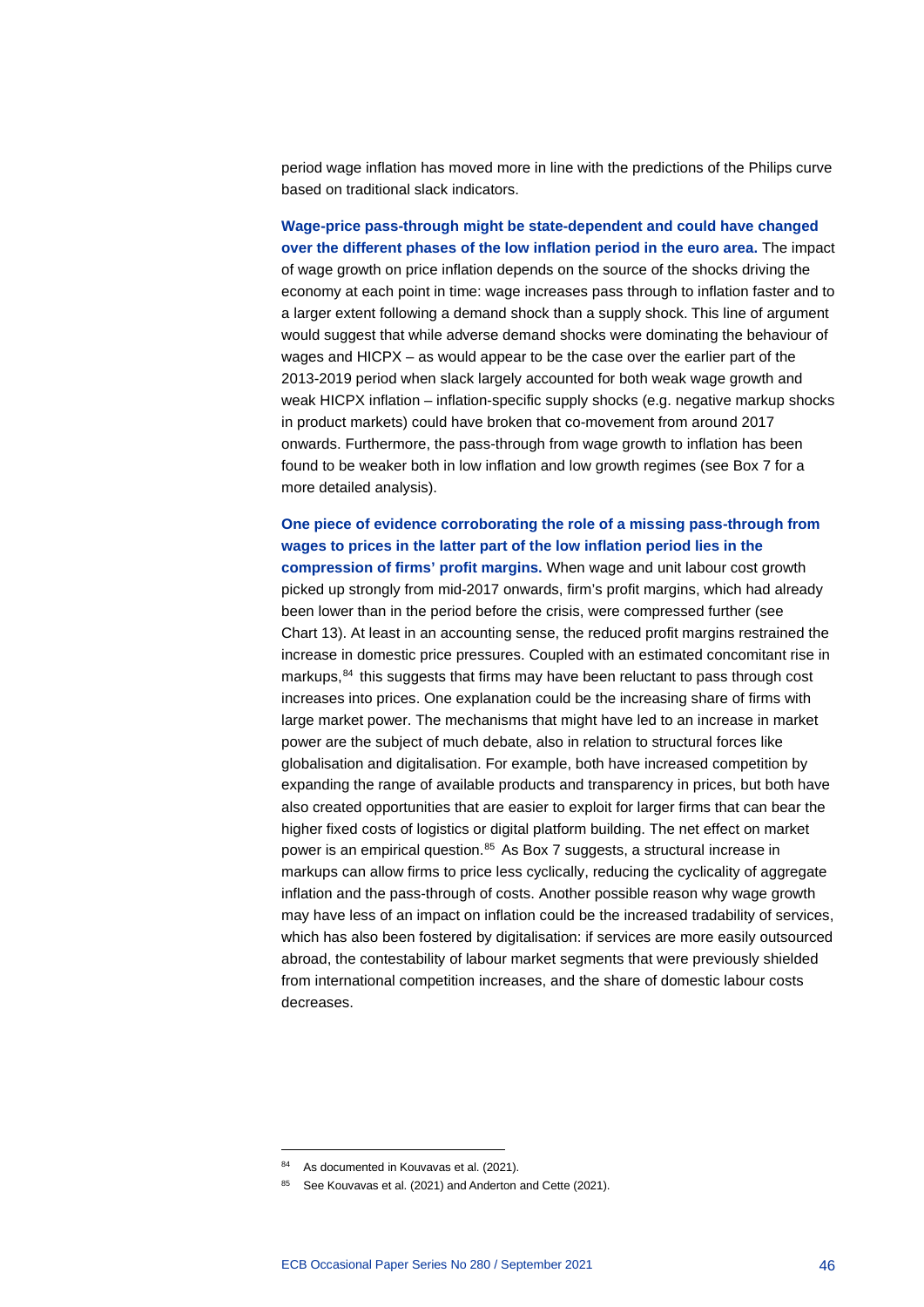period wage inflation has moved more in line with the predictions of the Philips curve based on traditional slack indicators.

**Wage-price pass-through might be state-dependent and could have changed over the different phases of the low inflation period in the euro area.** The impact of wage growth on price inflation depends on the source of the shocks driving the economy at each point in time: wage increases pass through to inflation faster and to a larger extent following a demand shock than a supply shock. This line of argument would suggest that while adverse demand shocks were dominating the behaviour of wages and HICPX – as would appear to be the case over the earlier part of the 2013-2019 period when slack largely accounted for both weak wage growth and weak HICPX inflation – inflation-specific supply shocks (e.g. negative markup shocks in product markets) could have broken that co-movement from around 2017 onwards. Furthermore, the pass-through from wage growth to inflation has been found to be weaker both in low inflation and low growth regimes (see Box 7 for a more detailed analysis).

**One piece of evidence corroborating the role of a missing pass-through from wages to prices in the latter part of the low inflation period lies in the compression of firms' profit margins.** When wage and unit labour cost growth picked up strongly from mid-2017 onwards, firm's profit margins, which had already been lower than in the period before the crisis, were compressed further (see Chart 13). At least in an accounting sense, the reduced profit margins restrained the increase in domestic price pressures. Coupled with an estimated concomitant rise in markups,[84] this suggests that firms may have been reluctant to pass through cost increases into prices. One explanation could be the increasing share of firms with large market power. The mechanisms that might have led to an increase in market power are the subject of much debate, also in relation to structural forces like globalisation and digitalisation. For example, both have increased competition by expanding the range of available products and transparency in prices, but both have also created opportunities that are easier to exploit for larger firms that can bear the higher fixed costs of logistics or digital platform building. The net effect on market power is an empirical question.[85] As Box 7 suggests, a structural increase in markups can allow firms to price less cyclically, reducing the cyclicality of aggregate inflation and the pass-through of costs. Another possible reason why wage growth may have less of an impact on inflation could be the increased tradability of services, which has also been fostered by digitalisation: if services are more easily outsourced abroad, the contestability of labour market segments that were previously shielded from international competition increases, and the share of domestic labour costs decreases.

[84] As documented in Kouvavas et al. (2021).

[85] See Kouvavas et al. (2021) and Anderton and Cette (2021).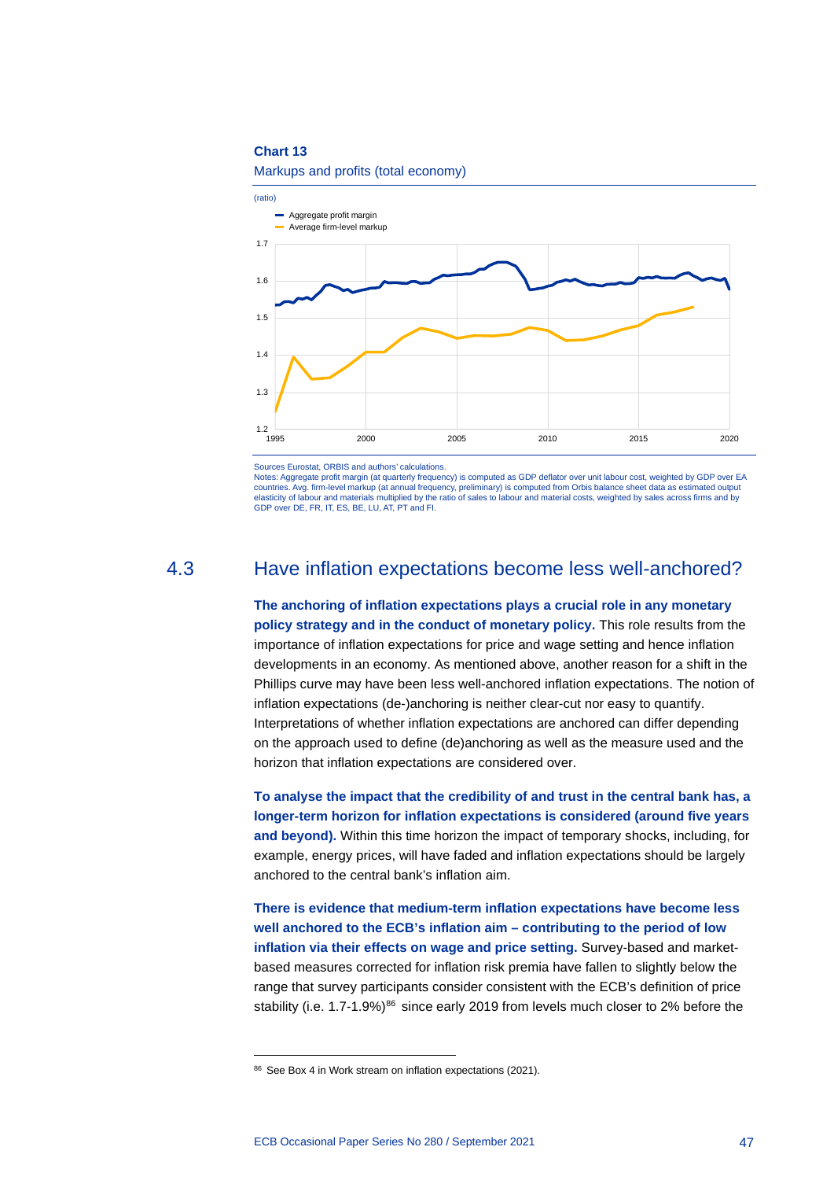**Chart 13**

Markups and profits (total economy)

(ratio)

Sources Eurostat, ORBIS and authors' calculations.
Notes: Aggregate profit margin (at quarterly frequency) is computed as GDP deflator over unit labour cost, weighted by GDP over EA countries. Avg. firm-level markup (at annual frequency, preliminary) is computed from Orbis balance sheet data as estimated output elasticity of labour and materials multiplied by the ratio of sales to labour and material costs, weighted by sales across firms and by GDP over DE, FR, IT, ES, BE, LU, AT, PT and FI.

## 4.3 Have inflation expectations become less well-anchored?

**The anchoring of inflation expectations plays a crucial role in any monetary policy strategy and in the conduct of monetary policy.** This role results from the importance of inflation expectations for price and wage setting and hence inflation developments in an economy. As mentioned above, another reason for a shift in the Phillips curve may have been less well-anchored inflation expectations. The notion of inflation expectations (de-)anchoring is neither clear-cut nor easy to quantify. Interpretations of whether inflation expectations are anchored can differ depending on the approach used to define (de)anchoring as well as the measure used and the horizon that inflation expectations are considered over.

**To analyse the impact that the credibility of and trust in the central bank has, a longer-term horizon for inflation expectations is considered (around five years and beyond).** Within this time horizon the impact of temporary shocks, including, for example, energy prices, will have faded and inflation expectations should be largely anchored to the central bank's inflation aim.

**There is evidence that medium-term inflation expectations have become less well anchored to the ECB's inflation aim – contributing to the period of low inflation via their effects on wage and price setting.** Survey-based and market-based measures corrected for inflation risk premia have fallen to slightly below the range that survey participants consider consistent with the ECB's definition of price stability (i.e. 1.7-1.9%)[86] since early 2019 from levels much closer to 2% before the

[86] See Box 4 in Work stream on inflation expectations (2021).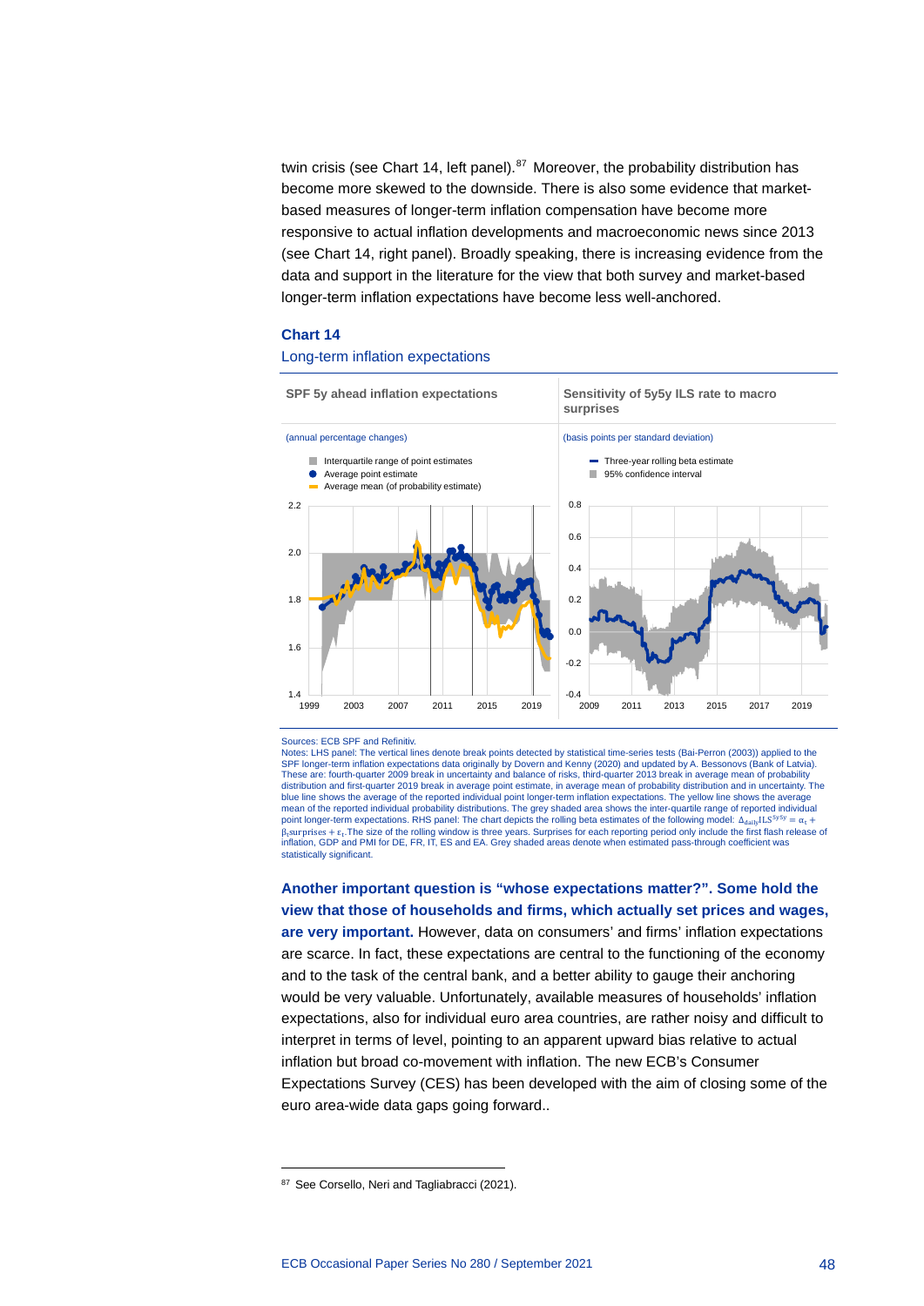twin crisis (see Chart 14, left panel).[87] Moreover, the probability distribution has become more skewed to the downside. There is also some evidence that market-based measures of longer-term inflation compensation have become more responsive to actual inflation developments and macroeconomic news since 2013 (see Chart 14, right panel). Broadly speaking, there is increasing evidence from the data and support in the literature for the view that both survey and market-based longer-term inflation expectations have become less well-anchored.

**Chart 14**

Long-term inflation expectations

SPF 5y ahead inflation expectations

(annual percentage changes)

Sensitivity of 5y5y ILS rate to macro surprises

(basis points per standard deviation)

Sources: ECB SPF and Refinitiv.

Notes: LHS panel: The vertical lines denote break points detected by statistical time-series tests (Bai-Perron (2003)) applied to the SPF longer-term inflation expectations data originally by Dovern and Kenny (2020) and updated by A. Bessonovs (Bank of Latvia). These are: fourth-quarter 2009 break in uncertainty and balance of risks, third-quarter 2013 break in average mean of probability distribution and first-quarter 2019 break in average point estimate, in average mean of probability distribution and in uncertainty. The blue line shows the average of the reported individual point longer-term inflation expectations. The yellow line shows the average mean of the reported individual probability distributions. The grey shaded area shows the inter-quartile range of reported individual point longer-term expectations. RHS panel: The chart depicts the rolling beta estimates of the following model: $\Delta_{daily} ILS^{5y5y} = \alpha_t + \beta_t surprises + \varepsilon_t$. The size of the rolling window is three years. Surprises for each reporting period only include the first flash release of inflation, GDP and PMI for DE, FR, IT, ES and EA. Grey shaded areas denote when estimated pass-through coefficient was statistically significant.

**Another important question is "whose expectations matter?". Some hold the view that those of households and firms, which actually set prices and wages, are very important.** However, data on consumers' and firms' inflation expectations are scarce. In fact, these expectations are central to the functioning of the economy and to the task of the central bank, and a better ability to gauge their anchoring would be very valuable. Unfortunately, available measures of households' inflation expectations, also for individual euro area countries, are rather noisy and difficult to interpret in terms of level, pointing to an apparent upward bias relative to actual inflation but broad co-movement with inflation. The new ECB's Consumer Expectations Survey (CES) has been developed with the aim of closing some of the euro area-wide data gaps going forward..

[87] See Corsello, Neri and Tagliabracci (2021).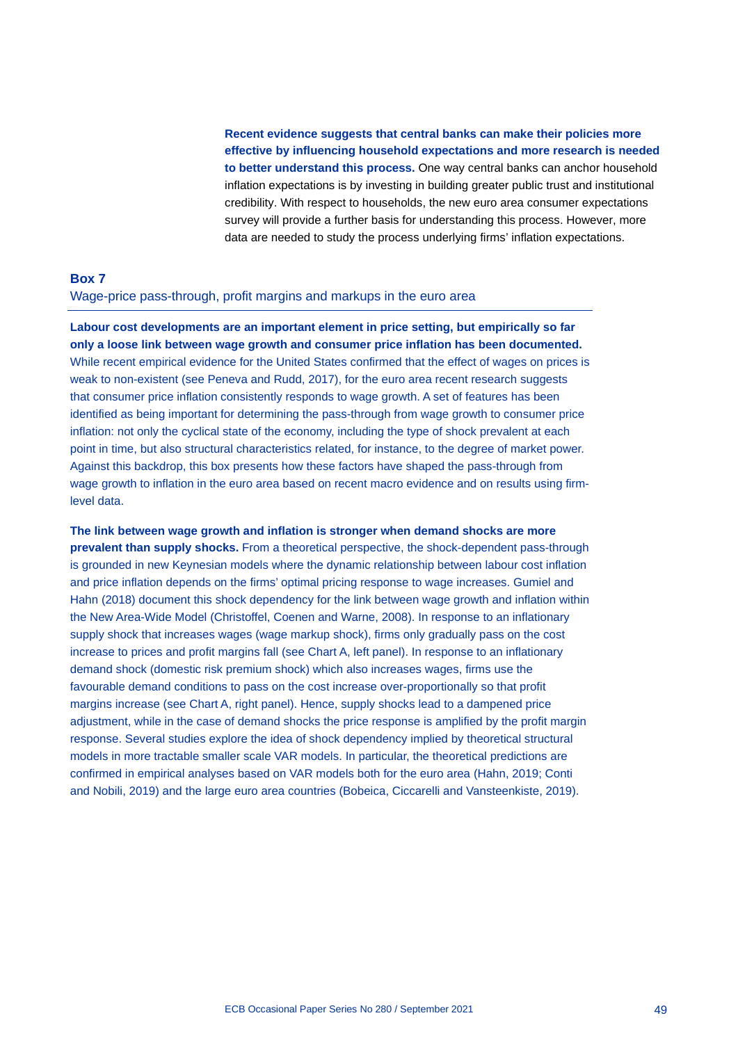**Recent evidence suggests that central banks can make their policies more effective by influencing household expectations and more research is needed to better understand this process.** One way central banks can anchor household inflation expectations is by investing in building greater public trust and institutional credibility. With respect to households, the new euro area consumer expectations survey will provide a further basis for understanding this process. However, more data are needed to study the process underlying firms' inflation expectations.

## Box 7

### Wage-price pass-through, profit margins and markups in the euro area

**Labour cost developments are an important element in price setting, but empirically so far only a loose link between wage growth and consumer price inflation has been documented.** While recent empirical evidence for the United States confirmed that the effect of wages on prices is weak to non-existent (see Peneva and Rudd, 2017), for the euro area recent research suggests that consumer price inflation consistently responds to wage growth. A set of features has been identified as being important for determining the pass-through from wage growth to consumer price inflation: not only the cyclical state of the economy, including the type of shock prevalent at each point in time, but also structural characteristics related, for instance, to the degree of market power. Against this backdrop, this box presents how these factors have shaped the pass-through from wage growth to inflation in the euro area based on recent macro evidence and on results using firm-level data.

**The link between wage growth and inflation is stronger when demand shocks are more prevalent than supply shocks.** From a theoretical perspective, the shock-dependent pass-through is grounded in new Keynesian models where the dynamic relationship between labour cost inflation and price inflation depends on the firms' optimal pricing response to wage increases. Gumiel and Hahn (2018) document this shock dependency for the link between wage growth and inflation within the New Area-Wide Model (Christoffel, Coenen and Warne, 2008). In response to an inflationary supply shock that increases wages (wage markup shock), firms only gradually pass on the cost increase to prices and profit margins fall (see Chart A, left panel). In response to an inflationary demand shock (domestic risk premium shock) which also increases wages, firms use the favourable demand conditions to pass on the cost increase over-proportionally so that profit margins increase (see Chart A, right panel). Hence, supply shocks lead to a dampened price adjustment, while in the case of demand shocks the price response is amplified by the profit margin response. Several studies explore the idea of shock dependency implied by theoretical structural models in more tractable smaller scale VAR models. In particular, the theoretical predictions are confirmed in empirical analyses based on VAR models both for the euro area (Hahn, 2019; Conti and Nobili, 2019) and the large euro area countries (Bobeica, Ciccarelli and Vansteenkiste, 2019).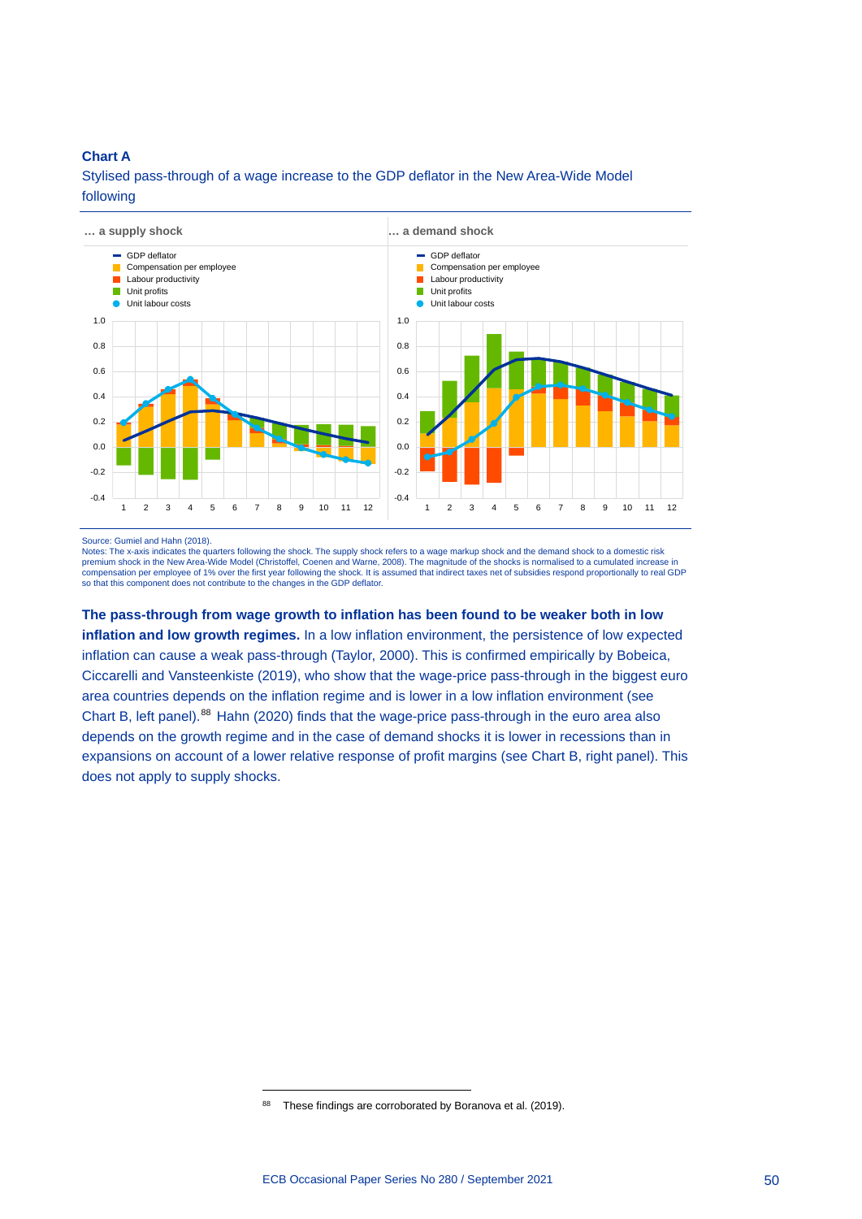**Chart A**

Stylised pass-through of a wage increase to the GDP deflator in the New Area-Wide Model following

… a supply shock

… a demand shock

Source: Gumiel and Hahn (2018).
Notes: The x-axis indicates the quarters following the shock. The supply shock refers to a wage markup shock and the demand shock to a domestic risk premium shock in the New Area-Wide Model (Christoffel, Coenen and Warne, 2008). The magnitude of the shocks is normalised to a cumulated increase in compensation per employee of 1% over the first year following the shock. It is assumed that indirect taxes net of subsidies respond proportionally to real GDP so that this component does not contribute to the changes in the GDP deflator.

**The pass-through from wage growth to inflation has been found to be weaker both in low inflation and low growth regimes.** In a low inflation environment, the persistence of low expected inflation can cause a weak pass-through (Taylor, 2000). This is confirmed empirically by Bobeica, Ciccarelli and Vansteenkiste (2019), who show that the wage-price pass-through in the biggest euro area countries depends on the inflation regime and is lower in a low inflation environment (see Chart B, left panel).[88] Hahn (2020) finds that the wage-price pass-through in the euro area also depends on the growth regime and in the case of demand shocks it is lower in recessions than in expansions on account of a lower relative response of profit margins (see Chart B, right panel). This does not apply to supply shocks.

[88] These findings are corroborated by Boranova et al. (2019).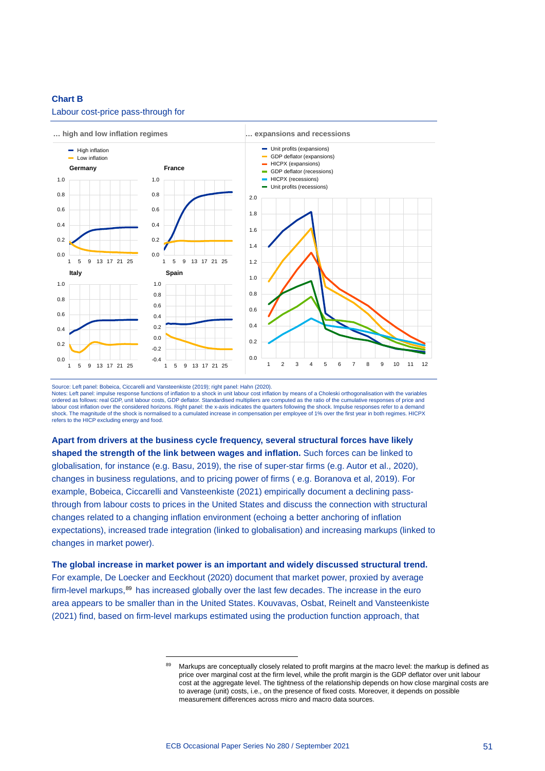**Chart B**

Labour cost-price pass-through for

… high and low inflation regimes

… expansions and recessions

Source: Left panel: Bobeica, Ciccarelli and Vansteenkiste (2019); right panel: Hahn (2020).
Notes: Left panel: impulse response functions of inflation to a shock in unit labour cost inflation by means of a Choleski orthogonalisation with the variables ordered as follows: real GDP, unit labour costs, GDP deflator. Standardised multipliers are computed as the ratio of the cumulative responses of price and labour cost inflation over the considered horizons. Right panel: the x-axis indicates the quarters following the shock. Impulse responses refer to a demand shock. The magnitude of the shock is normalised to a cumulated increase in compensation per employee of 1% over the first year in both regimes. HICPX refers to the HICP excluding energy and food.

**Apart from drivers at the business cycle frequency, several structural forces have likely shaped the strength of the link between wages and inflation.** Such forces can be linked to globalisation, for instance (e.g. Basu, 2019), the rise of super-star firms (e.g. Autor et al., 2020), changes in business regulations, and to pricing power of firms ( e.g. Boranova et al, 2019). For example, Bobeica, Ciccarelli and Vansteenkiste (2021) empirically document a declining pass-through from labour costs to prices in the United States and discuss the connection with structural changes related to a changing inflation environment (echoing a better anchoring of inflation expectations), increased trade integration (linked to globalisation) and increasing markups (linked to changes in market power).

**The global increase in market power is an important and widely discussed structural trend.** For example, De Loecker and Eeckhout (2020) document that market power, proxied by average firm-level markups,[89] has increased globally over the last few decades. The increase in the euro area appears to be smaller than in the United States. Kouvavas, Osbat, Reinelt and Vansteenkiste (2021) find, based on firm-level markups estimated using the production function approach, that

[89] Markups are conceptually closely related to profit margins at the macro level: the markup is defined as price over marginal cost at the firm level, while the profit margin is the GDP deflator over unit labour cost at the aggregate level. The tightness of the relationship depends on how close marginal costs are to average (unit) costs, i.e., on the presence of fixed costs. Moreover, it depends on possible measurement differences across micro and macro data sources.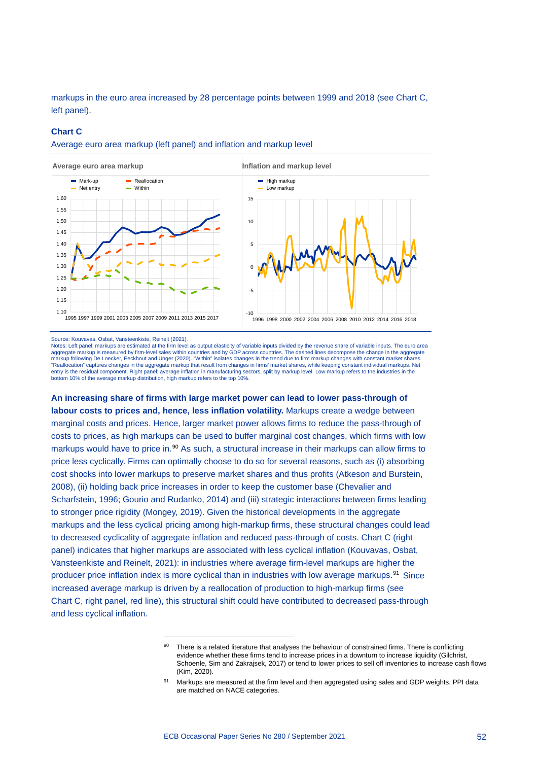markups in the euro area increased by 28 percentage points between 1999 and 2018 (see Chart C, left panel).

**Chart C**

Average euro area markup (left panel) and inflation and markup level

Source: Kouvavas, Osbat, Vansteenkiste, Reinelt (2021).
Notes: Left panel: markups are estimated at the firm level as output elasticity of variable inputs divided by the revenue share of variable inputs. The euro area aggregate markup is measured by firm-level sales within countries and by GDP across countries. The dashed lines decompose the change in the aggregate markup following De Loecker, Eeckhout and Unger (2020). "Within" isolates changes in the trend due to firm markup changes with constant market shares. "Reallocation" captures changes in the aggregate markup that result from changes in firms' market shares, while keeping constant individual markups. Net entry is the residual component. Right panel: average inflation in manufacturing sectors, split by markup level. Low markup refers to the industries in the bottom 10% of the average markup distribution, high markup refers to the top 10%.

**An increasing share of firms with large market power can lead to lower pass-through of labour costs to prices and, hence, less inflation volatility.** Markups create a wedge between marginal costs and prices. Hence, larger market power allows firms to reduce the pass-through of costs to prices, as high markups can be used to buffer marginal cost changes, which firms with low markups would have to price in.[90] As such, a structural increase in their markups can allow firms to price less cyclically. Firms can optimally choose to do so for several reasons, such as (i) absorbing cost shocks into lower markups to preserve market shares and thus profits (Atkeson and Burstein, 2008), (ii) holding back price increases in order to keep the customer base (Chevalier and Scharfstein, 1996; Gourio and Rudanko, 2014) and (iii) strategic interactions between firms leading to stronger price rigidity (Mongey, 2019). Given the historical developments in the aggregate markups and the less cyclical pricing among high-markup firms, these structural changes could lead to decreased cyclicality of aggregate inflation and reduced pass-through of costs. Chart C (right panel) indicates that higher markups are associated with less cyclical inflation (Kouvavas, Osbat, Vansteenkiste and Reinelt, 2021): in industries where average firm-level markups are higher the producer price inflation index is more cyclical than in industries with low average markups.[91] Since increased average markup is driven by a reallocation of production to high-markup firms (see Chart C, right panel, red line), this structural shift could have contributed to decreased pass-through and less cyclical inflation.

[90] There is a related literature that analyses the behaviour of constrained firms. There is conflicting evidence whether these firms tend to increase prices in a downturn to increase liquidity (Gilchrist, Schoenle, Sim and Zakrajsek, 2017) or tend to lower prices to sell off inventories to increase cash flows (Kim, 2020).

[91] Markups are measured at the firm level and then aggregated using sales and GDP weights. PPI data are matched on NACE categories.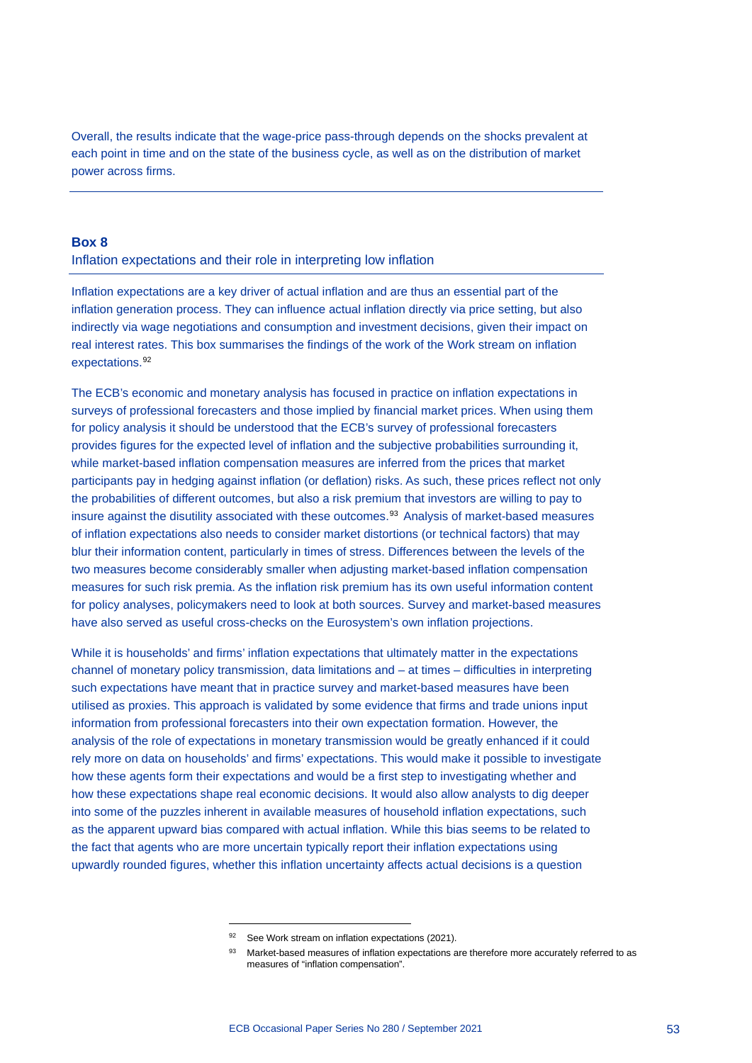Overall, the results indicate that the wage-price pass-through depends on the shocks prevalent at each point in time and on the state of the business cycle, as well as on the distribution of market power across firms.

---

### Box 8
Inflation expectations and their role in interpreting low inflation

Inflation expectations are a key driver of actual inflation and are thus an essential part of the inflation generation process. They can influence actual inflation directly via price setting, but also indirectly via wage negotiations and consumption and investment decisions, given their impact on real interest rates. This box summarises the findings of the work of the Work stream on inflation expectations.[92]

The ECB's economic and monetary analysis has focused in practice on inflation expectations in surveys of professional forecasters and those implied by financial market prices. When using them for policy analysis it should be understood that the ECB's survey of professional forecasters provides figures for the expected level of inflation and the subjective probabilities surrounding it, while market-based inflation compensation measures are inferred from the prices that market participants pay in hedging against inflation (or deflation) risks. As such, these prices reflect not only the probabilities of different outcomes, but also a risk premium that investors are willing to pay to insure against the disutility associated with these outcomes.[93] Analysis of market-based measures of inflation expectations also needs to consider market distortions (or technical factors) that may blur their information content, particularly in times of stress. Differences between the levels of the two measures become considerably smaller when adjusting market-based inflation compensation measures for such risk premia. As the inflation risk premium has its own useful information content for policy analyses, policymakers need to look at both sources. Survey and market-based measures have also served as useful cross-checks on the Eurosystem's own inflation projections.

While it is households' and firms' inflation expectations that ultimately matter in the expectations channel of monetary policy transmission, data limitations and – at times – difficulties in interpreting such expectations have meant that in practice survey and market-based measures have been utilised as proxies. This approach is validated by some evidence that firms and trade unions input information from professional forecasters into their own expectation formation. However, the analysis of the role of expectations in monetary transmission would be greatly enhanced if it could rely more on data on households' and firms' expectations. This would make it possible to investigate how these agents form their expectations and would be a first step to investigating whether and how these expectations shape real economic decisions. It would also allow analysts to dig deeper into some of the puzzles inherent in available measures of household inflation expectations, such as the apparent upward bias compared with actual inflation. While this bias seems to be related to the fact that agents who are more uncertain typically report their inflation expectations using upwardly rounded figures, whether this inflation uncertainty affects actual decisions is a question

---

[92] See Work stream on inflation expectations (2021).

[93] Market-based measures of inflation expectations are therefore more accurately referred to as measures of "inflation compensation".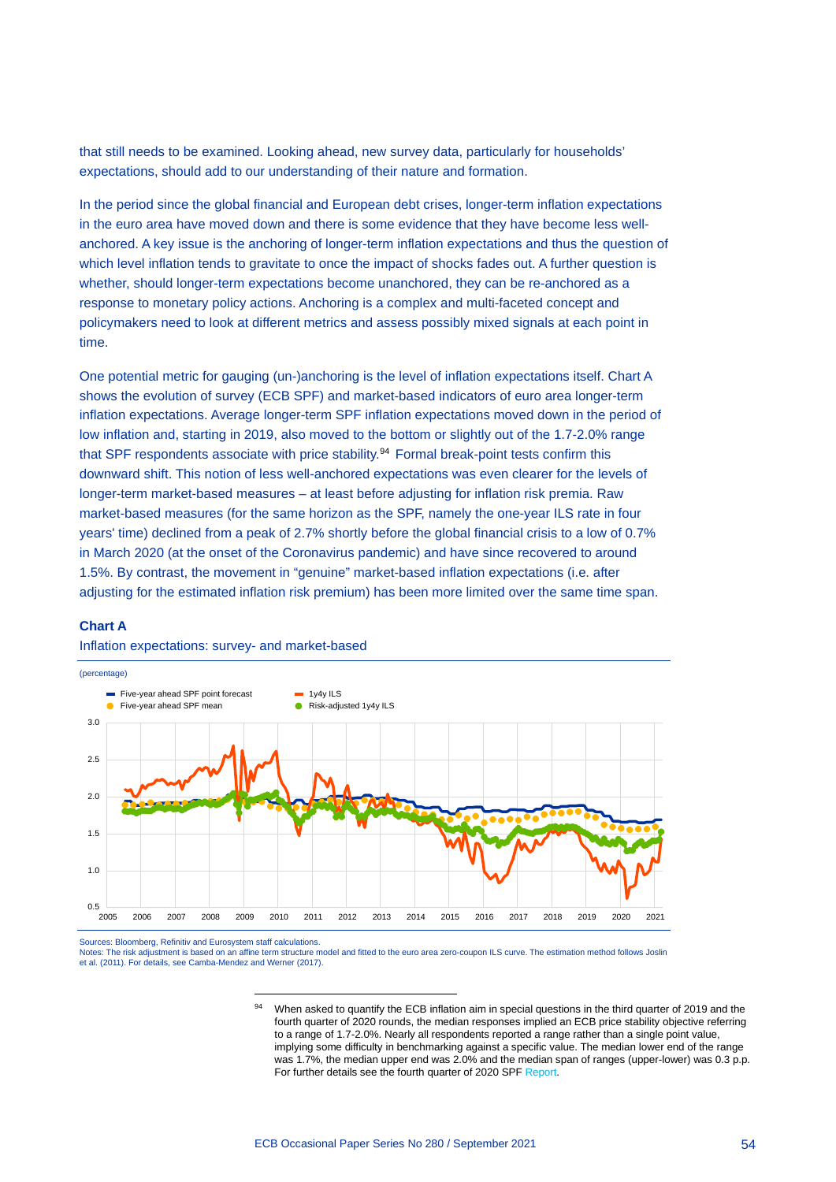that still needs to be examined. Looking ahead, new survey data, particularly for households' expectations, should add to our understanding of their nature and formation.

In the period since the global financial and European debt crises, longer-term inflation expectations in the euro area have moved down and there is some evidence that they have become less well-anchored. A key issue is the anchoring of longer-term inflation expectations and thus the question of which level inflation tends to gravitate to once the impact of shocks fades out. A further question is whether, should longer-term expectations become unanchored, they can be re-anchored as a response to monetary policy actions. Anchoring is a complex and multi-faceted concept and policymakers need to look at different metrics and assess possibly mixed signals at each point in time.

One potential metric for gauging (un-)anchoring is the level of inflation expectations itself. Chart A shows the evolution of survey (ECB SPF) and market-based indicators of euro area longer-term inflation expectations. Average longer-term SPF inflation expectations moved down in the period of low inflation and, starting in 2019, also moved to the bottom or slightly out of the 1.7-2.0% range that SPF respondents associate with price stability.[94] Formal break-point tests confirm this downward shift. This notion of less well-anchored expectations was even clearer for the levels of longer-term market-based measures – at least before adjusting for inflation risk premia. Raw market-based measures (for the same horizon as the SPF, namely the one-year ILS rate in four years' time) declined from a peak of 2.7% shortly before the global financial crisis to a low of 0.7% in March 2020 (at the onset of the Coronavirus pandemic) and have since recovered to around 1.5%. By contrast, the movement in "genuine" market-based inflation expectations (i.e. after adjusting for the estimated inflation risk premium) has been more limited over the same time span.

**Chart A**

Inflation expectations: survey- and market-based

(percentage)

Sources: Bloomberg, Refinitiv and Eurosystem staff calculations.
Notes: The risk adjustment is based on an affine term structure model and fitted to the euro area zero-coupon ILS curve. The estimation method follows Joslin et al. (2011). For details, see Camba-Mendez and Werner (2017).

[94] When asked to quantify the ECB inflation aim in special questions in the third quarter of 2019 and the fourth quarter of 2020 rounds, the median responses implied an ECB price stability objective referring to a range of 1.7-2.0%. Nearly all respondents reported a range rather than a single point value, implying some difficulty in benchmarking against a specific value. The median lower end of the range was 1.7%, the median upper end was 2.0% and the median span of ranges (upper-lower) was 0.3 p.p. For further details see the fourth quarter of 2020 SPF Report.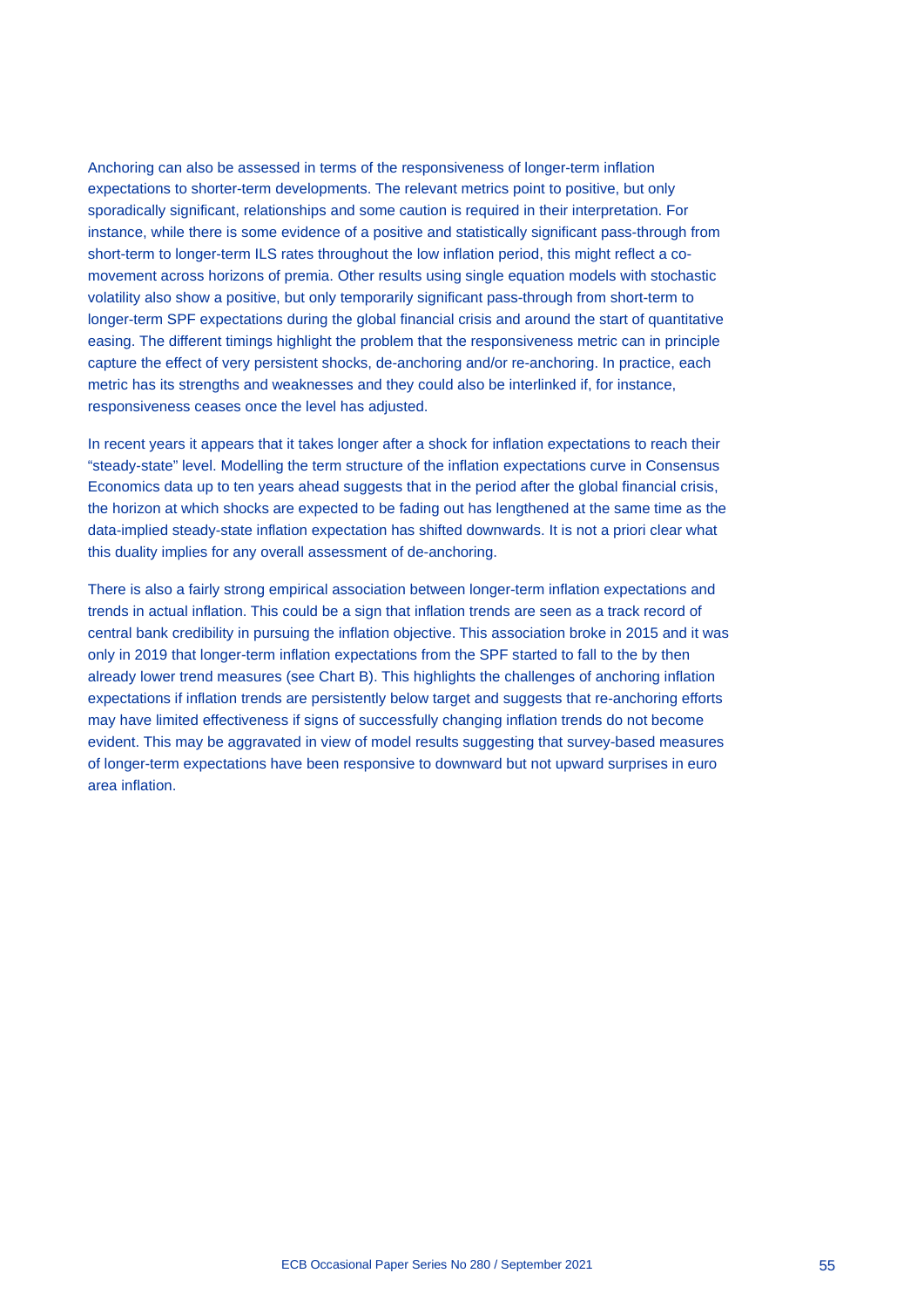Anchoring can also be assessed in terms of the responsiveness of longer-term inflation expectations to shorter-term developments. The relevant metrics point to positive, but only sporadically significant, relationships and some caution is required in their interpretation. For instance, while there is some evidence of a positive and statistically significant pass-through from short-term to longer-term ILS rates throughout the low inflation period, this might reflect a co-movement across horizons of premia. Other results using single equation models with stochastic volatility also show a positive, but only temporarily significant pass-through from short-term to longer-term SPF expectations during the global financial crisis and around the start of quantitative easing. The different timings highlight the problem that the responsiveness metric can in principle capture the effect of very persistent shocks, de-anchoring and/or re-anchoring. In practice, each metric has its strengths and weaknesses and they could also be interlinked if, for instance, responsiveness ceases once the level has adjusted.

In recent years it appears that it takes longer after a shock for inflation expectations to reach their "steady-state" level. Modelling the term structure of the inflation expectations curve in Consensus Economics data up to ten years ahead suggests that in the period after the global financial crisis, the horizon at which shocks are expected to be fading out has lengthened at the same time as the data-implied steady-state inflation expectation has shifted downwards. It is not a priori clear what this duality implies for any overall assessment of de-anchoring.

There is also a fairly strong empirical association between longer-term inflation expectations and trends in actual inflation. This could be a sign that inflation trends are seen as a track record of central bank credibility in pursuing the inflation objective. This association broke in 2015 and it was only in 2019 that longer-term inflation expectations from the SPF started to fall to the by then already lower trend measures (see Chart B). This highlights the challenges of anchoring inflation expectations if inflation trends are persistently below target and suggests that re-anchoring efforts may have limited effectiveness if signs of successfully changing inflation trends do not become evident. This may be aggravated in view of model results suggesting that survey-based measures of longer-term expectations have been responsive to downward but not upward surprises in euro area inflation.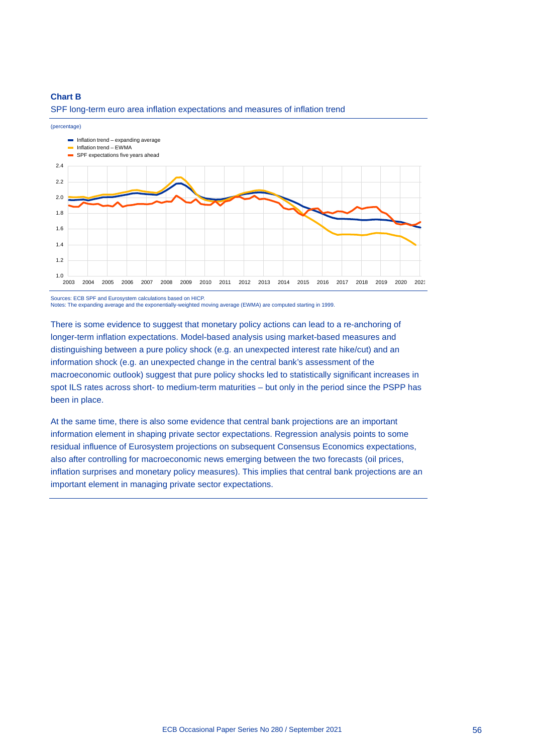**Chart B**

SPF long-term euro area inflation expectations and measures of inflation trend

(percentage)

- Inflation trend – expanding average
- Inflation trend – EWMA
- SPF expectations five years ahead

Sources: ECB SPF and Eurosystem calculations based on HICP.
Notes: The expanding average and the exponentially-weighted moving average (EWMA) are computed starting in 1999.

There is some evidence to suggest that monetary policy actions can lead to a re-anchoring of longer-term inflation expectations. Model-based analysis using market-based measures and distinguishing between a pure policy shock (e.g. an unexpected interest rate hike/cut) and an information shock (e.g. an unexpected change in the central bank's assessment of the macroeconomic outlook) suggest that pure policy shocks led to statistically significant increases in spot ILS rates across short- to medium-term maturities – but only in the period since the PSPP has been in place.

At the same time, there is also some evidence that central bank projections are an important information element in shaping private sector expectations. Regression analysis points to some residual influence of Eurosystem projections on subsequent Consensus Economics expectations, also after controlling for macroeconomic news emerging between the two forecasts (oil prices, inflation surprises and monetary policy measures). This implies that central bank projections are an important element in managing private sector expectations.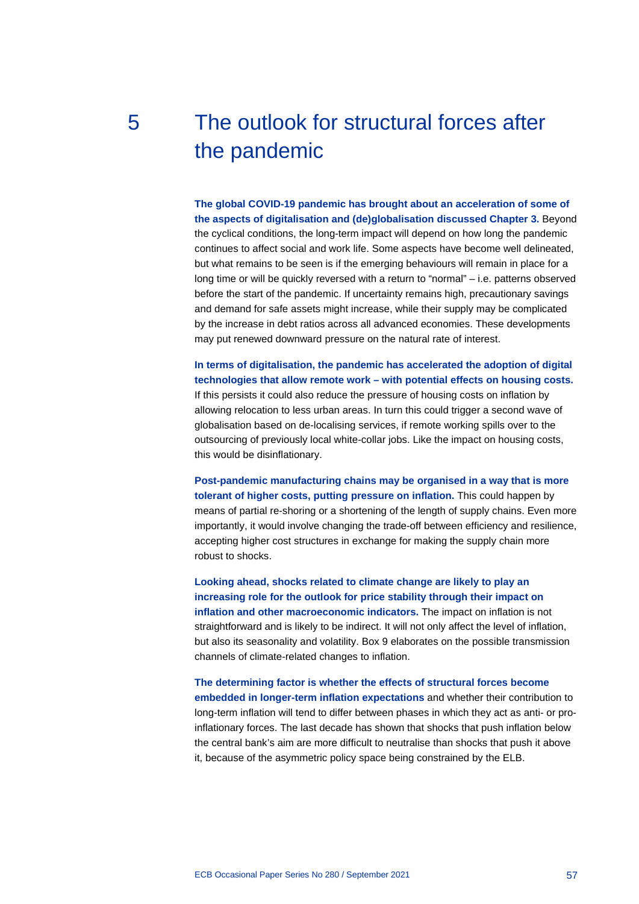# 5 The outlook for structural forces after the pandemic

**The global COVID-19 pandemic has brought about an acceleration of some of the aspects of digitalisation and (de)globalisation discussed Chapter 3.** Beyond the cyclical conditions, the long-term impact will depend on how long the pandemic continues to affect social and work life. Some aspects have become well delineated, but what remains to be seen is if the emerging behaviours will remain in place for a long time or will be quickly reversed with a return to "normal" – i.e. patterns observed before the start of the pandemic. If uncertainty remains high, precautionary savings and demand for safe assets might increase, while their supply may be complicated by the increase in debt ratios across all advanced economies. These developments may put renewed downward pressure on the natural rate of interest.

**In terms of digitalisation, the pandemic has accelerated the adoption of digital technologies that allow remote work – with potential effects on housing costs.** If this persists it could also reduce the pressure of housing costs on inflation by allowing relocation to less urban areas. In turn this could trigger a second wave of globalisation based on de-localising services, if remote working spills over to the outsourcing of previously local white-collar jobs. Like the impact on housing costs, this would be disinflationary.

**Post-pandemic manufacturing chains may be organised in a way that is more tolerant of higher costs, putting pressure on inflation.** This could happen by means of partial re-shoring or a shortening of the length of supply chains. Even more importantly, it would involve changing the trade-off between efficiency and resilience, accepting higher cost structures in exchange for making the supply chain more robust to shocks.

**Looking ahead, shocks related to climate change are likely to play an increasing role for the outlook for price stability through their impact on inflation and other macroeconomic indicators.** The impact on inflation is not straightforward and is likely to be indirect. It will not only affect the level of inflation, but also its seasonality and volatility. Box 9 elaborates on the possible transmission channels of climate-related changes to inflation.

**The determining factor is whether the effects of structural forces become embedded in longer-term inflation expectations** and whether their contribution to long-term inflation will tend to differ between phases in which they act as anti- or pro-inflationary forces. The last decade has shown that shocks that push inflation below the central bank's aim are more difficult to neutralise than shocks that push it above it, because of the asymmetric policy space being constrained by the ELB.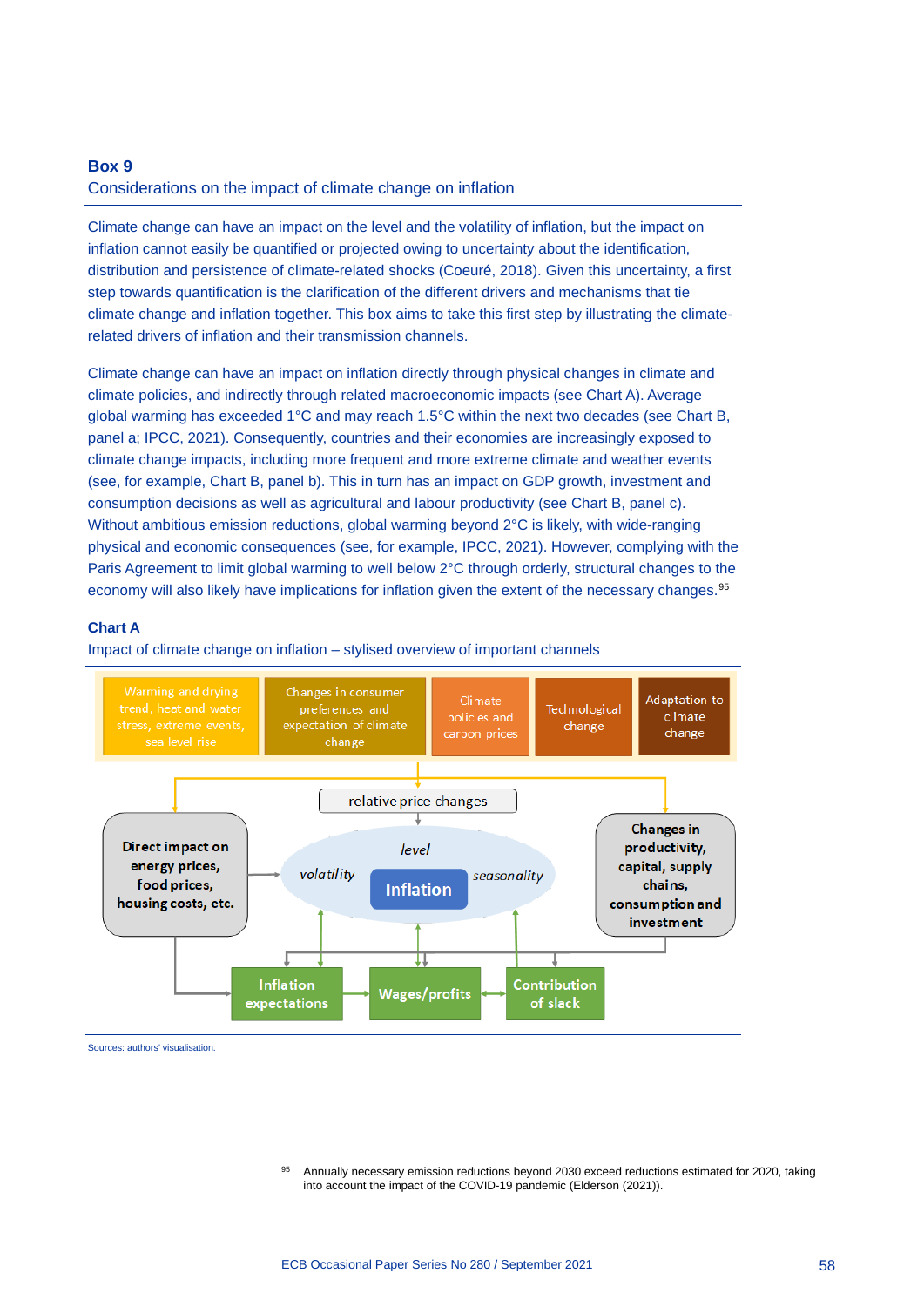## Box 9
### Considerations on the impact of climate change on inflation

Climate change can have an impact on the level and the volatility of inflation, but the impact on inflation cannot easily be quantified or projected owing to uncertainty about the identification, distribution and persistence of climate-related shocks (Coeuré, 2018). Given this uncertainty, a first step towards quantification is the clarification of the different drivers and mechanisms that tie climate change and inflation together. This box aims to take this first step by illustrating the climate-related drivers of inflation and their transmission channels.

Climate change can have an impact on inflation directly through physical changes in climate and climate policies, and indirectly through related macroeconomic impacts (see Chart A). Average global warming has exceeded 1°C and may reach 1.5°C within the next two decades (see Chart B, panel a; IPCC, 2021). Consequently, countries and their economies are increasingly exposed to climate change impacts, including more frequent and more extreme climate and weather events (see, for example, Chart B, panel b). This in turn has an impact on GDP growth, investment and consumption decisions as well as agricultural and labour productivity (see Chart B, panel c). Without ambitious emission reductions, global warming beyond 2°C is likely, with wide-ranging physical and economic consequences (see, for example, IPCC, 2021). However, complying with the Paris Agreement to limit global warming to well below 2°C through orderly, structural changes to the economy will also likely have implications for inflation given the extent of the necessary changes.[95]

**Chart A**

Impact of climate change on inflation – stylised overview of important channels

Warming and drying trend, heat and water stress, extreme events, sea level rise | Changes in consumer preferences and expectation of climate change | Climate policies and carbon prices | Technological change | Adaptation to climate change

relative price changes

Direct impact on energy prices, food prices, housing costs, etc.

level | volatility | Inflation | seasonality

Changes in productivity, capital, supply chains, consumption and investment

Inflation expectations | Wages/profits | Contribution of slack

Sources: authors' visualisation.

[95] Annually necessary emission reductions beyond 2030 exceed reductions estimated for 2020, taking into account the impact of the COVID-19 pandemic (Elderson (2021)).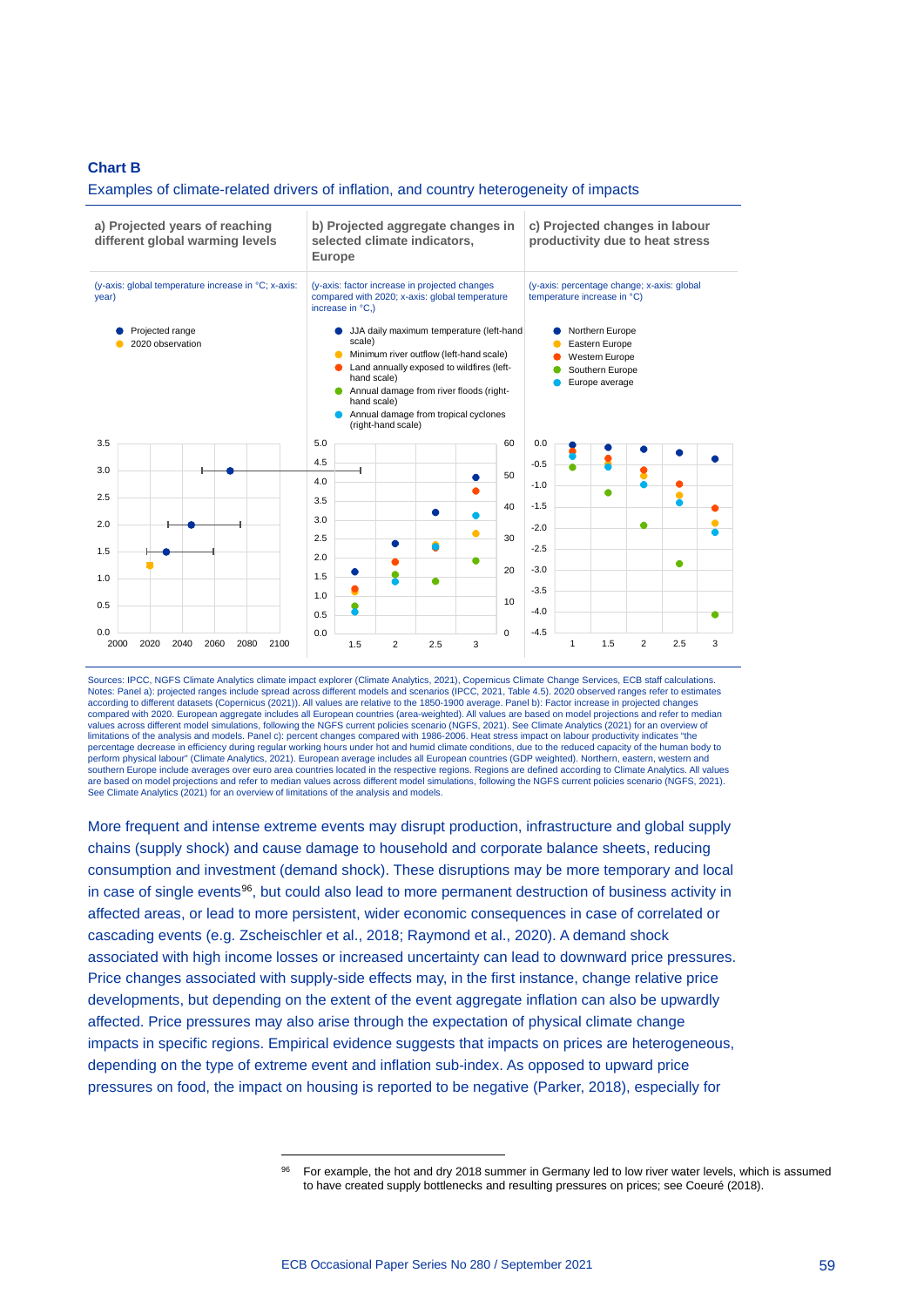**Chart B**

Examples of climate-related drivers of inflation, and country heterogeneity of impacts

**a) Projected years of reaching different global warming levels**

(y-axis: global temperature increase in °C; x-axis: year)

- Projected range
- 2020 observation

**b) Projected aggregate changes in selected climate indicators, Europe**

(y-axis: factor increase in projected changes compared with 2020; x-axis: global temperature increase in °C,)

- JJA daily maximum temperature (left-hand scale)
- Minimum river outflow (left-hand scale)
- Land annually exposed to wildfires (left-hand scale)
- Annual damage from river floods (right-hand scale)
- Annual damage from tropical cyclones (right-hand scale)

**c) Projected changes in labour productivity due to heat stress**

(y-axis: percentage change; x-axis: global temperature increase in °C)

- Northern Europe
- Eastern Europe
- Western Europe
- Southern Europe
- Europe average

Sources: IPCC, NGFS Climate Analytics climate impact explorer (Climate Analytics, 2021), Copernicus Climate Change Services, ECB staff calculations.
Notes: Panel a): projected ranges include spread across different models and scenarios (IPCC, 2021, Table 4.5). 2020 observed ranges refer to estimates according to different datasets (Copernicus (2021)). All values are relative to the 1850-1900 average. Panel b): Factor increase in projected changes compared with 2020. European aggregate includes all European countries (area-weighted). All values are based on model projections and refer to median values across different model simulations, following the NGFS current policies scenario (NGFS, 2021). See Climate Analytics (2021) for an overview of limitations of the analysis and models. Panel c): percent changes compared with 1986-2006. Heat stress impact on labour productivity indicates "the percentage decrease in efficiency during regular working hours under hot and humid climate conditions, due to the reduced capacity of the human body to perform physical labour" (Climate Analytics, 2021). European average includes all European countries (GDP weighted). Northern, eastern, western and southern Europe include averages over euro area countries located in the respective regions. Regions are defined according to Climate Analytics. All values are based on model projections and refer to median values across different model simulations, following the NGFS current policies scenario (NGFS, 2021). See Climate Analytics (2021) for an overview of limitations of the analysis and models.

More frequent and intense extreme events may disrupt production, infrastructure and global supply chains (supply shock) and cause damage to household and corporate balance sheets, reducing consumption and investment (demand shock). These disruptions may be more temporary and local in case of single events[96], but could also lead to more permanent destruction of business activity in affected areas, or lead to more persistent, wider economic consequences in case of correlated or cascading events (e.g. Zscheischler et al., 2018; Raymond et al., 2020). A demand shock associated with high income losses or increased uncertainty can lead to downward price pressures. Price changes associated with supply-side effects may, in the first instance, change relative price developments, but depending on the extent of the event aggregate inflation can also be upwardly affected. Price pressures may also arise through the expectation of physical climate change impacts in specific regions. Empirical evidence suggests that impacts on prices are heterogeneous, depending on the type of extreme event and inflation sub-index. As opposed to upward price pressures on food, the impact on housing is reported to be negative (Parker, 2018), especially for

[96] For example, the hot and dry 2018 summer in Germany led to low river water levels, which is assumed to have created supply bottlenecks and resulting pressures on prices; see Coeuré (2018).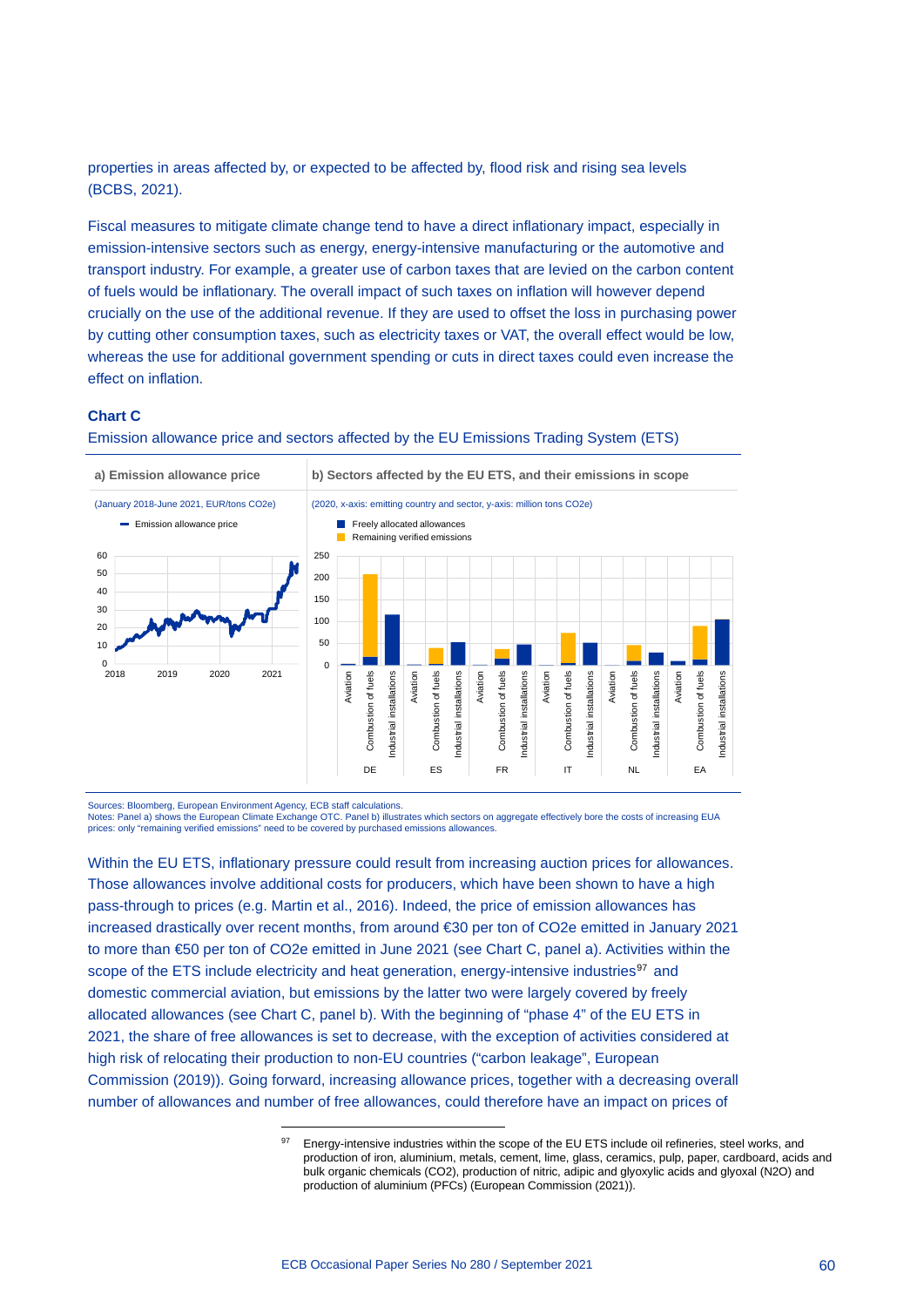properties in areas affected by, or expected to be affected by, flood risk and rising sea levels (BCBS, 2021).

Fiscal measures to mitigate climate change tend to have a direct inflationary impact, especially in emission-intensive sectors such as energy, energy-intensive manufacturing or the automotive and transport industry. For example, a greater use of carbon taxes that are levied on the carbon content of fuels would be inflationary. The overall impact of such taxes on inflation will however depend crucially on the use of the additional revenue. If they are used to offset the loss in purchasing power by cutting other consumption taxes, such as electricity taxes or VAT, the overall effect would be low, whereas the use for additional government spending or cuts in direct taxes could even increase the effect on inflation.

**Chart C**

Emission allowance price and sectors affected by the EU Emissions Trading System (ETS)

**a) Emission allowance price**

(January 2018-June 2021, EUR/tons CO2e)

**b) Sectors affected by the EU ETS, and their emissions in scope**

(2020, x-axis: emitting country and sector, y-axis: million tons CO2e)

Sources: Bloomberg, European Environment Agency, ECB staff calculations.
Notes: Panel a) shows the European Climate Exchange OTC. Panel b) illustrates which sectors on aggregate effectively bore the costs of increasing EUA prices: only "remaining verified emissions" need to be covered by purchased emissions allowances.

Within the EU ETS, inflationary pressure could result from increasing auction prices for allowances. Those allowances involve additional costs for producers, which have been shown to have a high pass-through to prices (e.g. Martin et al., 2016). Indeed, the price of emission allowances has increased drastically over recent months, from around €30 per ton of CO2e emitted in January 2021 to more than €50 per ton of CO2e emitted in June 2021 (see Chart C, panel a). Activities within the scope of the ETS include electricity and heat generation, energy-intensive industries[97] and domestic commercial aviation, but emissions by the latter two were largely covered by freely allocated allowances (see Chart C, panel b). With the beginning of "phase 4" of the EU ETS in 2021, the share of free allowances is set to decrease, with the exception of activities considered at high risk of relocating their production to non-EU countries ("carbon leakage", European Commission (2019)). Going forward, increasing allowance prices, together with a decreasing overall number of allowances and number of free allowances, could therefore have an impact on prices of

[97] Energy-intensive industries within the scope of the EU ETS include oil refineries, steel works, and production of iron, aluminium, metals, cement, lime, glass, ceramics, pulp, paper, cardboard, acids and bulk organic chemicals (CO2), production of nitric, adipic and glyoxylic acids and glyoxal (N2O) and production of aluminium (PFCs) (European Commission (2021)).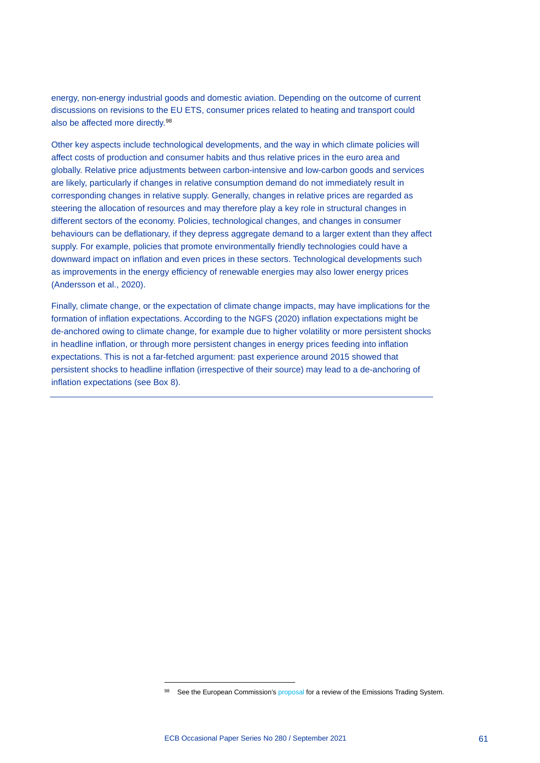energy, non-energy industrial goods and domestic aviation. Depending on the outcome of current discussions on revisions to the EU ETS, consumer prices related to heating and transport could also be affected more directly.[98]

Other key aspects include technological developments, and the way in which climate policies will affect costs of production and consumer habits and thus relative prices in the euro area and globally. Relative price adjustments between carbon-intensive and low-carbon goods and services are likely, particularly if changes in relative consumption demand do not immediately result in corresponding changes in relative supply. Generally, changes in relative prices are regarded as steering the allocation of resources and may therefore play a key role in structural changes in different sectors of the economy. Policies, technological changes, and changes in consumer behaviours can be deflationary, if they depress aggregate demand to a larger extent than they affect supply. For example, policies that promote environmentally friendly technologies could have a downward impact on inflation and even prices in these sectors. Technological developments such as improvements in the energy efficiency of renewable energies may also lower energy prices (Andersson et al., 2020).

Finally, climate change, or the expectation of climate change impacts, may have implications for the formation of inflation expectations. According to the NGFS (2020) inflation expectations might be de-anchored owing to climate change, for example due to higher volatility or more persistent shocks in headline inflation, or through more persistent changes in energy prices feeding into inflation expectations. This is not a far-fetched argument: past experience around 2015 showed that persistent shocks to headline inflation (irrespective of their source) may lead to a de-anchoring of inflation expectations (see Box 8).

---

[98] See the European Commission's proposal for a review of the Emissions Trading System.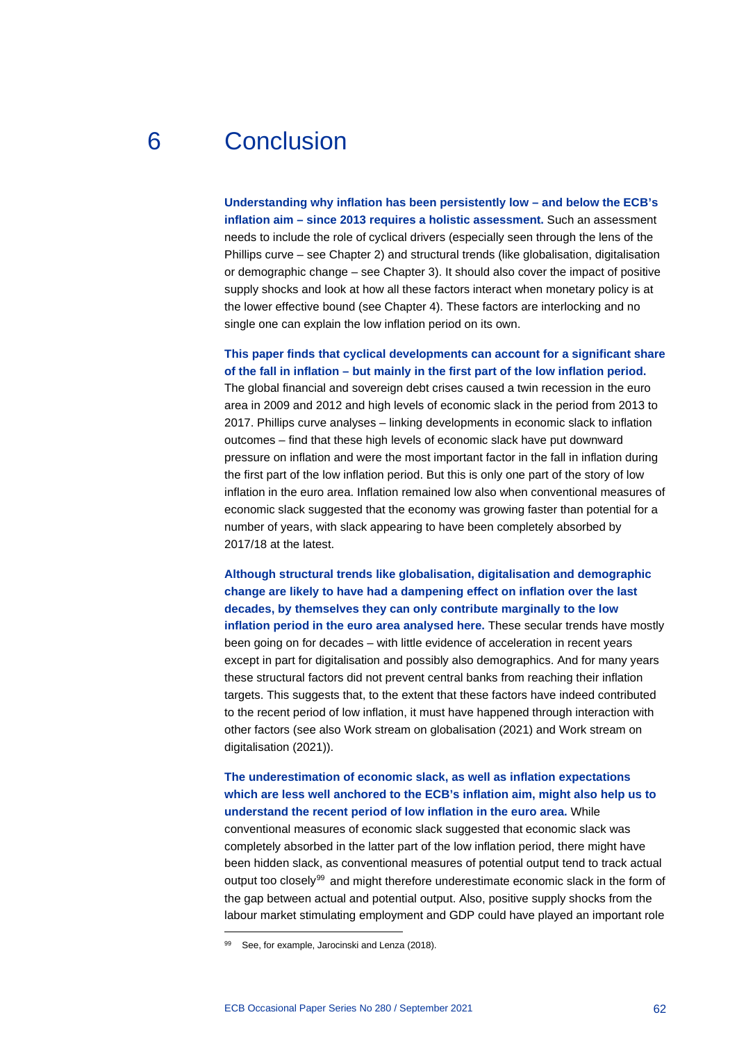# 6 Conclusion

**Understanding why inflation has been persistently low – and below the ECB's inflation aim – since 2013 requires a holistic assessment.** Such an assessment needs to include the role of cyclical drivers (especially seen through the lens of the Phillips curve – see Chapter 2) and structural trends (like globalisation, digitalisation or demographic change – see Chapter 3). It should also cover the impact of positive supply shocks and look at how all these factors interact when monetary policy is at the lower effective bound (see Chapter 4). These factors are interlocking and no single one can explain the low inflation period on its own.

**This paper finds that cyclical developments can account for a significant share of the fall in inflation – but mainly in the first part of the low inflation period.** The global financial and sovereign debt crises caused a twin recession in the euro area in 2009 and 2012 and high levels of economic slack in the period from 2013 to 2017. Phillips curve analyses – linking developments in economic slack to inflation outcomes – find that these high levels of economic slack have put downward pressure on inflation and were the most important factor in the fall in inflation during the first part of the low inflation period. But this is only one part of the story of low inflation in the euro area. Inflation remained low also when conventional measures of economic slack suggested that the economy was growing faster than potential for a number of years, with slack appearing to have been completely absorbed by 2017/18 at the latest.

**Although structural trends like globalisation, digitalisation and demographic change are likely to have had a dampening effect on inflation over the last decades, by themselves they can only contribute marginally to the low inflation period in the euro area analysed here.** These secular trends have mostly been going on for decades – with little evidence of acceleration in recent years except in part for digitalisation and possibly also demographics. And for many years these structural factors did not prevent central banks from reaching their inflation targets. This suggests that, to the extent that these factors have indeed contributed to the recent period of low inflation, it must have happened through interaction with other factors (see also Work stream on globalisation (2021) and Work stream on digitalisation (2021)).

**The underestimation of economic slack, as well as inflation expectations which are less well anchored to the ECB's inflation aim, might also help us to understand the recent period of low inflation in the euro area.** While conventional measures of economic slack suggested that economic slack was completely absorbed in the latter part of the low inflation period, there might have been hidden slack, as conventional measures of potential output tend to track actual output too closely[99] and might therefore underestimate economic slack in the form of the gap between actual and potential output. Also, positive supply shocks from the labour market stimulating employment and GDP could have played an important role

[99] See, for example, Jarocinski and Lenza (2018).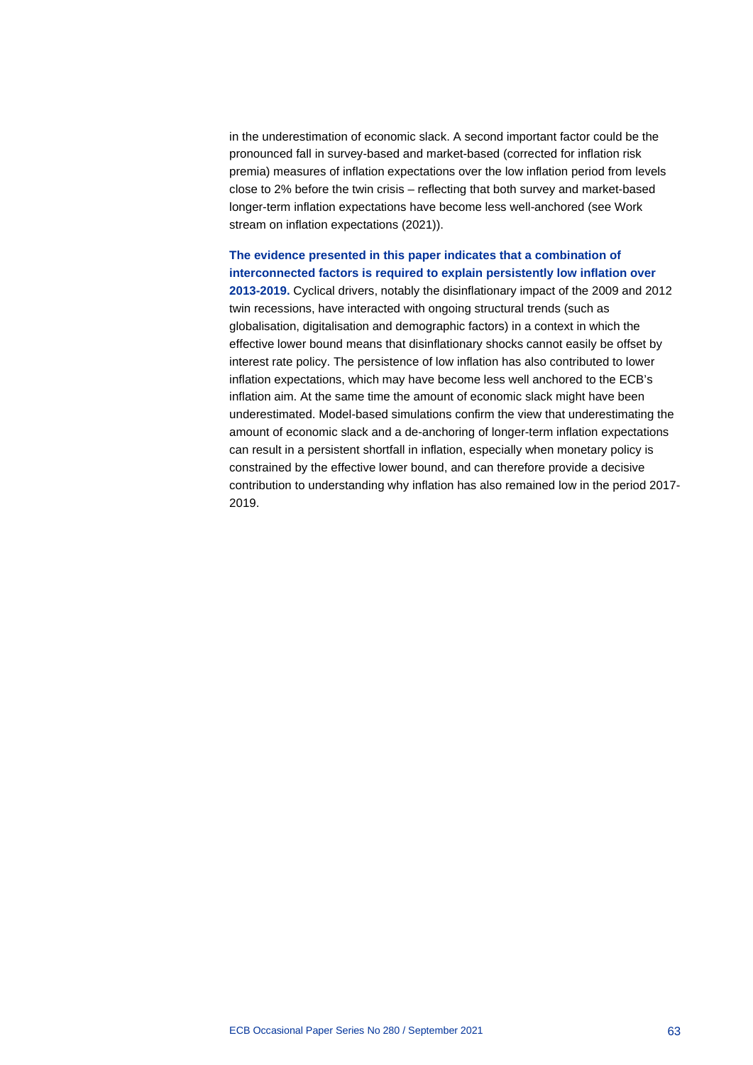in the underestimation of economic slack. A second important factor could be the pronounced fall in survey-based and market-based (corrected for inflation risk premia) measures of inflation expectations over the low inflation period from levels close to 2% before the twin crisis – reflecting that both survey and market-based longer-term inflation expectations have become less well-anchored (see Work stream on inflation expectations (2021)).

**The evidence presented in this paper indicates that a combination of interconnected factors is required to explain persistently low inflation over 2013-2019.** Cyclical drivers, notably the disinflationary impact of the 2009 and 2012 twin recessions, have interacted with ongoing structural trends (such as globalisation, digitalisation and demographic factors) in a context in which the effective lower bound means that disinflationary shocks cannot easily be offset by interest rate policy. The persistence of low inflation has also contributed to lower inflation expectations, which may have become less well anchored to the ECB's inflation aim. At the same time the amount of economic slack might have been underestimated. Model-based simulations confirm the view that underestimating the amount of economic slack and a de-anchoring of longer-term inflation expectations can result in a persistent shortfall in inflation, especially when monetary policy is constrained by the effective lower bound, and can therefore provide a decisive contribution to understanding why inflation has also remained low in the period 2017-2019.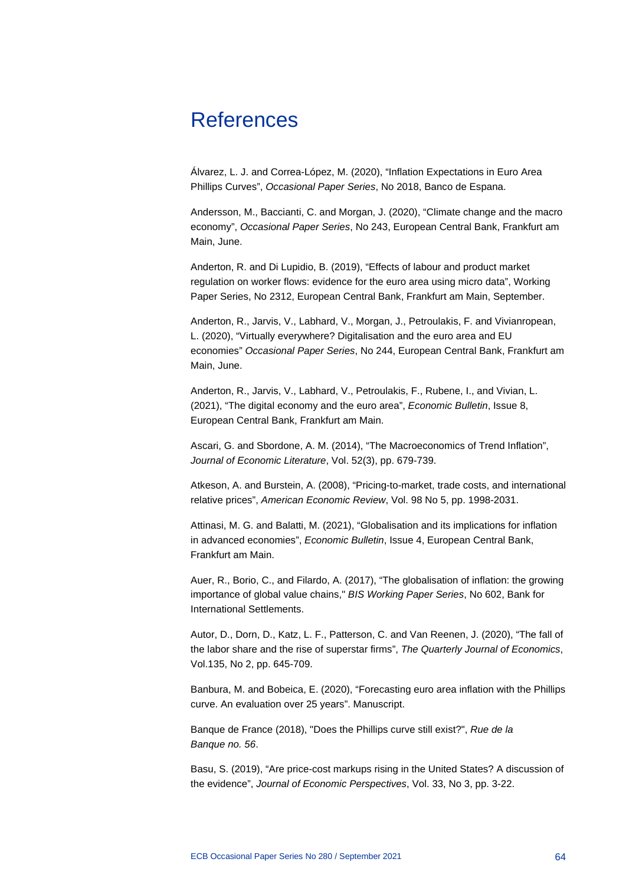# References

Álvarez, L. J. and Correa-López, M. (2020), "Inflation Expectations in Euro Area Phillips Curves", *Occasional Paper Series*, No 2018, Banco de Espana.

Andersson, M., Baccianti, C. and Morgan, J. (2020), "Climate change and the macro economy", *Occasional Paper Series*, No 243, European Central Bank, Frankfurt am Main, June.

Anderton, R. and Di Lupidio, B. (2019), "Effects of labour and product market regulation on worker flows: evidence for the euro area using micro data", Working Paper Series, No 2312, European Central Bank, Frankfurt am Main, September.

Anderton, R., Jarvis, V., Labhard, V., Morgan, J., Petroulakis, F. and Vivianropean, L. (2020), "Virtually everywhere? Digitalisation and the euro area and EU economies" *Occasional Paper Series*, No 244, European Central Bank, Frankfurt am Main, June.

Anderton, R., Jarvis, V., Labhard, V., Petroulakis, F., Rubene, I., and Vivian, L. (2021), "The digital economy and the euro area", *Economic Bulletin*, Issue 8, European Central Bank, Frankfurt am Main.

Ascari, G. and Sbordone, A. M. (2014), "The Macroeconomics of Trend Inflation", *Journal of Economic Literature*, Vol. 52(3), pp. 679-739.

Atkeson, A. and Burstein, A. (2008), "Pricing-to-market, trade costs, and international relative prices", *American Economic Review*, Vol. 98 No 5, pp. 1998-2031.

Attinasi, M. G. and Balatti, M. (2021), "Globalisation and its implications for inflation in advanced economies", *Economic Bulletin*, Issue 4, European Central Bank, Frankfurt am Main.

Auer, R., Borio, C., and Filardo, A. (2017), "The globalisation of inflation: the growing importance of global value chains," *BIS Working Paper Series*, No 602, Bank for International Settlements.

Autor, D., Dorn, D., Katz, L. F., Patterson, C. and Van Reenen, J. (2020), "The fall of the labor share and the rise of superstar firms", *The Quarterly Journal of Economics*, Vol.135, No 2, pp. 645-709.

Banbura, M. and Bobeica, E. (2020), "Forecasting euro area inflation with the Phillips curve. An evaluation over 25 years". Manuscript.

Banque de France (2018), "Does the Phillips curve still exist?", *Rue de la Banque no. 56*.

Basu, S. (2019), "Are price-cost markups rising in the United States? A discussion of the evidence", *Journal of Economic Perspectives*, Vol. 33, No 3, pp. 3-22.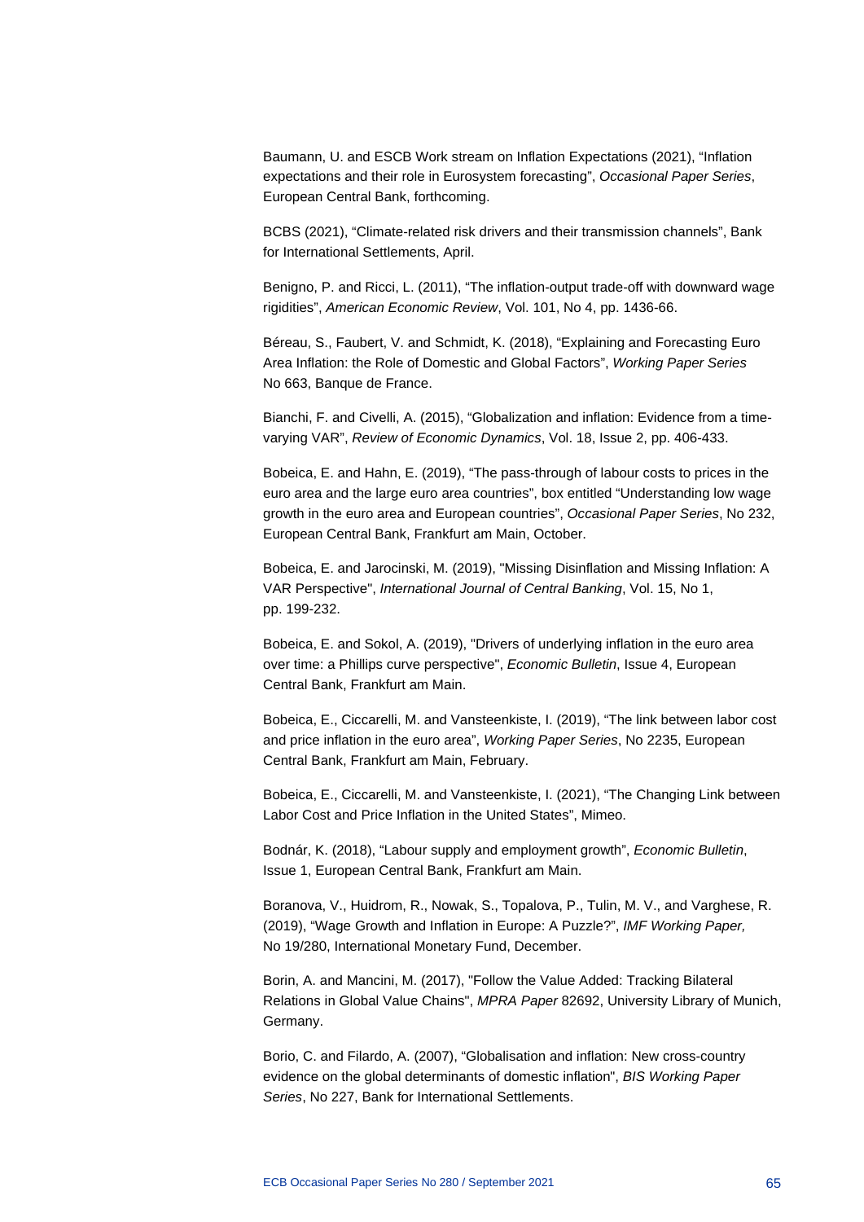Baumann, U. and ESCB Work stream on Inflation Expectations (2021), "Inflation expectations and their role in Eurosystem forecasting", *Occasional Paper Series*, European Central Bank, forthcoming.

BCBS (2021), "Climate-related risk drivers and their transmission channels", Bank for International Settlements, April.

Benigno, P. and Ricci, L. (2011), "The inflation-output trade-off with downward wage rigidities", *American Economic Review*, Vol. 101, No 4, pp. 1436-66.

Béreau, S., Faubert, V. and Schmidt, K. (2018), "Explaining and Forecasting Euro Area Inflation: the Role of Domestic and Global Factors", *Working Paper Series* No 663, Banque de France.

Bianchi, F. and Civelli, A. (2015), "Globalization and inflation: Evidence from a time-varying VAR", *Review of Economic Dynamics*, Vol. 18, Issue 2, pp. 406-433.

Bobeica, E. and Hahn, E. (2019), "The pass-through of labour costs to prices in the euro area and the large euro area countries", box entitled "Understanding low wage growth in the euro area and European countries", *Occasional Paper Series*, No 232, European Central Bank, Frankfurt am Main, October.

Bobeica, E. and Jarocinski, M. (2019), "Missing Disinflation and Missing Inflation: A VAR Perspective", *International Journal of Central Banking*, Vol. 15, No 1, pp. 199-232.

Bobeica, E. and Sokol, A. (2019), "Drivers of underlying inflation in the euro area over time: a Phillips curve perspective", *Economic Bulletin*, Issue 4, European Central Bank, Frankfurt am Main.

Bobeica, E., Ciccarelli, M. and Vansteenkiste, I. (2019), "The link between labor cost and price inflation in the euro area", *Working Paper Series*, No 2235, European Central Bank, Frankfurt am Main, February.

Bobeica, E., Ciccarelli, M. and Vansteenkiste, I. (2021), "The Changing Link between Labor Cost and Price Inflation in the United States", Mimeo.

Bodnár, K. (2018), "Labour supply and employment growth", *Economic Bulletin*, Issue 1, European Central Bank, Frankfurt am Main.

Boranova, V., Huidrom, R., Nowak, S., Topalova, P., Tulin, M. V., and Varghese, R. (2019), "Wage Growth and Inflation in Europe: A Puzzle?", *IMF Working Paper,* No 19/280, International Monetary Fund, December.

Borin, A. and Mancini, M. (2017), "Follow the Value Added: Tracking Bilateral Relations in Global Value Chains", *MPRA Paper* 82692, University Library of Munich, Germany.

Borio, C. and Filardo, A. (2007), "Globalisation and inflation: New cross-country evidence on the global determinants of domestic inflation", *BIS Working Paper Series*, No 227, Bank for International Settlements.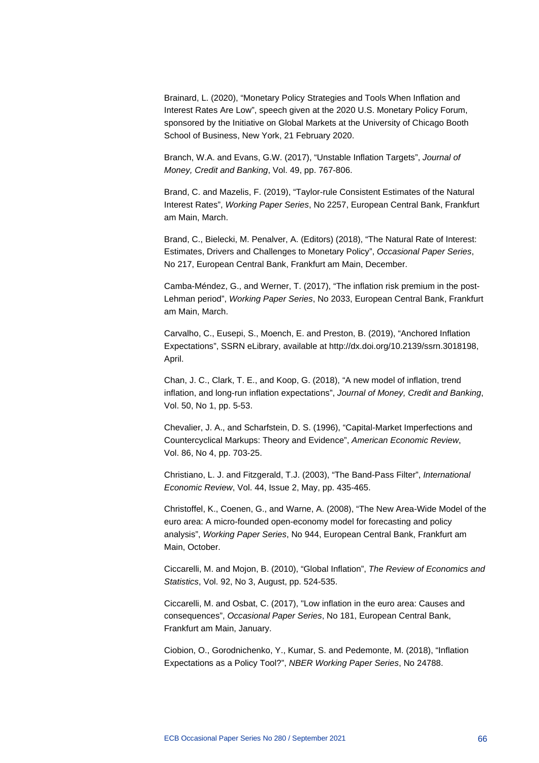Brainard, L. (2020), “Monetary Policy Strategies and Tools When Inflation and Interest Rates Are Low”, speech given at the 2020 U.S. Monetary Policy Forum, sponsored by the Initiative on Global Markets at the University of Chicago Booth School of Business, New York, 21 February 2020.

Branch, W.A. and Evans, G.W. (2017), “Unstable Inflation Targets”, *Journal of Money, Credit and Banking*, Vol. 49, pp. 767-806.

Brand, C. and Mazelis, F. (2019), “Taylor-rule Consistent Estimates of the Natural Interest Rates”, *Working Paper Series*, No 2257, European Central Bank, Frankfurt am Main, March.

Brand, C., Bielecki, M. Penalver, A. (Editors) (2018), “The Natural Rate of Interest: Estimates, Drivers and Challenges to Monetary Policy”, *Occasional Paper Series*, No 217, European Central Bank, Frankfurt am Main, December.

Camba-Méndez, G., and Werner, T. (2017), “The inflation risk premium in the post-Lehman period”, *Working Paper Series*, No 2033, European Central Bank, Frankfurt am Main, March.

Carvalho, C., Eusepi, S., Moench, E. and Preston, B. (2019), “Anchored Inflation Expectations”, SSRN eLibrary, available at http://dx.doi.org/10.2139/ssrn.3018198, April.

Chan, J. C., Clark, T. E., and Koop, G. (2018), “A new model of inflation, trend inflation, and long-run inflation expectations”, *Journal of Money, Credit and Banking*, Vol. 50, No 1, pp. 5-53.

Chevalier, J. A., and Scharfstein, D. S. (1996), “Capital-Market Imperfections and Countercyclical Markups: Theory and Evidence”, *American Economic Review*, Vol. 86, No 4, pp. 703-25.

Christiano, L. J. and Fitzgerald, T.J. (2003), “The Band-Pass Filter”, *International Economic Review*, Vol. 44, Issue 2, May, pp. 435-465.

Christoffel, K., Coenen, G., and Warne, A. (2008), “The New Area-Wide Model of the euro area: A micro-founded open-economy model for forecasting and policy analysis”, *Working Paper Series*, No 944, European Central Bank, Frankfurt am Main, October.

Ciccarelli, M. and Mojon, B. (2010), “Global Inflation”, *The Review of Economics and Statistics*, Vol. 92, No 3, August, pp. 524-535.

Ciccarelli, M. and Osbat, C. (2017), "Low inflation in the euro area: Causes and consequences", *Occasional Paper Series*, No 181, European Central Bank, Frankfurt am Main, January.

Ciobion, O., Gorodnichenko, Y., Kumar, S. and Pedemonte, M. (2018), “Inflation Expectations as a Policy Tool?”, *NBER Working Paper Series*, No 24788.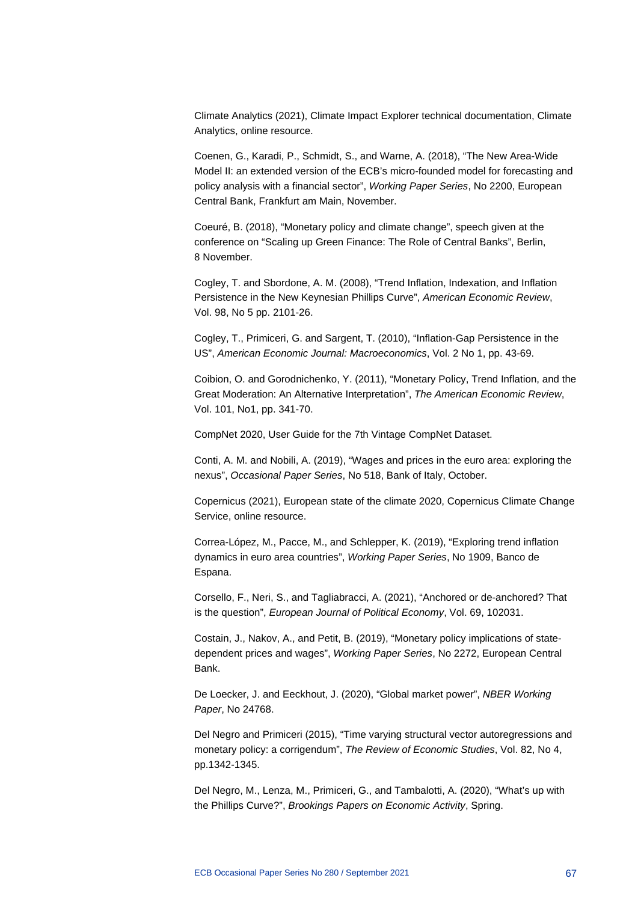Climate Analytics (2021), Climate Impact Explorer technical documentation, Climate Analytics, online resource.

Coenen, G., Karadi, P., Schmidt, S., and Warne, A. (2018), "The New Area-Wide Model II: an extended version of the ECB's micro-founded model for forecasting and policy analysis with a financial sector", *Working Paper Series*, No 2200, European Central Bank, Frankfurt am Main, November.

Coeuré, B. (2018), "Monetary policy and climate change", speech given at the conference on "Scaling up Green Finance: The Role of Central Banks", Berlin, 8 November.

Cogley, T. and Sbordone, A. M. (2008), "Trend Inflation, Indexation, and Inflation Persistence in the New Keynesian Phillips Curve", *American Economic Review*, Vol. 98, No 5 pp. 2101-26.

Cogley, T., Primiceri, G. and Sargent, T. (2010), "Inflation-Gap Persistence in the US", *American Economic Journal: Macroeconomics*, Vol. 2 No 1, pp. 43-69.

Coibion, O. and Gorodnichenko, Y. (2011), "Monetary Policy, Trend Inflation, and the Great Moderation: An Alternative Interpretation", *The American Economic Review*, Vol. 101, No1, pp. 341-70.

CompNet 2020, User Guide for the 7th Vintage CompNet Dataset.

Conti, A. M. and Nobili, A. (2019), "Wages and prices in the euro area: exploring the nexus", *Occasional Paper Series*, No 518, Bank of Italy, October.

Copernicus (2021), European state of the climate 2020, Copernicus Climate Change Service, online resource.

Correa-López, M., Pacce, M., and Schlepper, K. (2019), "Exploring trend inflation dynamics in euro area countries", *Working Paper Series*, No 1909, Banco de Espana.

Corsello, F., Neri, S., and Tagliabracci, A. (2021), "Anchored or de-anchored? That is the question", *European Journal of Political Economy*, Vol. 69, 102031.

Costain, J., Nakov, A., and Petit, B. (2019), "Monetary policy implications of state-dependent prices and wages", *Working Paper Series*, No 2272, European Central Bank.

De Loecker, J. and Eeckhout, J. (2020), "Global market power", *NBER Working Paper*, No 24768.

Del Negro and Primiceri (2015), "Time varying structural vector autoregressions and monetary policy: a corrigendum", *The Review of Economic Studies*, Vol. 82, No 4, pp.1342-1345.

Del Negro, M., Lenza, M., Primiceri, G., and Tambalotti, A. (2020), "What's up with the Phillips Curve?", *Brookings Papers on Economic Activity*, Spring.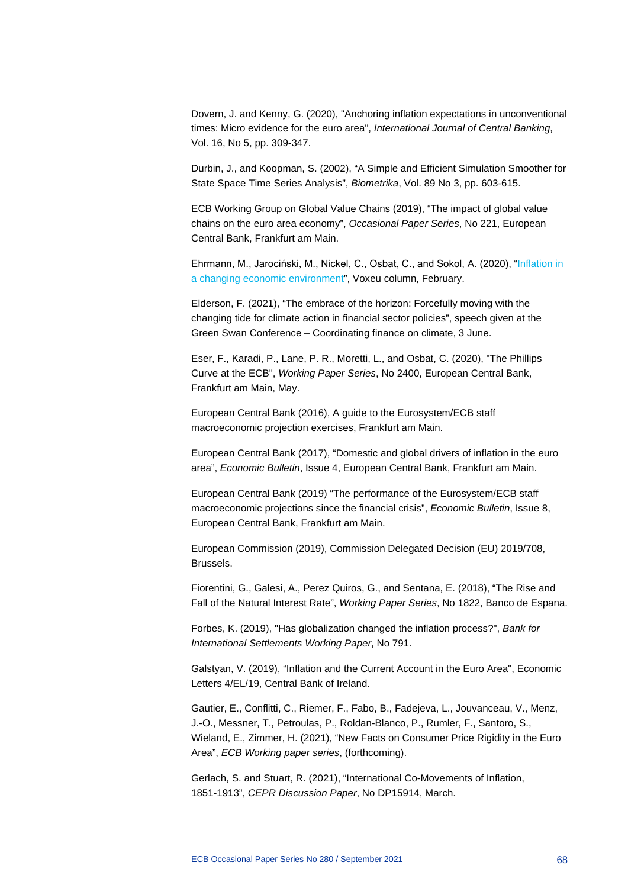Dovern, J. and Kenny, G. (2020), "Anchoring inflation expectations in unconventional times: Micro evidence for the euro area", *International Journal of Central Banking*, Vol. 16, No 5, pp. 309-347.

Durbin, J., and Koopman, S. (2002), "A Simple and Efficient Simulation Smoother for State Space Time Series Analysis", *Biometrika*, Vol. 89 No 3, pp. 603-615.

ECB Working Group on Global Value Chains (2019), "The impact of global value chains on the euro area economy", *Occasional Paper Series*, No 221, European Central Bank, Frankfurt am Main.

Ehrmann, M., Jarociński, M., Nickel, C., Osbat, C., and Sokol, A. (2020), "Inflation in a changing economic environment", Voxeu column, February.

Elderson, F. (2021), "The embrace of the horizon: Forcefully moving with the changing tide for climate action in financial sector policies", speech given at the Green Swan Conference – Coordinating finance on climate, 3 June.

Eser, F., Karadi, P., Lane, P. R., Moretti, L., and Osbat, C. (2020), "The Phillips Curve at the ECB", *Working Paper Series*, No 2400, European Central Bank, Frankfurt am Main, May.

European Central Bank (2016), A guide to the Eurosystem/ECB staff macroeconomic projection exercises, Frankfurt am Main.

European Central Bank (2017), "Domestic and global drivers of inflation in the euro area", *Economic Bulletin*, Issue 4, European Central Bank, Frankfurt am Main.

European Central Bank (2019) "The performance of the Eurosystem/ECB staff macroeconomic projections since the financial crisis", *Economic Bulletin*, Issue 8, European Central Bank, Frankfurt am Main.

European Commission (2019), Commission Delegated Decision (EU) 2019/708, Brussels.

Fiorentini, G., Galesi, A., Perez Quiros, G., and Sentana, E. (2018), "The Rise and Fall of the Natural Interest Rate", *Working Paper Series*, No 1822, Banco de Espana.

Forbes, K. (2019), "Has globalization changed the inflation process?", *Bank for International Settlements Working Paper*, No 791.

Galstyan, V. (2019), "Inflation and the Current Account in the Euro Area", Economic Letters 4/EL/19, Central Bank of Ireland.

Gautier, E., Conflitti, C., Riemer, F., Fabo, B., Fadejeva, L., Jouvanceau, V., Menz, J.-O., Messner, T., Petroulas, P., Roldan-Blanco, P., Rumler, F., Santoro, S., Wieland, E., Zimmer, H. (2021), "New Facts on Consumer Price Rigidity in the Euro Area", *ECB Working paper series*, (forthcoming).

Gerlach, S. and Stuart, R. (2021), "International Co-Movements of Inflation, 1851-1913", *CEPR Discussion Paper*, No DP15914, March.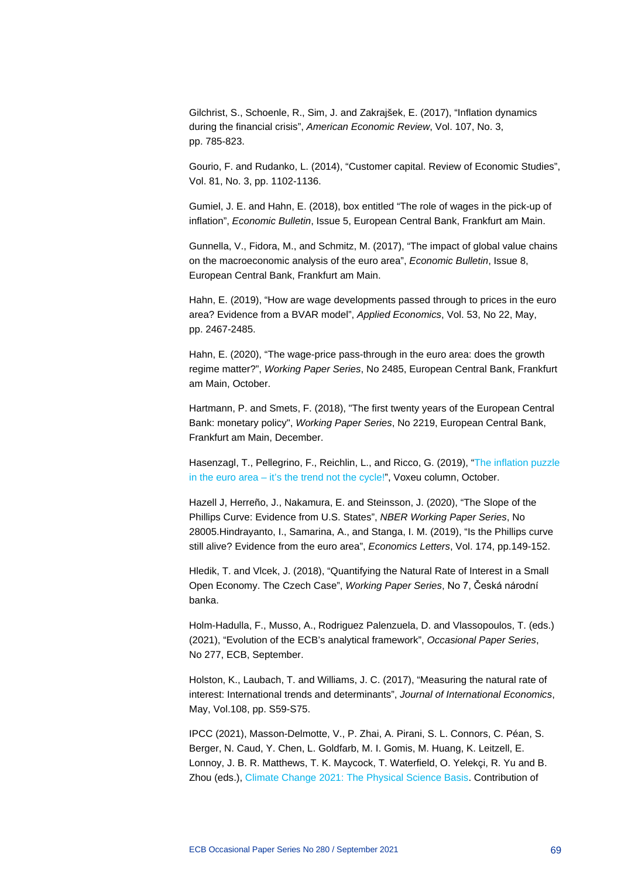Gilchrist, S., Schoenle, R., Sim, J. and Zakrajšek, E. (2017), "Inflation dynamics during the financial crisis", *American Economic Review*, Vol. 107, No. 3, pp. 785-823.

Gourio, F. and Rudanko, L. (2014), "Customer capital. Review of Economic Studies", Vol. 81, No. 3, pp. 1102-1136.

Gumiel, J. E. and Hahn, E. (2018), box entitled "The role of wages in the pick-up of inflation", *Economic Bulletin*, Issue 5, European Central Bank, Frankfurt am Main.

Gunnella, V., Fidora, M., and Schmitz, M. (2017), "The impact of global value chains on the macroeconomic analysis of the euro area", *Economic Bulletin*, Issue 8, European Central Bank, Frankfurt am Main.

Hahn, E. (2019), "How are wage developments passed through to prices in the euro area? Evidence from a BVAR model", *Applied Economics*, Vol. 53, No 22, May, pp. 2467-2485.

Hahn, E. (2020), "The wage-price pass-through in the euro area: does the growth regime matter?", *Working Paper Series*, No 2485, European Central Bank, Frankfurt am Main, October.

Hartmann, P. and Smets, F. (2018), "The first twenty years of the European Central Bank: monetary policy", *Working Paper Series*, No 2219, European Central Bank, Frankfurt am Main, December.

Hasenzagl, T., Pellegrino, F., Reichlin, L., and Ricco, G. (2019), "The inflation puzzle in the euro area – it's the trend not the cycle!", Voxeu column, October.

Hazell J, Herreño, J., Nakamura, E. and Steinsson, J. (2020), "The Slope of the Phillips Curve: Evidence from U.S. States", *NBER Working Paper Series*, No 28005.Hindrayanto, I., Samarina, A., and Stanga, I. M. (2019), "Is the Phillips curve still alive? Evidence from the euro area", *Economics Letters*, Vol. 174, pp.149-152.

Hledik, T. and Vlcek, J. (2018), "Quantifying the Natural Rate of Interest in a Small Open Economy. The Czech Case", *Working Paper Series*, No 7, Česká národní banka.

Holm-Hadulla, F., Musso, A., Rodriguez Palenzuela, D. and Vlassopoulos, T. (eds.) (2021), "Evolution of the ECB's analytical framework", *Occasional Paper Series*, No 277, ECB, September.

Holston, K., Laubach, T. and Williams, J. C. (2017), "Measuring the natural rate of interest: International trends and determinants", *Journal of International Economics*, May, Vol.108, pp. S59-S75.

IPCC (2021), Masson-Delmotte, V., P. Zhai, A. Pirani, S. L. Connors, C. Péan, S. Berger, N. Caud, Y. Chen, L. Goldfarb, M. I. Gomis, M. Huang, K. Leitzell, E. Lonnoy, J. B. R. Matthews, T. K. Maycock, T. Waterfield, O. Yelekçi, R. Yu and B. Zhou (eds.), Climate Change 2021: The Physical Science Basis. Contribution of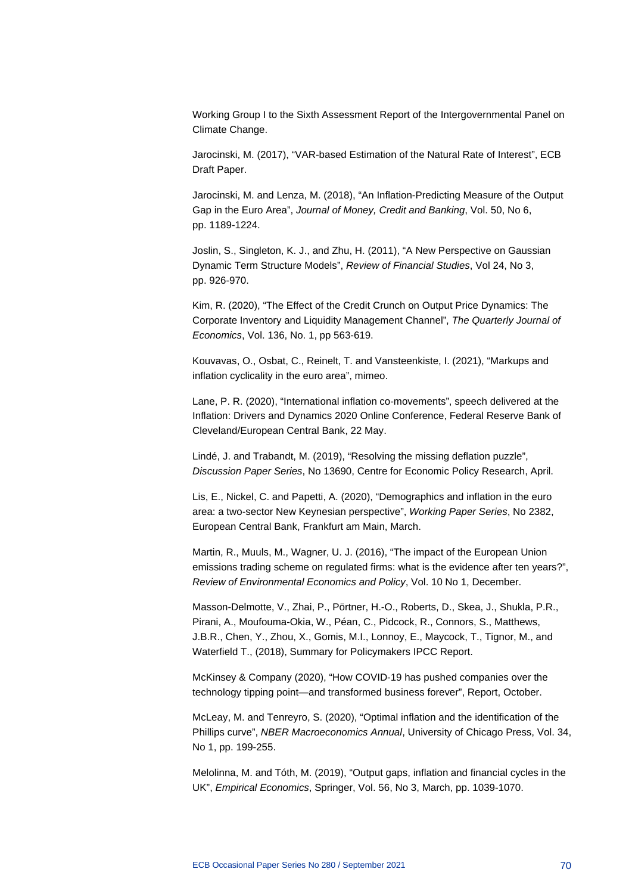Working Group I to the Sixth Assessment Report of the Intergovernmental Panel on Climate Change.

Jarocinski, M. (2017), "VAR-based Estimation of the Natural Rate of Interest", ECB Draft Paper.

Jarocinski, M. and Lenza, M. (2018), "An Inflation-Predicting Measure of the Output Gap in the Euro Area", *Journal of Money, Credit and Banking*, Vol. 50, No 6, pp. 1189-1224.

Joslin, S., Singleton, K. J., and Zhu, H. (2011), "A New Perspective on Gaussian Dynamic Term Structure Models", *Review of Financial Studies*, Vol 24, No 3, pp. 926-970.

Kim, R. (2020), "The Effect of the Credit Crunch on Output Price Dynamics: The Corporate Inventory and Liquidity Management Channel", *The Quarterly Journal of Economics*, Vol. 136, No. 1, pp 563-619.

Kouvavas, O., Osbat, C., Reinelt, T. and Vansteenkiste, I. (2021), "Markups and inflation cyclicality in the euro area", mimeo.

Lane, P. R. (2020), "International inflation co-movements", speech delivered at the Inflation: Drivers and Dynamics 2020 Online Conference, Federal Reserve Bank of Cleveland/European Central Bank, 22 May.

Lindé, J. and Trabandt, M. (2019), "Resolving the missing deflation puzzle", *Discussion Paper Series*, No 13690, Centre for Economic Policy Research, April.

Lis, E., Nickel, C. and Papetti, A. (2020), "Demographics and inflation in the euro area: a two-sector New Keynesian perspective", *Working Paper Series*, No 2382, European Central Bank, Frankfurt am Main, March.

Martin, R., Muuls, M., Wagner, U. J. (2016), "The impact of the European Union emissions trading scheme on regulated firms: what is the evidence after ten years?", *Review of Environmental Economics and Policy*, Vol. 10 No 1, December.

Masson-Delmotte, V., Zhai, P., Pörtner, H.-O., Roberts, D., Skea, J., Shukla, P.R., Pirani, A., Moufouma-Okia, W., Péan, C., Pidcock, R., Connors, S., Matthews, J.B.R., Chen, Y., Zhou, X., Gomis, M.I., Lonnoy, E., Maycock, T., Tignor, M., and Waterfield T., (2018), Summary for Policymakers IPCC Report.

McKinsey & Company (2020), "How COVID-19 has pushed companies over the technology tipping point—and transformed business forever", Report, October.

McLeay, M. and Tenreyro, S. (2020), "Optimal inflation and the identification of the Phillips curve", *NBER Macroeconomics Annual*, University of Chicago Press, Vol. 34, No 1, pp. 199-255.

Melolinna, M. and Tóth, M. (2019), "Output gaps, inflation and financial cycles in the UK", *Empirical Economics*, Springer, Vol. 56, No 3, March, pp. 1039-1070.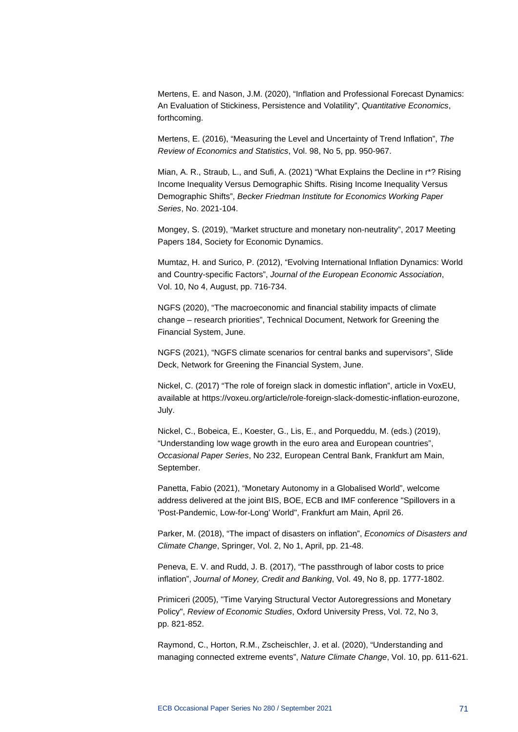Mertens, E. and Nason, J.M. (2020), “Inflation and Professional Forecast Dynamics: An Evaluation of Stickiness, Persistence and Volatility”, *Quantitative Economics*, forthcoming.

Mertens, E. (2016), “Measuring the Level and Uncertainty of Trend Inflation”, *The Review of Economics and Statistics*, Vol. 98, No 5, pp. 950-967.

Mian, A. R., Straub, L., and Sufi, A. (2021) “What Explains the Decline in r*? Rising Income Inequality Versus Demographic Shifts. Rising Income Inequality Versus Demographic Shifts”, *Becker Friedman Institute for Economics Working Paper Series*, No. 2021-104.

Mongey, S. (2019), “Market structure and monetary non-neutrality”, 2017 Meeting Papers 184, Society for Economic Dynamics.

Mumtaz, H. and Surico, P. (2012), “Evolving International Inflation Dynamics: World and Country-specific Factors”, *Journal of the European Economic Association*, Vol. 10, No 4, August, pp. 716-734.

NGFS (2020), “The macroeconomic and financial stability impacts of climate change – research priorities”, Technical Document, Network for Greening the Financial System, June.

NGFS (2021), “NGFS climate scenarios for central banks and supervisors”, Slide Deck, Network for Greening the Financial System, June.

Nickel, C. (2017) “The role of foreign slack in domestic inflation”, article in VoxEU, available at https://voxeu.org/article/role-foreign-slack-domestic-inflation-eurozone, July.

Nickel, C., Bobeica, E., Koester, G., Lis, E., and Porqueddu, M. (eds.) (2019), “Understanding low wage growth in the euro area and European countries”, *Occasional Paper Series*, No 232, European Central Bank, Frankfurt am Main, September.

Panetta, Fabio (2021), “Monetary Autonomy in a Globalised World”, welcome address delivered at the joint BIS, BOE, ECB and IMF conference "Spillovers in a 'Post-Pandemic, Low-for-Long' World", Frankfurt am Main, April 26.

Parker, M. (2018), “The impact of disasters on inflation”, *Economics of Disasters and Climate Change*, Springer, Vol. 2, No 1, April, pp. 21-48.

Peneva, E. V. and Rudd, J. B. (2017), “The passthrough of labor costs to price inflation”, *Journal of Money, Credit and Banking*, Vol. 49, No 8, pp. 1777-1802.

Primiceri (2005), "Time Varying Structural Vector Autoregressions and Monetary Policy", *Review of Economic Studies*, Oxford University Press, Vol. 72, No 3, pp. 821-852.

Raymond, C., Horton, R.M., Zscheischler, J. et al. (2020), “Understanding and managing connected extreme events”, *Nature Climate Change*, Vol. 10, pp. 611-621.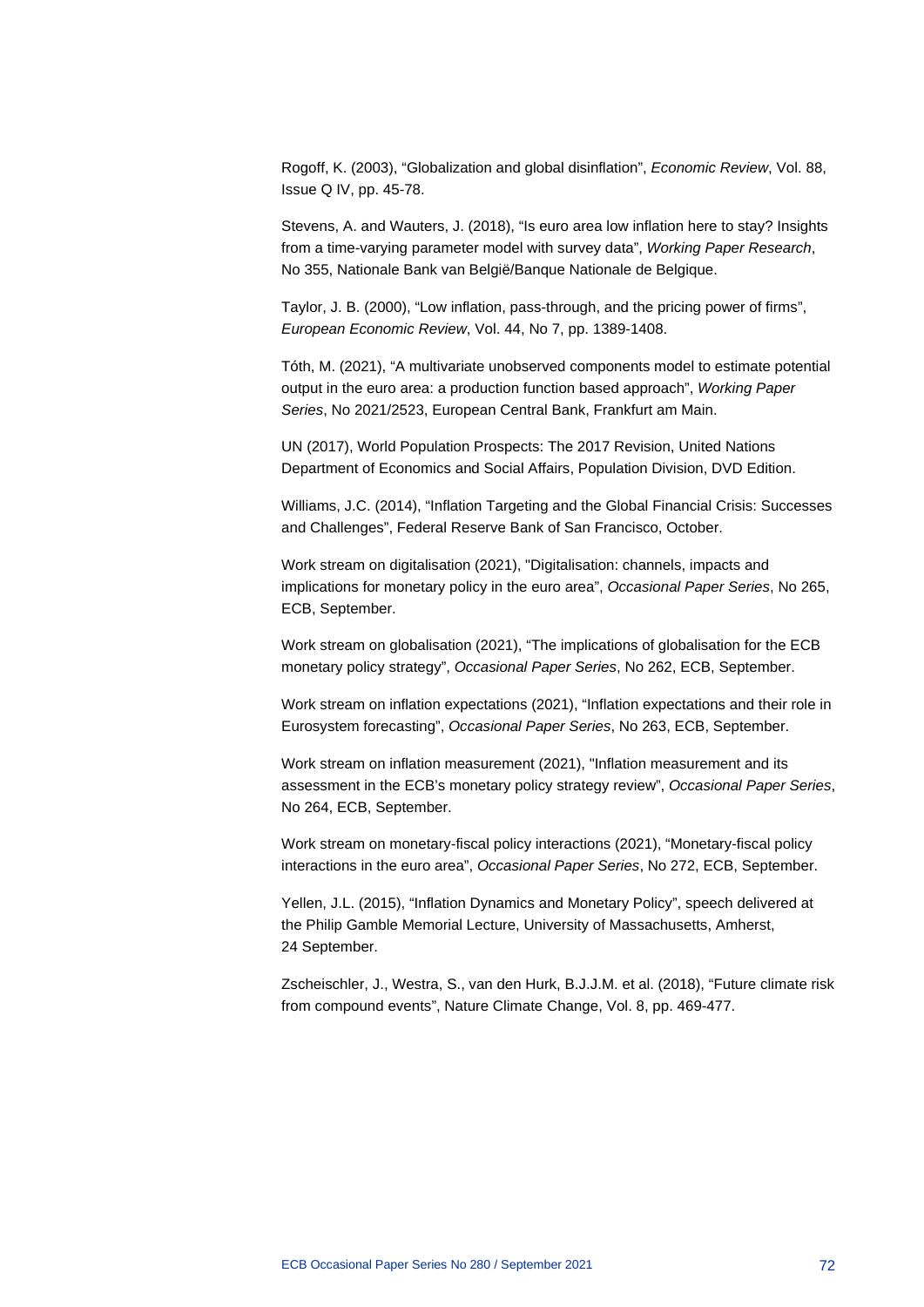Rogoff, K. (2003), "Globalization and global disinflation", *Economic Review*, Vol. 88, Issue Q IV, pp. 45-78.

Stevens, A. and Wauters, J. (2018), "Is euro area low inflation here to stay? Insights from a time-varying parameter model with survey data", *Working Paper Research*, No 355, Nationale Bank van België/Banque Nationale de Belgique.

Taylor, J. B. (2000), "Low inflation, pass-through, and the pricing power of firms", *European Economic Review*, Vol. 44, No 7, pp. 1389-1408.

Tóth, M. (2021), "A multivariate unobserved components model to estimate potential output in the euro area: a production function based approach", *Working Paper Series*, No 2021/2523, European Central Bank, Frankfurt am Main.

UN (2017), World Population Prospects: The 2017 Revision, United Nations Department of Economics and Social Affairs, Population Division, DVD Edition.

Williams, J.C. (2014), "Inflation Targeting and the Global Financial Crisis: Successes and Challenges", Federal Reserve Bank of San Francisco, October.

Work stream on digitalisation (2021), "Digitalisation: channels, impacts and implications for monetary policy in the euro area", *Occasional Paper Series*, No 265, ECB, September.

Work stream on globalisation (2021), "The implications of globalisation for the ECB monetary policy strategy", *Occasional Paper Series*, No 262, ECB, September.

Work stream on inflation expectations (2021), "Inflation expectations and their role in Eurosystem forecasting", *Occasional Paper Series*, No 263, ECB, September.

Work stream on inflation measurement (2021), "Inflation measurement and its assessment in the ECB's monetary policy strategy review", *Occasional Paper Series*, No 264, ECB, September.

Work stream on monetary-fiscal policy interactions (2021), "Monetary-fiscal policy interactions in the euro area", *Occasional Paper Series*, No 272, ECB, September.

Yellen, J.L. (2015), "Inflation Dynamics and Monetary Policy", speech delivered at the Philip Gamble Memorial Lecture, University of Massachusetts, Amherst, 24 September.

Zscheischler, J., Westra, S., van den Hurk, B.J.J.M. et al. (2018), "Future climate risk from compound events", Nature Climate Change, Vol. 8, pp. 469-477.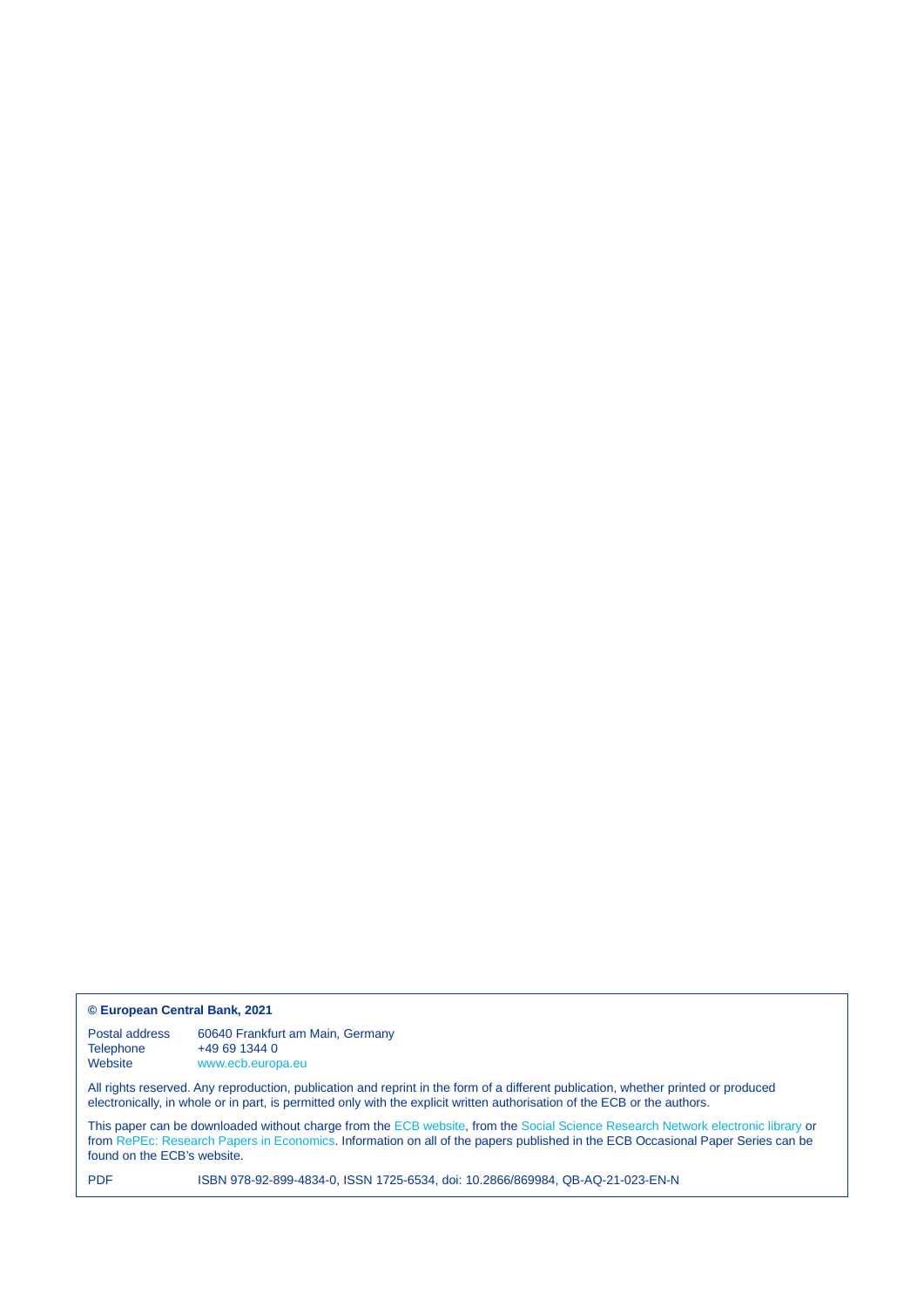**© European Central Bank, 2021**

Postal address 60640 Frankfurt am Main, Germany
Telephone +49 69 1344 0
Website www.ecb.europa.eu

All rights reserved. Any reproduction, publication and reprint in the form of a different publication, whether printed or produced electronically, in whole or in part, is permitted only with the explicit written authorisation of the ECB or the authors.

This paper can be downloaded without charge from the ECB website, from the Social Science Research Network electronic library or from RePEc: Research Papers in Economics. Information on all of the papers published in the ECB Occasional Paper Series can be found on the ECB's website.

PDF ISBN 978-92-899-4834-0, ISSN 1725-6534, doi: 10.2866/869984, QB-AQ-21-023-EN-N